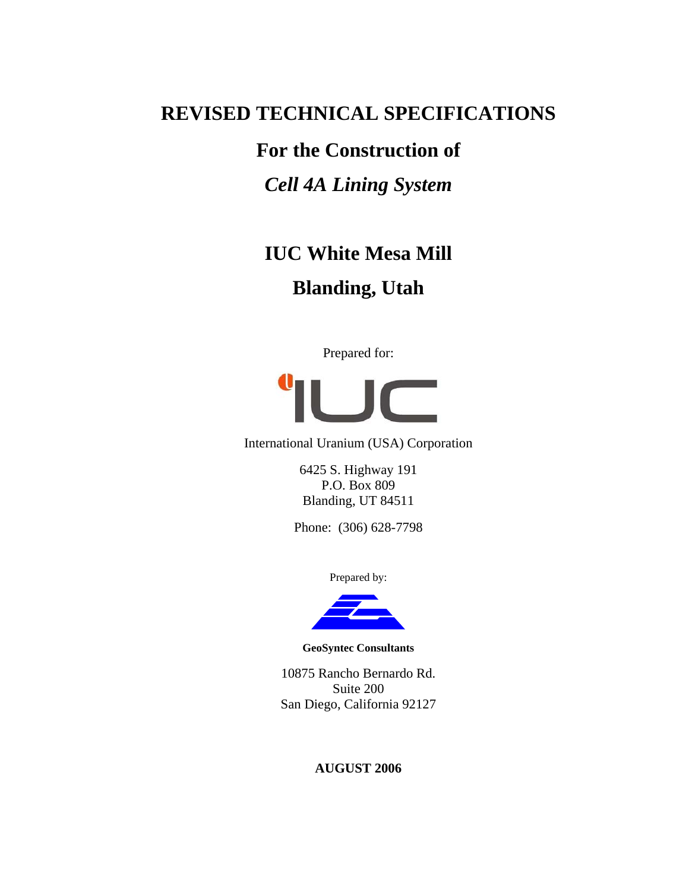# REVISED TECHNICAL SPECIFICATIONS

## For the Construction of

## *Cell 4A Lining System*

## IUC White Mesa Mill

## Blanding, Utah

Prepared for:

IUC

International Uranium (USA) Corporation

6425 S. Highway 191
P.O. Box 809
Blanding, UT 84511

Phone: (306) 628-7798

Prepared by:

**GeoSyntec Consultants**

10875 Rancho Bernardo Rd.
Suite 200
San Diego, California 92127

**AUGUST 2006**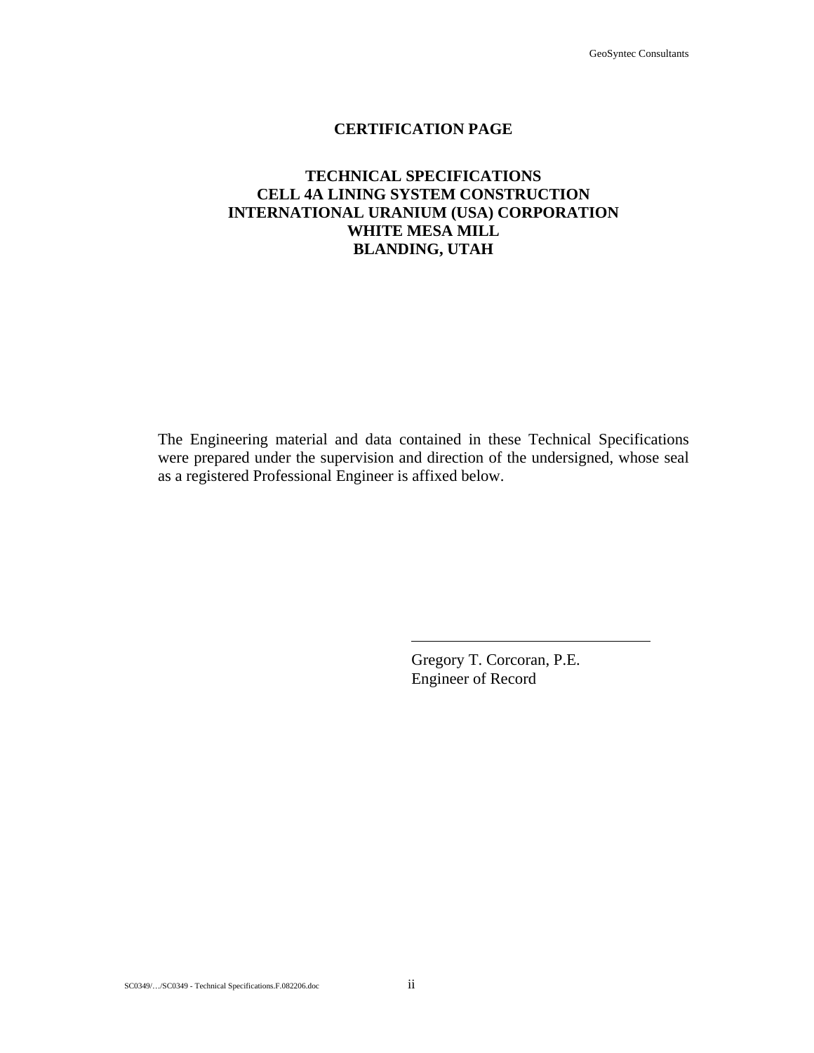# CERTIFICATION PAGE

## TECHNICAL SPECIFICATIONS
## CELL 4A LINING SYSTEM CONSTRUCTION
## INTERNATIONAL URANIUM (USA) CORPORATION
## WHITE MESA MILL
## BLANDING, UTAH

The Engineering material and data contained in these Technical Specifications were prepared under the supervision and direction of the undersigned, whose seal as a registered Professional Engineer is affixed below.

\_\_\_\_\_\_\_\_\_\_\_\_\_\_\_\_\_\_\_\_\_\_\_\_\_\_\_\_\_\_\_\_

Gregory T. Corcoran, P.E.
Engineer of Record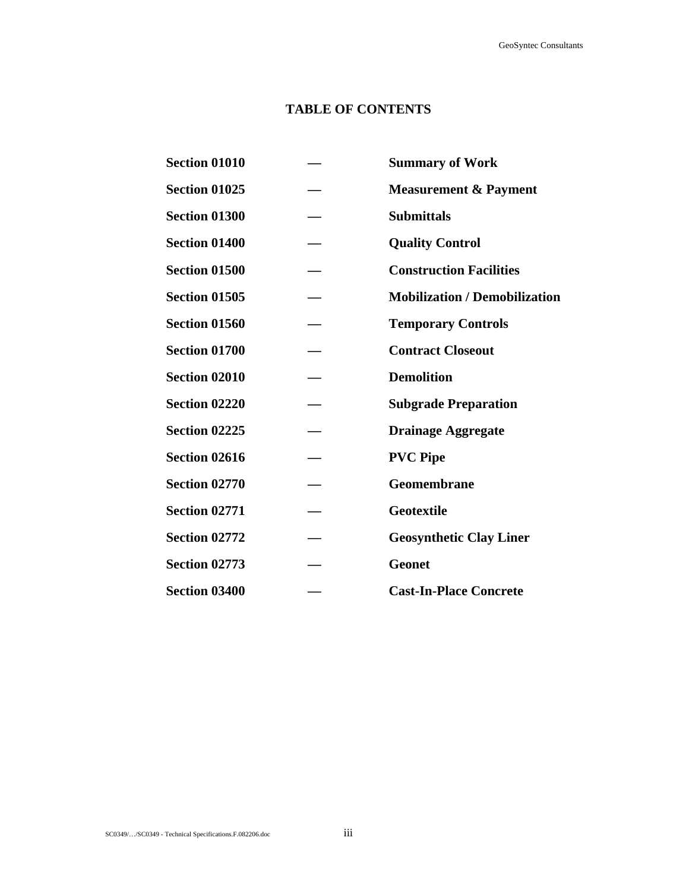# TABLE OF CONTENTS

| | | |
|---|---|---|
| **Section 01010** | — | **Summary of Work** |
| **Section 01025** | — | **Measurement & Payment** |
| **Section 01300** | — | **Submittals** |
| **Section 01400** | — | **Quality Control** |
| **Section 01500** | — | **Construction Facilities** |
| **Section 01505** | — | **Mobilization / Demobilization** |
| **Section 01560** | — | **Temporary Controls** |
| **Section 01700** | — | **Contract Closeout** |
| **Section 02010** | — | **Demolition** |
| **Section 02220** | — | **Subgrade Preparation** |
| **Section 02225** | — | **Drainage Aggregate** |
| **Section 02616** | — | **PVC Pipe** |
| **Section 02770** | — | **Geomembrane** |
| **Section 02771** | — | **Geotextile** |
| **Section 02772** | — | **Geosynthetic Clay Liner** |
| **Section 02773** | — | **Geonet** |
| **Section 03400** | — | **Cast-In-Place Concrete** |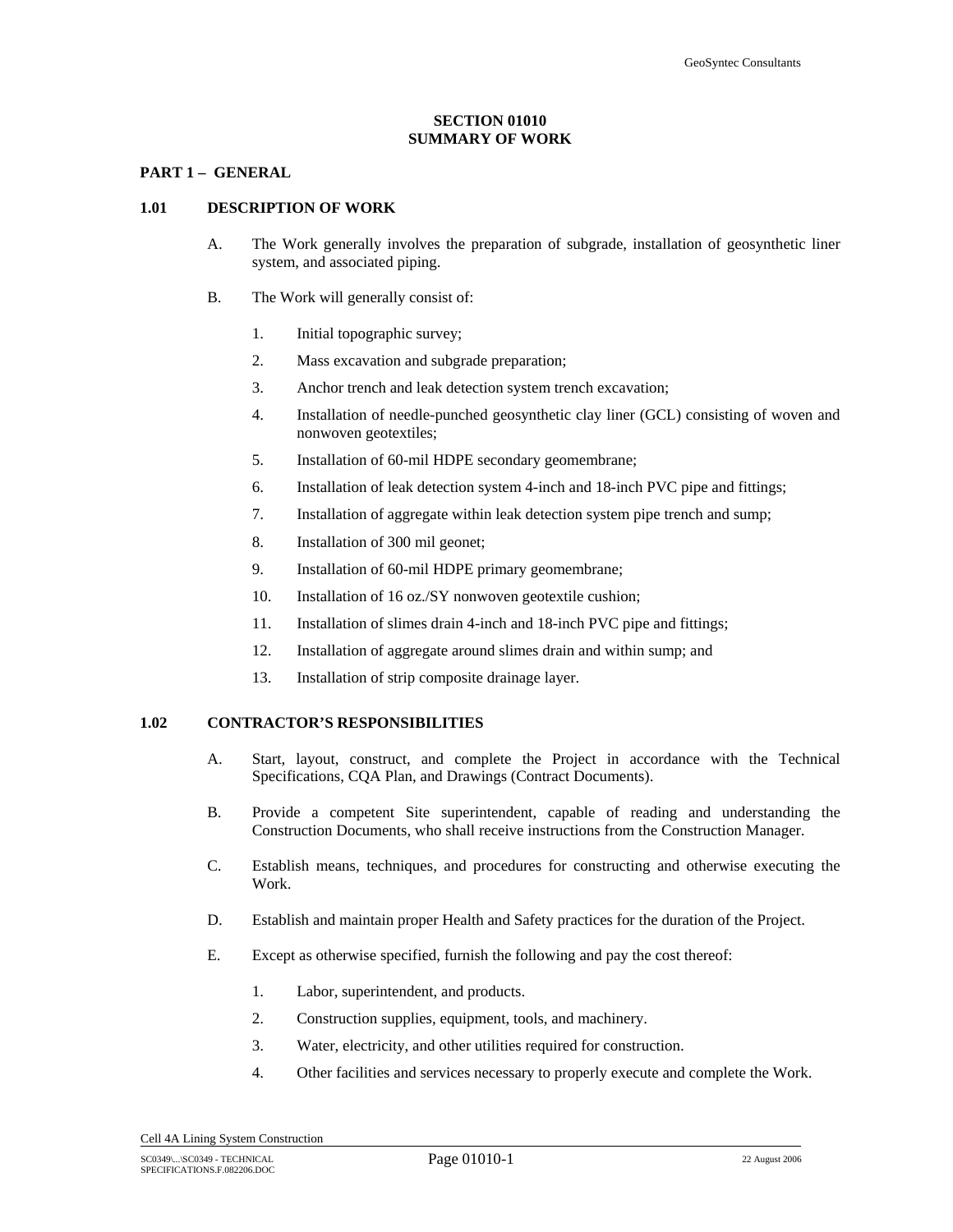# SECTION 01010
# SUMMARY OF WORK

## PART 1 – GENERAL

### 1.01 DESCRIPTION OF WORK

A. The Work generally involves the preparation of subgrade, installation of geosynthetic liner system, and associated piping.

B. The Work will generally consist of:

1. Initial topographic survey;
2. Mass excavation and subgrade preparation;
3. Anchor trench and leak detection system trench excavation;
4. Installation of needle-punched geosynthetic clay liner (GCL) consisting of woven and nonwoven geotextiles;
5. Installation of 60-mil HDPE secondary geomembrane;
6. Installation of leak detection system 4-inch and 18-inch PVC pipe and fittings;
7. Installation of aggregate within leak detection system pipe trench and sump;
8. Installation of 300 mil geonet;
9. Installation of 60-mil HDPE primary geomembrane;
10. Installation of 16 oz./SY nonwoven geotextile cushion;
11. Installation of slimes drain 4-inch and 18-inch PVC pipe and fittings;
12. Installation of aggregate around slimes drain and within sump; and
13. Installation of strip composite drainage layer.

### 1.02 CONTRACTOR'S RESPONSIBILITIES

A. Start, layout, construct, and complete the Project in accordance with the Technical Specifications, CQA Plan, and Drawings (Contract Documents).

B. Provide a competent Site superintendent, capable of reading and understanding the Construction Documents, who shall receive instructions from the Construction Manager.

C. Establish means, techniques, and procedures for constructing and otherwise executing the Work.

D. Establish and maintain proper Health and Safety practices for the duration of the Project.

E. Except as otherwise specified, furnish the following and pay the cost thereof:

1. Labor, superintendent, and products.
2. Construction supplies, equipment, tools, and machinery.
3. Water, electricity, and other utilities required for construction.
4. Other facilities and services necessary to properly execute and complete the Work.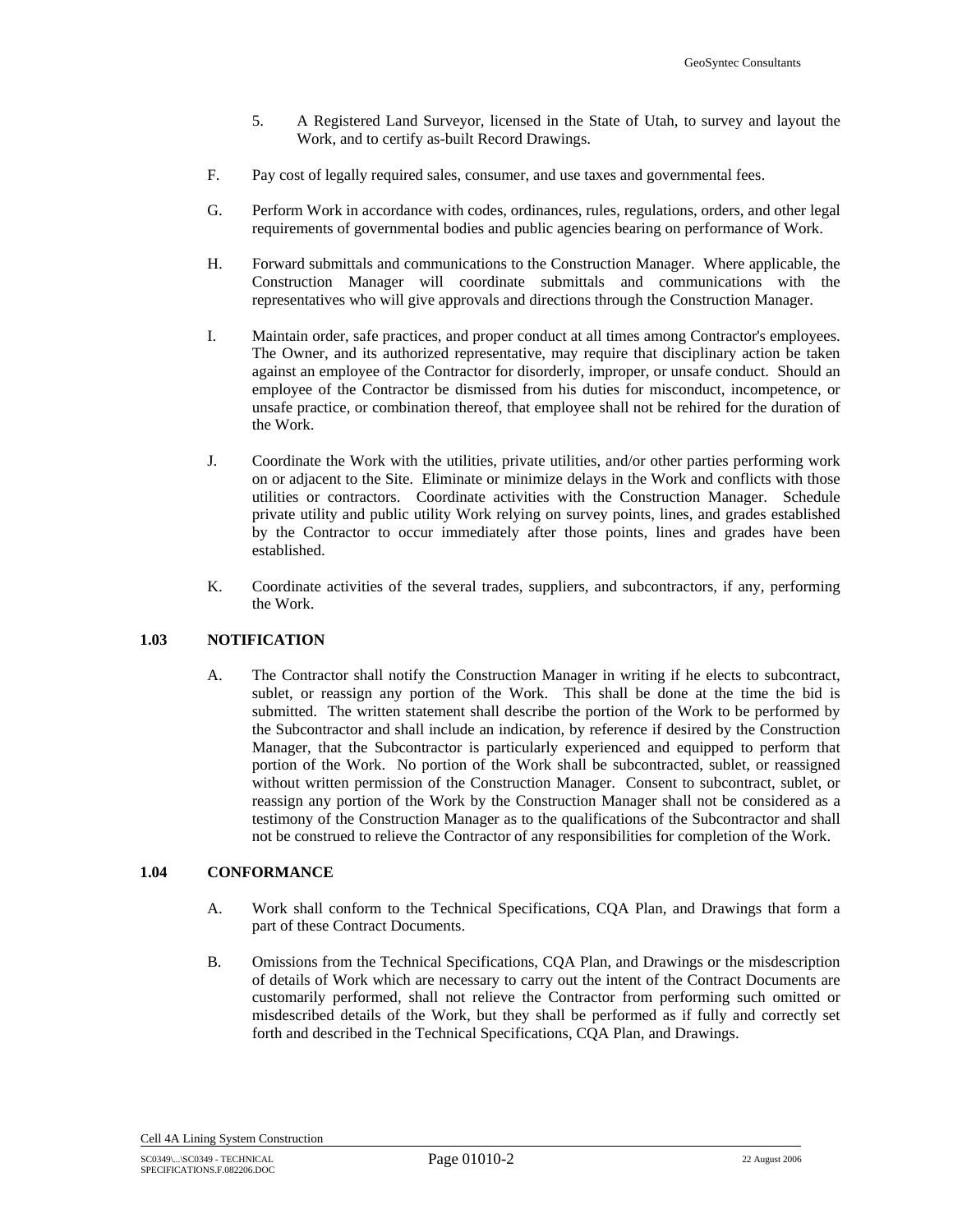5. A Registered Land Surveyor, licensed in the State of Utah, to survey and layout the Work, and to certify as-built Record Drawings.

F. Pay cost of legally required sales, consumer, and use taxes and governmental fees.

G. Perform Work in accordance with codes, ordinances, rules, regulations, orders, and other legal requirements of governmental bodies and public agencies bearing on performance of Work.

H. Forward submittals and communications to the Construction Manager. Where applicable, the Construction Manager will coordinate submittals and communications with the representatives who will give approvals and directions through the Construction Manager.

I. Maintain order, safe practices, and proper conduct at all times among Contractor's employees. The Owner, and its authorized representative, may require that disciplinary action be taken against an employee of the Contractor for disorderly, improper, or unsafe conduct. Should an employee of the Contractor be dismissed from his duties for misconduct, incompetence, or unsafe practice, or combination thereof, that employee shall not be rehired for the duration of the Work.

J. Coordinate the Work with the utilities, private utilities, and/or other parties performing work on or adjacent to the Site. Eliminate or minimize delays in the Work and conflicts with those utilities or contractors. Coordinate activities with the Construction Manager. Schedule private utility and public utility Work relying on survey points, lines, and grades established by the Contractor to occur immediately after those points, lines and grades have been established.

K. Coordinate activities of the several trades, suppliers, and subcontractors, if any, performing the Work.

## 1.03 NOTIFICATION

A. The Contractor shall notify the Construction Manager in writing if he elects to subcontract, sublet, or reassign any portion of the Work. This shall be done at the time the bid is submitted. The written statement shall describe the portion of the Work to be performed by the Subcontractor and shall include an indication, by reference if desired by the Construction Manager, that the Subcontractor is particularly experienced and equipped to perform that portion of the Work. No portion of the Work shall be subcontracted, sublet, or reassigned without written permission of the Construction Manager. Consent to subcontract, sublet, or reassign any portion of the Work by the Construction Manager shall not be considered as a testimony of the Construction Manager as to the qualifications of the Subcontractor and shall not be construed to relieve the Contractor of any responsibilities for completion of the Work.

## 1.04 CONFORMANCE

A. Work shall conform to the Technical Specifications, CQA Plan, and Drawings that form a part of these Contract Documents.

B. Omissions from the Technical Specifications, CQA Plan, and Drawings or the misdescription of details of Work which are necessary to carry out the intent of the Contract Documents are customarily performed, shall not relieve the Contractor from performing such omitted or misdescribed details of the Work, but they shall be performed as if fully and correctly set forth and described in the Technical Specifications, CQA Plan, and Drawings.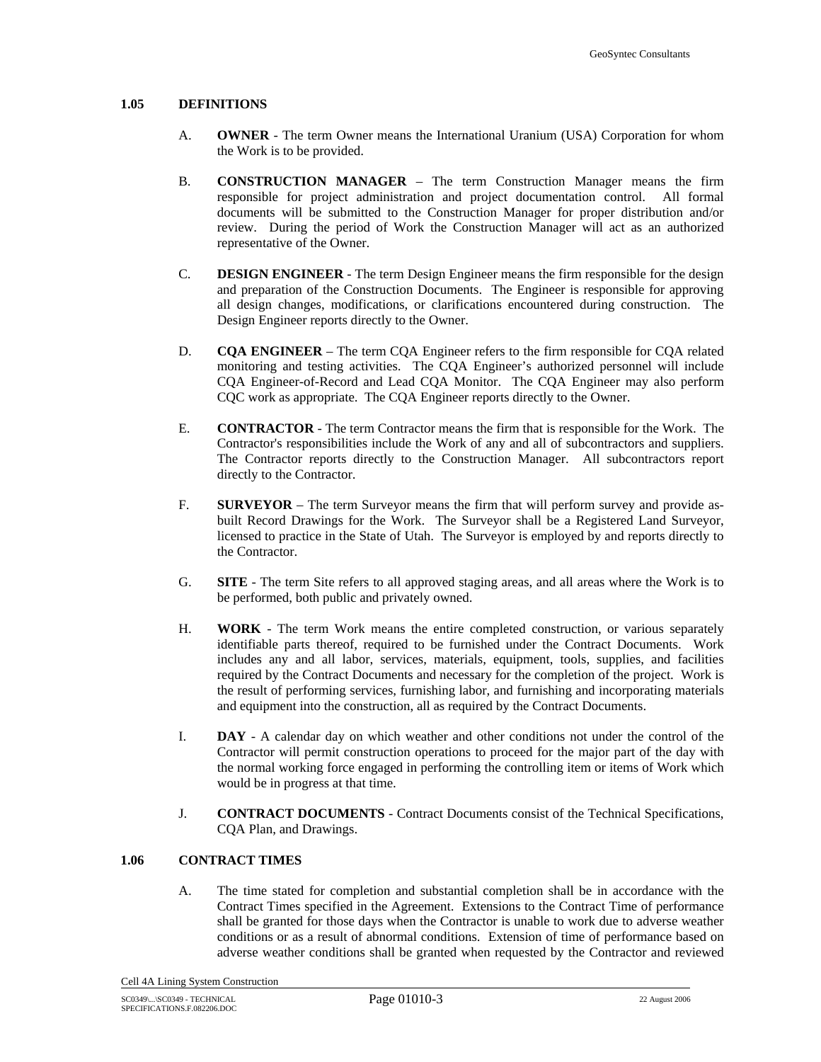## 1.05 DEFINITIONS

A. **OWNER** - The term Owner means the International Uranium (USA) Corporation for whom the Work is to be provided.

B. **CONSTRUCTION MANAGER** – The term Construction Manager means the firm responsible for project administration and project documentation control. All formal documents will be submitted to the Construction Manager for proper distribution and/or review. During the period of Work the Construction Manager will act as an authorized representative of the Owner.

C. **DESIGN ENGINEER** - The term Design Engineer means the firm responsible for the design and preparation of the Construction Documents. The Engineer is responsible for approving all design changes, modifications, or clarifications encountered during construction. The Design Engineer reports directly to the Owner.

D. **CQA ENGINEER** – The term CQA Engineer refers to the firm responsible for CQA related monitoring and testing activities. The CQA Engineer's authorized personnel will include CQA Engineer-of-Record and Lead CQA Monitor. The CQA Engineer may also perform CQC work as appropriate. The CQA Engineer reports directly to the Owner.

E. **CONTRACTOR** - The term Contractor means the firm that is responsible for the Work. The Contractor's responsibilities include the Work of any and all of subcontractors and suppliers. The Contractor reports directly to the Construction Manager. All subcontractors report directly to the Contractor.

F. **SURVEYOR** – The term Surveyor means the firm that will perform survey and provide as-built Record Drawings for the Work. The Surveyor shall be a Registered Land Surveyor, licensed to practice in the State of Utah. The Surveyor is employed by and reports directly to the Contractor.

G. **SITE** - The term Site refers to all approved staging areas, and all areas where the Work is to be performed, both public and privately owned.

H. **WORK** - The term Work means the entire completed construction, or various separately identifiable parts thereof, required to be furnished under the Contract Documents. Work includes any and all labor, services, materials, equipment, tools, supplies, and facilities required by the Contract Documents and necessary for the completion of the project. Work is the result of performing services, furnishing labor, and furnishing and incorporating materials and equipment into the construction, all as required by the Contract Documents.

I. **DAY** - A calendar day on which weather and other conditions not under the control of the Contractor will permit construction operations to proceed for the major part of the day with the normal working force engaged in performing the controlling item or items of Work which would be in progress at that time.

J. **CONTRACT DOCUMENTS** - Contract Documents consist of the Technical Specifications, CQA Plan, and Drawings.

## 1.06 CONTRACT TIMES

A. The time stated for completion and substantial completion shall be in accordance with the Contract Times specified in the Agreement. Extensions to the Contract Time of performance shall be granted for those days when the Contractor is unable to work due to adverse weather conditions or as a result of abnormal conditions. Extension of time of performance based on adverse weather conditions shall be granted when requested by the Contractor and reviewed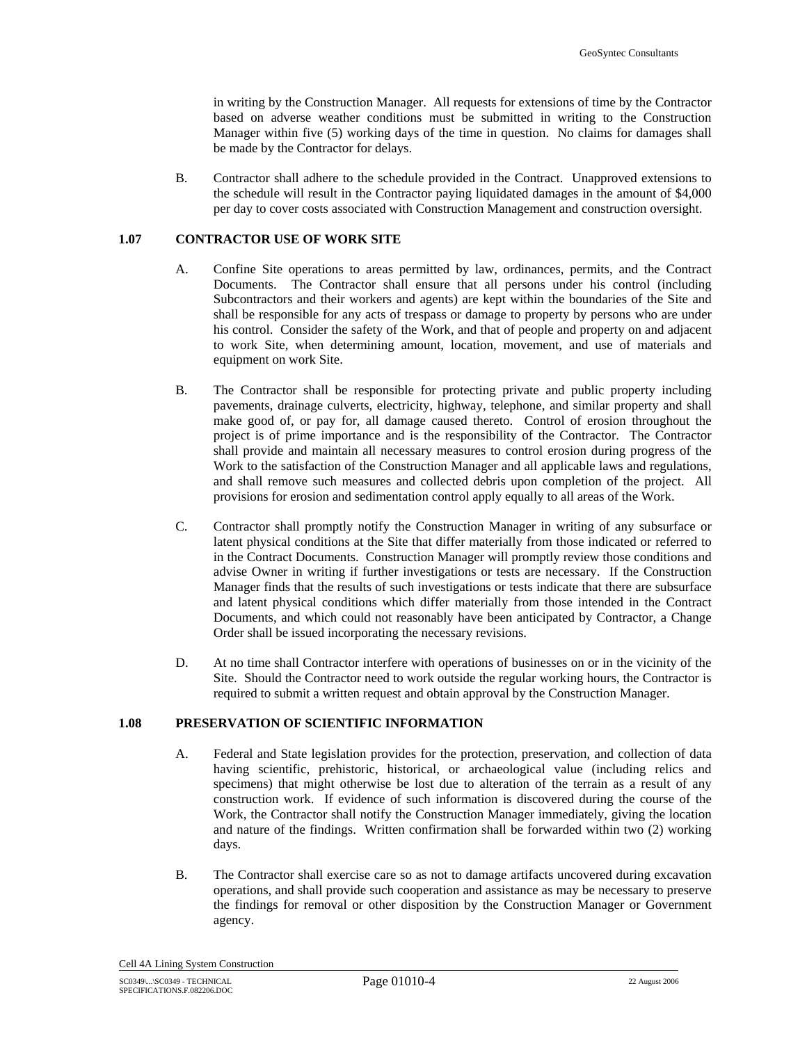in writing by the Construction Manager. All requests for extensions of time by the Contractor based on adverse weather conditions must be submitted in writing to the Construction Manager within five (5) working days of the time in question. No claims for damages shall be made by the Contractor for delays.

B. Contractor shall adhere to the schedule provided in the Contract. Unapproved extensions to the schedule will result in the Contractor paying liquidated damages in the amount of $4,000 per day to cover costs associated with Construction Management and construction oversight.

## 1.07 CONTRACTOR USE OF WORK SITE

A. Confine Site operations to areas permitted by law, ordinances, permits, and the Contract Documents. The Contractor shall ensure that all persons under his control (including Subcontractors and their workers and agents) are kept within the boundaries of the Site and shall be responsible for any acts of trespass or damage to property by persons who are under his control. Consider the safety of the Work, and that of people and property on and adjacent to work Site, when determining amount, location, movement, and use of materials and equipment on work Site.

B. The Contractor shall be responsible for protecting private and public property including pavements, drainage culverts, electricity, highway, telephone, and similar property and shall make good of, or pay for, all damage caused thereto. Control of erosion throughout the project is of prime importance and is the responsibility of the Contractor. The Contractor shall provide and maintain all necessary measures to control erosion during progress of the Work to the satisfaction of the Construction Manager and all applicable laws and regulations, and shall remove such measures and collected debris upon completion of the project. All provisions for erosion and sedimentation control apply equally to all areas of the Work.

C. Contractor shall promptly notify the Construction Manager in writing of any subsurface or latent physical conditions at the Site that differ materially from those indicated or referred to in the Contract Documents. Construction Manager will promptly review those conditions and advise Owner in writing if further investigations or tests are necessary. If the Construction Manager finds that the results of such investigations or tests indicate that there are subsurface and latent physical conditions which differ materially from those intended in the Contract Documents, and which could not reasonably have been anticipated by Contractor, a Change Order shall be issued incorporating the necessary revisions.

D. At no time shall Contractor interfere with operations of businesses on or in the vicinity of the Site. Should the Contractor need to work outside the regular working hours, the Contractor is required to submit a written request and obtain approval by the Construction Manager.

## 1.08 PRESERVATION OF SCIENTIFIC INFORMATION

A. Federal and State legislation provides for the protection, preservation, and collection of data having scientific, prehistoric, historical, or archaeological value (including relics and specimens) that might otherwise be lost due to alteration of the terrain as a result of any construction work. If evidence of such information is discovered during the course of the Work, the Contractor shall notify the Construction Manager immediately, giving the location and nature of the findings. Written confirmation shall be forwarded within two (2) working days.

B. The Contractor shall exercise care so as not to damage artifacts uncovered during excavation operations, and shall provide such cooperation and assistance as may be necessary to preserve the findings for removal or other disposition by the Construction Manager or Government agency.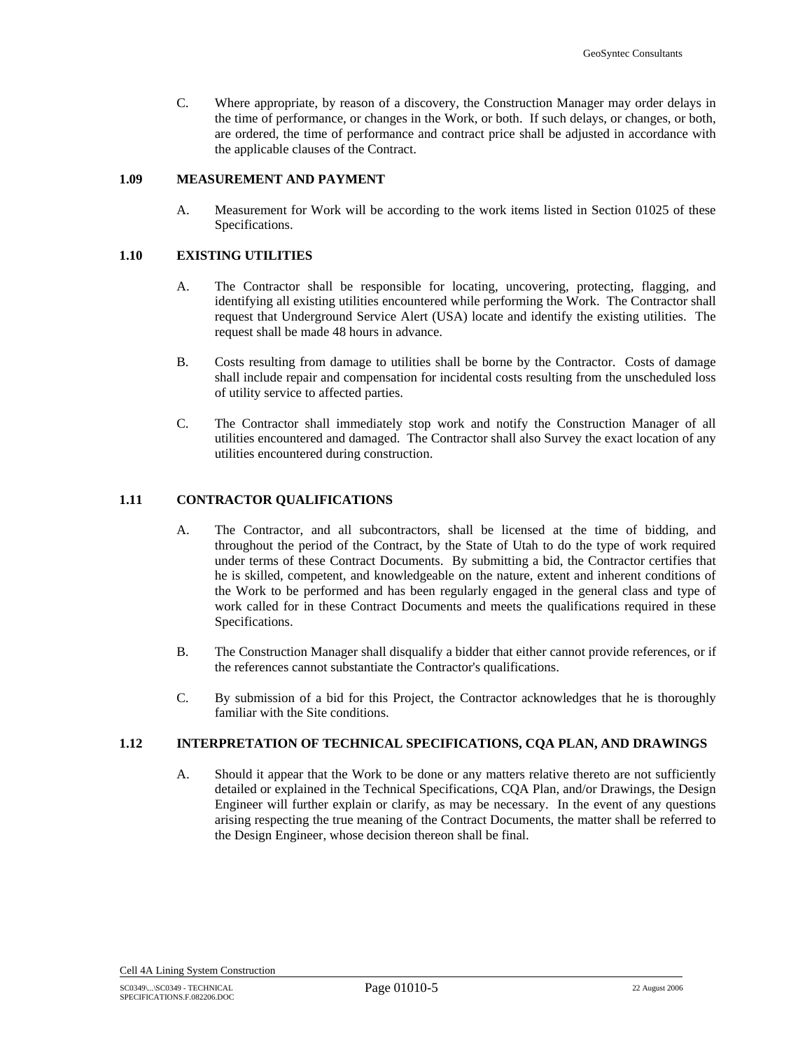C. Where appropriate, by reason of a discovery, the Construction Manager may order delays in the time of performance, or changes in the Work, or both. If such delays, or changes, or both, are ordered, the time of performance and contract price shall be adjusted in accordance with the applicable clauses of the Contract.

## 1.09 MEASUREMENT AND PAYMENT

A. Measurement for Work will be according to the work items listed in Section 01025 of these Specifications.

## 1.10 EXISTING UTILITIES

A. The Contractor shall be responsible for locating, uncovering, protecting, flagging, and identifying all existing utilities encountered while performing the Work. The Contractor shall request that Underground Service Alert (USA) locate and identify the existing utilities. The request shall be made 48 hours in advance.

B. Costs resulting from damage to utilities shall be borne by the Contractor. Costs of damage shall include repair and compensation for incidental costs resulting from the unscheduled loss of utility service to affected parties.

C. The Contractor shall immediately stop work and notify the Construction Manager of all utilities encountered and damaged. The Contractor shall also Survey the exact location of any utilities encountered during construction.

## 1.11 CONTRACTOR QUALIFICATIONS

A. The Contractor, and all subcontractors, shall be licensed at the time of bidding, and throughout the period of the Contract, by the State of Utah to do the type of work required under terms of these Contract Documents. By submitting a bid, the Contractor certifies that he is skilled, competent, and knowledgeable on the nature, extent and inherent conditions of the Work to be performed and has been regularly engaged in the general class and type of work called for in these Contract Documents and meets the qualifications required in these Specifications.

B. The Construction Manager shall disqualify a bidder that either cannot provide references, or if the references cannot substantiate the Contractor's qualifications.

C. By submission of a bid for this Project, the Contractor acknowledges that he is thoroughly familiar with the Site conditions.

## 1.12 INTERPRETATION OF TECHNICAL SPECIFICATIONS, CQA PLAN, AND DRAWINGS

A. Should it appear that the Work to be done or any matters relative thereto are not sufficiently detailed or explained in the Technical Specifications, CQA Plan, and/or Drawings, the Design Engineer will further explain or clarify, as may be necessary. In the event of any questions arising respecting the true meaning of the Contract Documents, the matter shall be referred to the Design Engineer, whose decision thereon shall be final.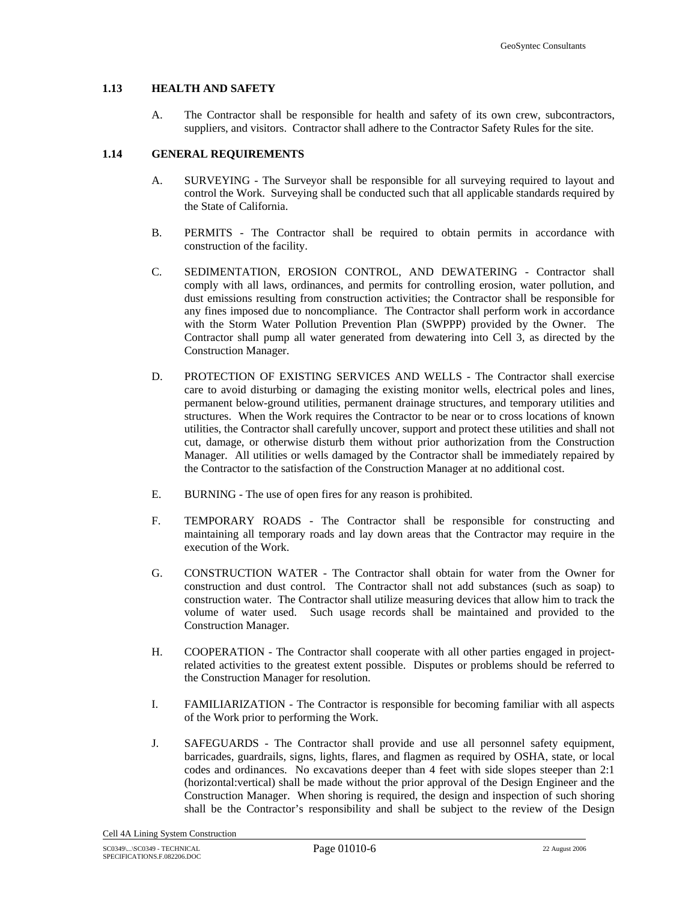### 1.13 HEALTH AND SAFETY

A. The Contractor shall be responsible for health and safety of its own crew, subcontractors, suppliers, and visitors. Contractor shall adhere to the Contractor Safety Rules for the site.

### 1.14 GENERAL REQUIREMENTS

A. SURVEYING - The Surveyor shall be responsible for all surveying required to layout and control the Work. Surveying shall be conducted such that all applicable standards required by the State of California.

B. PERMITS - The Contractor shall be required to obtain permits in accordance with construction of the facility.

C. SEDIMENTATION, EROSION CONTROL, AND DEWATERING - Contractor shall comply with all laws, ordinances, and permits for controlling erosion, water pollution, and dust emissions resulting from construction activities; the Contractor shall be responsible for any fines imposed due to noncompliance. The Contractor shall perform work in accordance with the Storm Water Pollution Prevention Plan (SWPPP) provided by the Owner. The Contractor shall pump all water generated from dewatering into Cell 3, as directed by the Construction Manager.

D. PROTECTION OF EXISTING SERVICES AND WELLS - The Contractor shall exercise care to avoid disturbing or damaging the existing monitor wells, electrical poles and lines, permanent below-ground utilities, permanent drainage structures, and temporary utilities and structures. When the Work requires the Contractor to be near or to cross locations of known utilities, the Contractor shall carefully uncover, support and protect these utilities and shall not cut, damage, or otherwise disturb them without prior authorization from the Construction Manager. All utilities or wells damaged by the Contractor shall be immediately repaired by the Contractor to the satisfaction of the Construction Manager at no additional cost.

E. BURNING - The use of open fires for any reason is prohibited.

F. TEMPORARY ROADS - The Contractor shall be responsible for constructing and maintaining all temporary roads and lay down areas that the Contractor may require in the execution of the Work.

G. CONSTRUCTION WATER - The Contractor shall obtain for water from the Owner for construction and dust control. The Contractor shall not add substances (such as soap) to construction water. The Contractor shall utilize measuring devices that allow him to track the volume of water used. Such usage records shall be maintained and provided to the Construction Manager.

H. COOPERATION - The Contractor shall cooperate with all other parties engaged in project-related activities to the greatest extent possible. Disputes or problems should be referred to the Construction Manager for resolution.

I. FAMILIARIZATION - The Contractor is responsible for becoming familiar with all aspects of the Work prior to performing the Work.

J. SAFEGUARDS - The Contractor shall provide and use all personnel safety equipment, barricades, guardrails, signs, lights, flares, and flagmen as required by OSHA, state, or local codes and ordinances. No excavations deeper than 4 feet with side slopes steeper than 2:1 (horizontal:vertical) shall be made without the prior approval of the Design Engineer and the Construction Manager. When shoring is required, the design and inspection of such shoring shall be the Contractor's responsibility and shall be subject to the review of the Design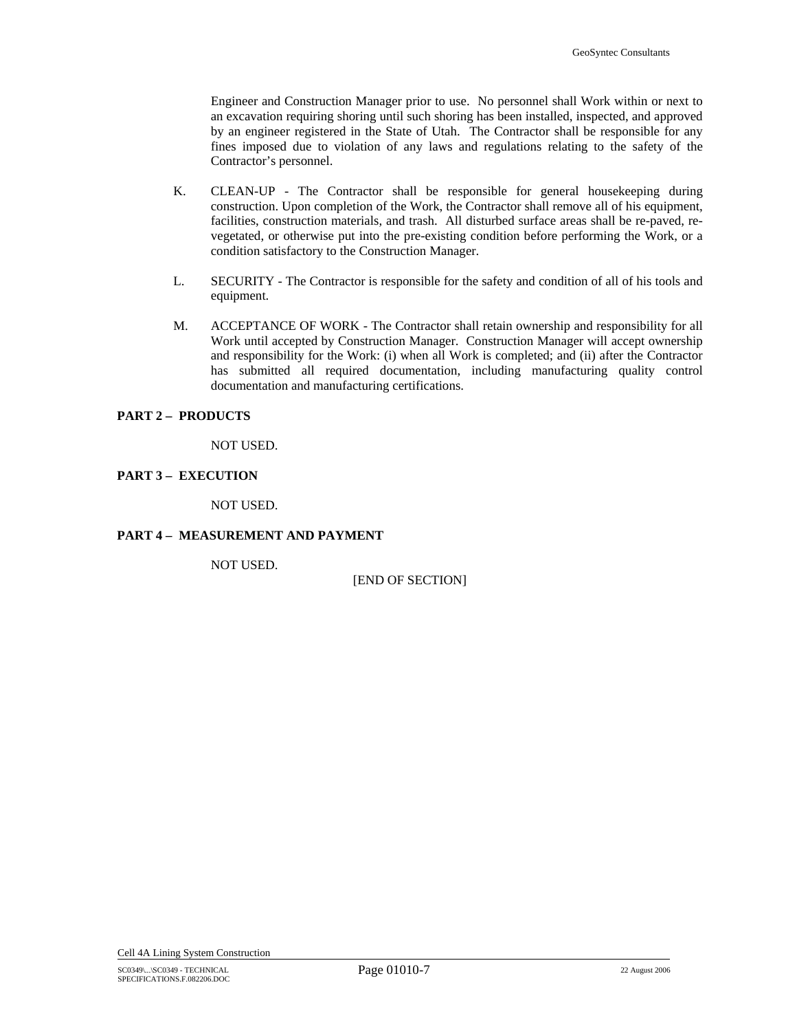Engineer and Construction Manager prior to use. No personnel shall Work within or next to an excavation requiring shoring until such shoring has been installed, inspected, and approved by an engineer registered in the State of Utah. The Contractor shall be responsible for any fines imposed due to violation of any laws and regulations relating to the safety of the Contractor's personnel.

K. CLEAN-UP - The Contractor shall be responsible for general housekeeping during construction. Upon completion of the Work, the Contractor shall remove all of his equipment, facilities, construction materials, and trash. All disturbed surface areas shall be re-paved, re-vegetated, or otherwise put into the pre-existing condition before performing the Work, or a condition satisfactory to the Construction Manager.

L. SECURITY - The Contractor is responsible for the safety and condition of all of his tools and equipment.

M. ACCEPTANCE OF WORK - The Contractor shall retain ownership and responsibility for all Work until accepted by Construction Manager. Construction Manager will accept ownership and responsibility for the Work: (i) when all Work is completed; and (ii) after the Contractor has submitted all required documentation, including manufacturing quality control documentation and manufacturing certifications.

## PART 2 – PRODUCTS

NOT USED.

## PART 3 – EXECUTION

NOT USED.

## PART 4 – MEASUREMENT AND PAYMENT

NOT USED.

[END OF SECTION]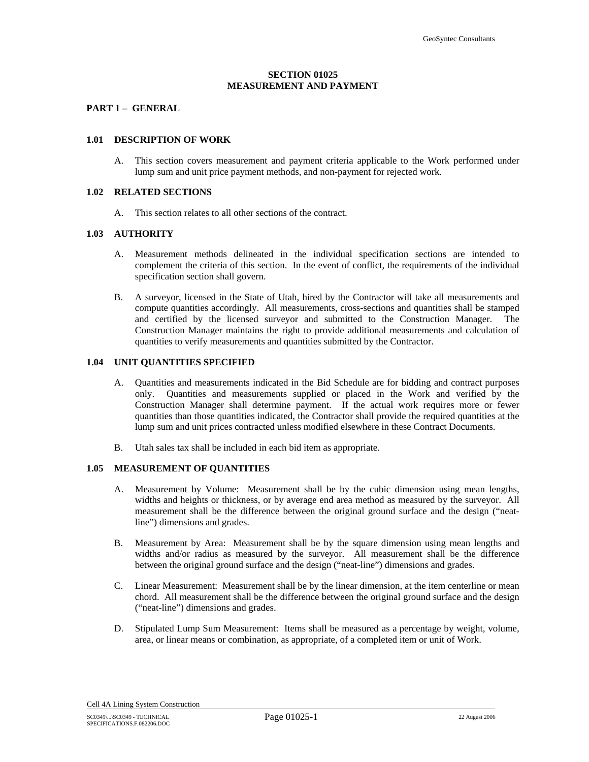## SECTION 01025
## MEASUREMENT AND PAYMENT

### PART 1 – GENERAL

#### 1.01 DESCRIPTION OF WORK

A. This section covers measurement and payment criteria applicable to the Work performed under lump sum and unit price payment methods, and non-payment for rejected work.

#### 1.02 RELATED SECTIONS

A. This section relates to all other sections of the contract.

#### 1.03 AUTHORITY

A. Measurement methods delineated in the individual specification sections are intended to complement the criteria of this section. In the event of conflict, the requirements of the individual specification section shall govern.

B. A surveyor, licensed in the State of Utah, hired by the Contractor will take all measurements and compute quantities accordingly. All measurements, cross-sections and quantities shall be stamped and certified by the licensed surveyor and submitted to the Construction Manager. The Construction Manager maintains the right to provide additional measurements and calculation of quantities to verify measurements and quantities submitted by the Contractor.

#### 1.04 UNIT QUANTITIES SPECIFIED

A. Quantities and measurements indicated in the Bid Schedule are for bidding and contract purposes only. Quantities and measurements supplied or placed in the Work and verified by the Construction Manager shall determine payment. If the actual work requires more or fewer quantities than those quantities indicated, the Contractor shall provide the required quantities at the lump sum and unit prices contracted unless modified elsewhere in these Contract Documents.

B. Utah sales tax shall be included in each bid item as appropriate.

#### 1.05 MEASUREMENT OF QUANTITIES

A. Measurement by Volume: Measurement shall be by the cubic dimension using mean lengths, widths and heights or thickness, or by average end area method as measured by the surveyor. All measurement shall be the difference between the original ground surface and the design ("neat-line") dimensions and grades.

B. Measurement by Area: Measurement shall be by the square dimension using mean lengths and widths and/or radius as measured by the surveyor. All measurement shall be the difference between the original ground surface and the design ("neat-line") dimensions and grades.

C. Linear Measurement: Measurement shall be by the linear dimension, at the item centerline or mean chord. All measurement shall be the difference between the original ground surface and the design ("neat-line") dimensions and grades.

D. Stipulated Lump Sum Measurement: Items shall be measured as a percentage by weight, volume, area, or linear means or combination, as appropriate, of a completed item or unit of Work.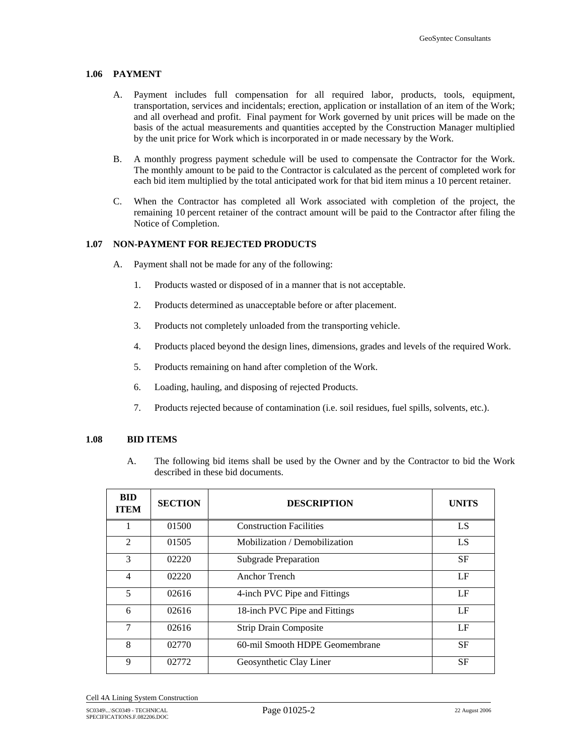## 1.06 PAYMENT

A. Payment includes full compensation for all required labor, products, tools, equipment, transportation, services and incidentals; erection, application or installation of an item of the Work; and all overhead and profit. Final payment for Work governed by unit prices will be made on the basis of the actual measurements and quantities accepted by the Construction Manager multiplied by the unit price for Work which is incorporated in or made necessary by the Work.

B. A monthly progress payment schedule will be used to compensate the Contractor for the Work. The monthly amount to be paid to the Contractor is calculated as the percent of completed work for each bid item multiplied by the total anticipated work for that bid item minus a 10 percent retainer.

C. When the Contractor has completed all Work associated with completion of the project, the remaining 10 percent retainer of the contract amount will be paid to the Contractor after filing the Notice of Completion.

## 1.07 NON-PAYMENT FOR REJECTED PRODUCTS

A. Payment shall not be made for any of the following:

1. Products wasted or disposed of in a manner that is not acceptable.
2. Products determined as unacceptable before or after placement.
3. Products not completely unloaded from the transporting vehicle.
4. Products placed beyond the design lines, dimensions, grades and levels of the required Work.
5. Products remaining on hand after completion of the Work.
6. Loading, hauling, and disposing of rejected Products.
7. Products rejected because of contamination (i.e. soil residues, fuel spills, solvents, etc.).

## 1.08 BID ITEMS

A. The following bid items shall be used by the Owner and by the Contractor to bid the Work described in these bid documents.

| BID ITEM | SECTION | DESCRIPTION | UNITS |
|---|---|---|---|
| 1 | 01500 | Construction Facilities | LS |
| 2 | 01505 | Mobilization / Demobilization | LS |
| 3 | 02220 | Subgrade Preparation | SF |
| 4 | 02220 | Anchor Trench | LF |
| 5 | 02616 | 4-inch PVC Pipe and Fittings | LF |
| 6 | 02616 | 18-inch PVC Pipe and Fittings | LF |
| 7 | 02616 | Strip Drain Composite | LF |
| 8 | 02770 | 60-mil Smooth HDPE Geomembrane | SF |
| 9 | 02772 | Geosynthetic Clay Liner | SF |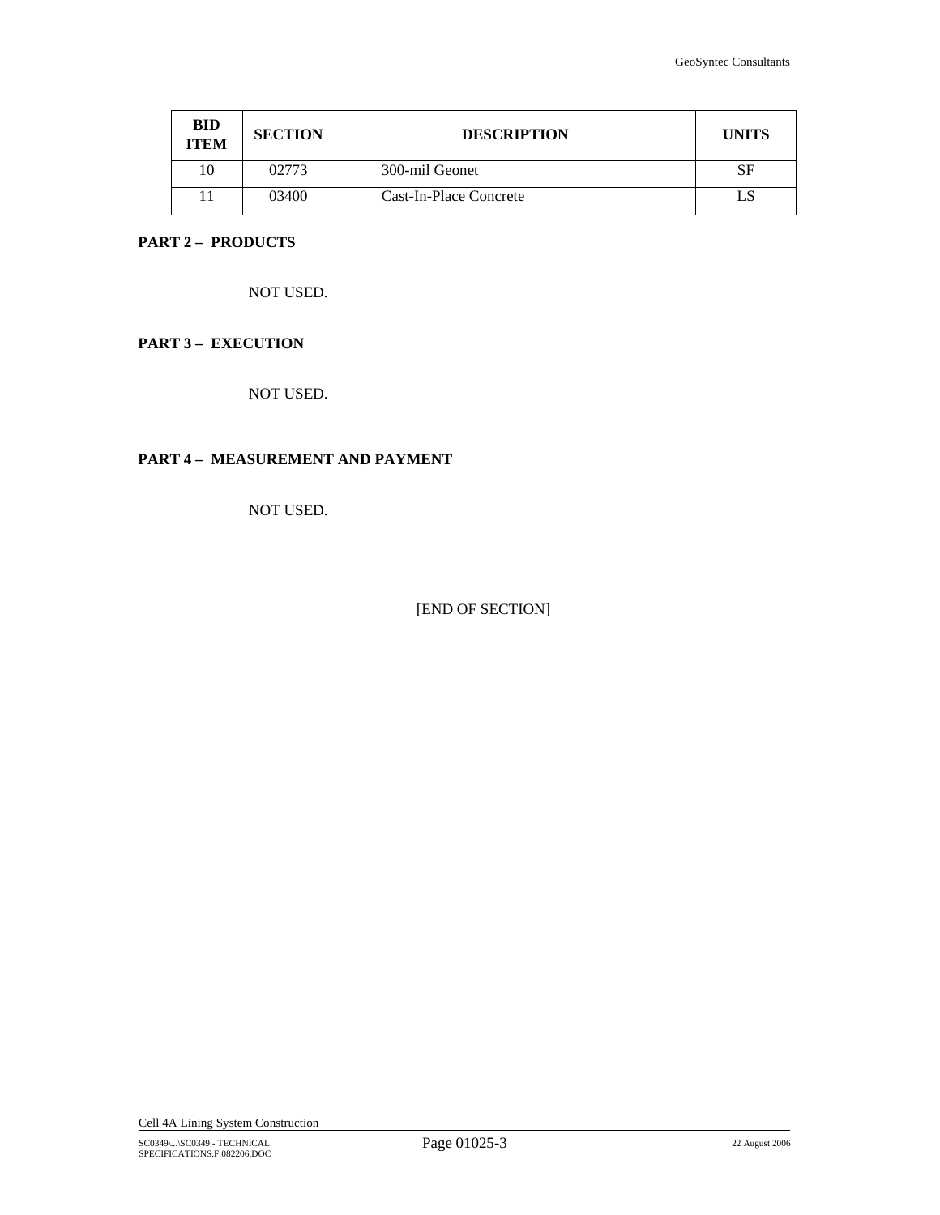| BID ITEM | SECTION | DESCRIPTION | UNITS |
|---|---|---|---|
| 10 | 02773 | 300-mil Geonet | SF |
| 11 | 03400 | Cast-In-Place Concrete | LS |

## PART 2 – PRODUCTS

NOT USED.

## PART 3 – EXECUTION

NOT USED.

## PART 4 – MEASUREMENT AND PAYMENT

NOT USED.

[END OF SECTION]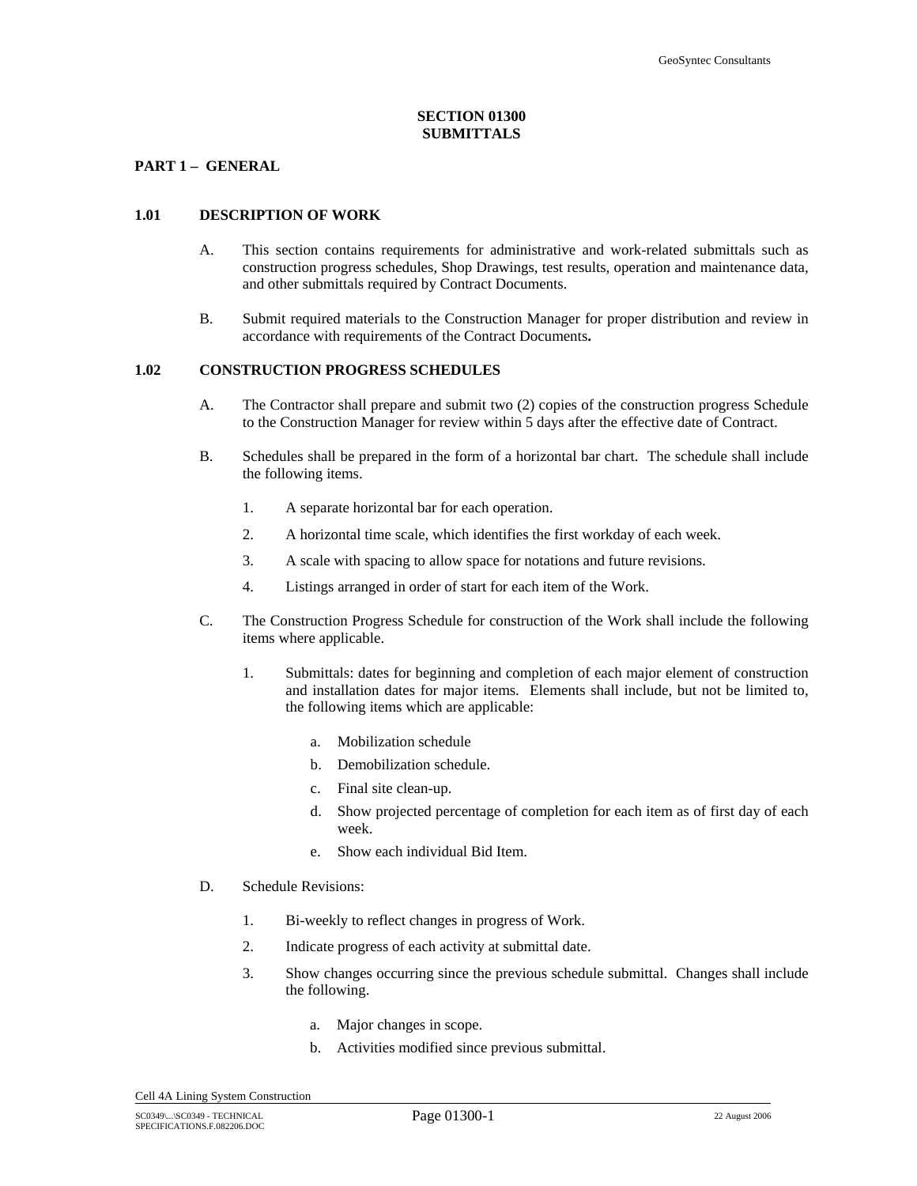# SECTION 01300
# SUBMITTALS

## PART 1 – GENERAL

### 1.01 DESCRIPTION OF WORK

A. This section contains requirements for administrative and work-related submittals such as construction progress schedules, Shop Drawings, test results, operation and maintenance data, and other submittals required by Contract Documents.

B. Submit required materials to the Construction Manager for proper distribution and review in accordance with requirements of the Contract Documents**.**

### 1.02 CONSTRUCTION PROGRESS SCHEDULES

A. The Contractor shall prepare and submit two (2) copies of the construction progress Schedule to the Construction Manager for review within 5 days after the effective date of Contract.

B. Schedules shall be prepared in the form of a horizontal bar chart. The schedule shall include the following items.

1. A separate horizontal bar for each operation.
2. A horizontal time scale, which identifies the first workday of each week.
3. A scale with spacing to allow space for notations and future revisions.
4. Listings arranged in order of start for each item of the Work.

C. The Construction Progress Schedule for construction of the Work shall include the following items where applicable.

1. Submittals: dates for beginning and completion of each major element of construction and installation dates for major items. Elements shall include, but not be limited to, the following items which are applicable:
   a. Mobilization schedule
   b. Demobilization schedule.
   c. Final site clean-up.
   d. Show projected percentage of completion for each item as of first day of each week.
   e. Show each individual Bid Item.

D. Schedule Revisions:

1. Bi-weekly to reflect changes in progress of Work.
2. Indicate progress of each activity at submittal date.
3. Show changes occurring since the previous schedule submittal. Changes shall include the following.
   a. Major changes in scope.
   b. Activities modified since previous submittal.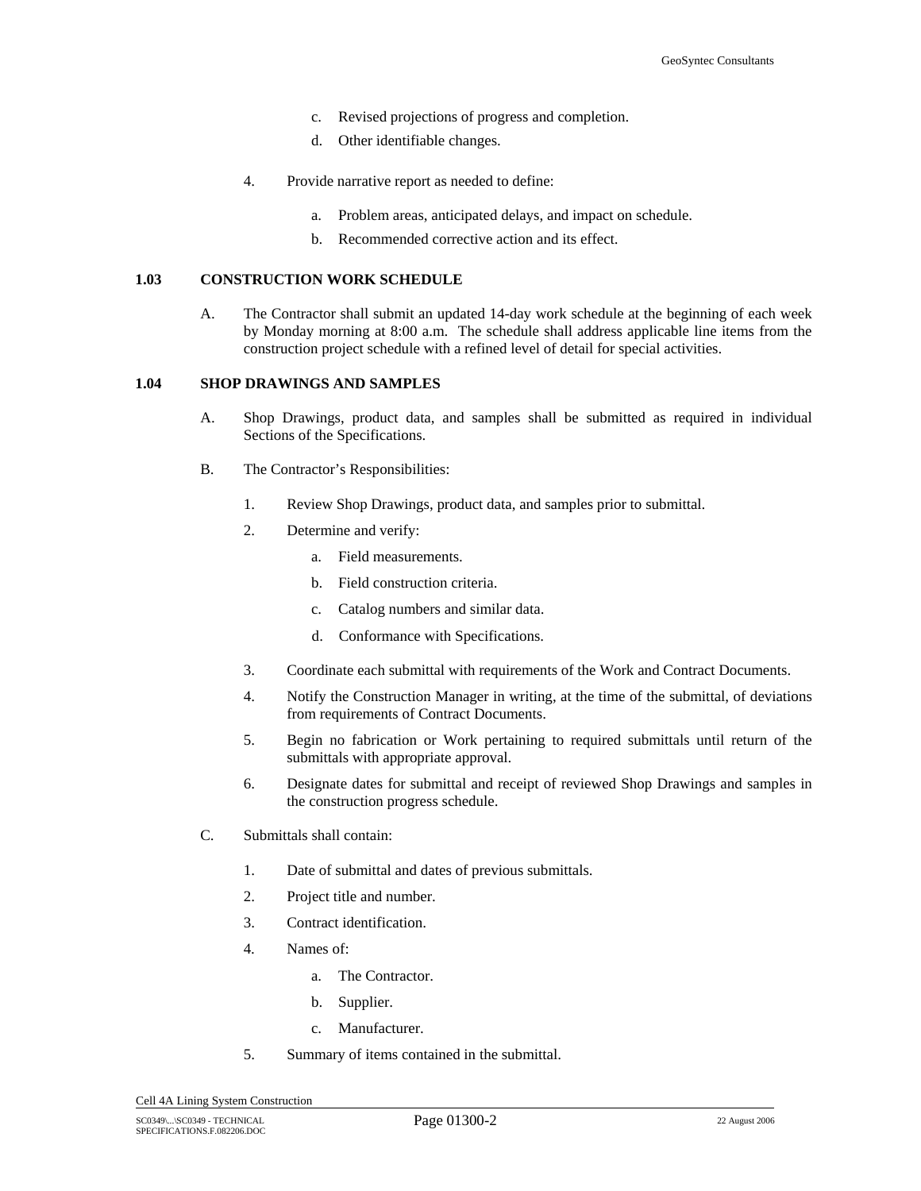c. Revised projections of progress and completion.

d. Other identifiable changes.

4. Provide narrative report as needed to define:

a. Problem areas, anticipated delays, and impact on schedule.

b. Recommended corrective action and its effect.

## 1.03 CONSTRUCTION WORK SCHEDULE

A. The Contractor shall submit an updated 14-day work schedule at the beginning of each week by Monday morning at 8:00 a.m. The schedule shall address applicable line items from the construction project schedule with a refined level of detail for special activities.

## 1.04 SHOP DRAWINGS AND SAMPLES

A. Shop Drawings, product data, and samples shall be submitted as required in individual Sections of the Specifications.

B. The Contractor's Responsibilities:

1. Review Shop Drawings, product data, and samples prior to submittal.

2. Determine and verify:

   a. Field measurements.

   b. Field construction criteria.

   c. Catalog numbers and similar data.

   d. Conformance with Specifications.

3. Coordinate each submittal with requirements of the Work and Contract Documents.

4. Notify the Construction Manager in writing, at the time of the submittal, of deviations from requirements of Contract Documents.

5. Begin no fabrication or Work pertaining to required submittals until return of the submittals with appropriate approval.

6. Designate dates for submittal and receipt of reviewed Shop Drawings and samples in the construction progress schedule.

C. Submittals shall contain:

1. Date of submittal and dates of previous submittals.

2. Project title and number.

3. Contract identification.

4. Names of:

   a. The Contractor.

   b. Supplier.

   c. Manufacturer.

5. Summary of items contained in the submittal.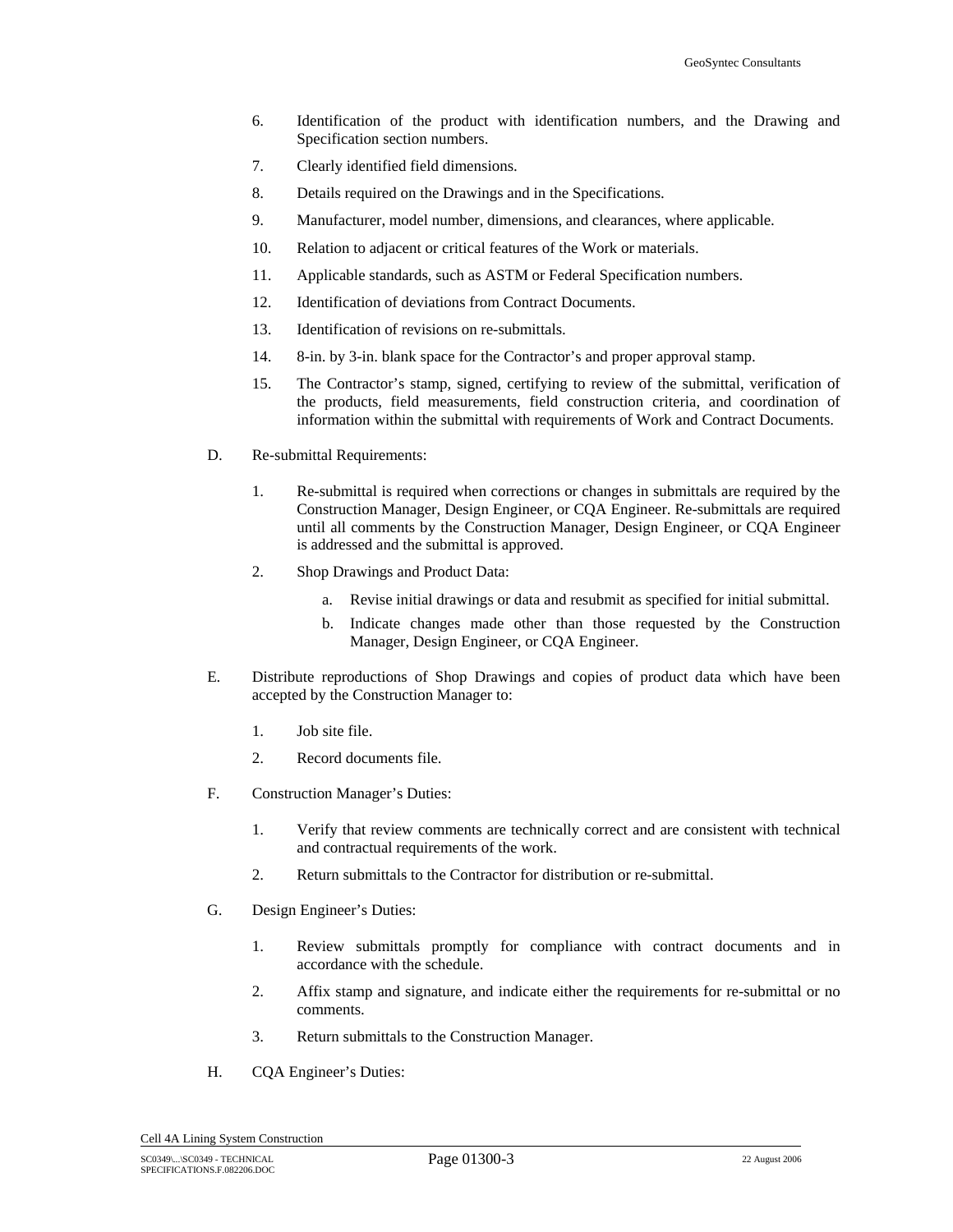6. Identification of the product with identification numbers, and the Drawing and Specification section numbers.
7. Clearly identified field dimensions.
8. Details required on the Drawings and in the Specifications.
9. Manufacturer, model number, dimensions, and clearances, where applicable.
10. Relation to adjacent or critical features of the Work or materials.
11. Applicable standards, such as ASTM or Federal Specification numbers.
12. Identification of deviations from Contract Documents.
13. Identification of revisions on re-submittals.
14. 8-in. by 3-in. blank space for the Contractor's and proper approval stamp.
15. The Contractor's stamp, signed, certifying to review of the submittal, verification of the products, field measurements, field construction criteria, and coordination of information within the submittal with requirements of Work and Contract Documents.

D. Re-submittal Requirements:

1. Re-submittal is required when corrections or changes in submittals are required by the Construction Manager, Design Engineer, or CQA Engineer. Re-submittals are required until all comments by the Construction Manager, Design Engineer, or CQA Engineer is addressed and the submittal is approved.
2. Shop Drawings and Product Data:
    a. Revise initial drawings or data and resubmit as specified for initial submittal.
    b. Indicate changes made other than those requested by the Construction Manager, Design Engineer, or CQA Engineer.

E. Distribute reproductions of Shop Drawings and copies of product data which have been accepted by the Construction Manager to:

1. Job site file.
2. Record documents file.

F. Construction Manager's Duties:

1. Verify that review comments are technically correct and are consistent with technical and contractual requirements of the work.
2. Return submittals to the Contractor for distribution or re-submittal.

G. Design Engineer's Duties:

1. Review submittals promptly for compliance with contract documents and in accordance with the schedule.
2. Affix stamp and signature, and indicate either the requirements for re-submittal or no comments.
3. Return submittals to the Construction Manager.

H. CQA Engineer's Duties: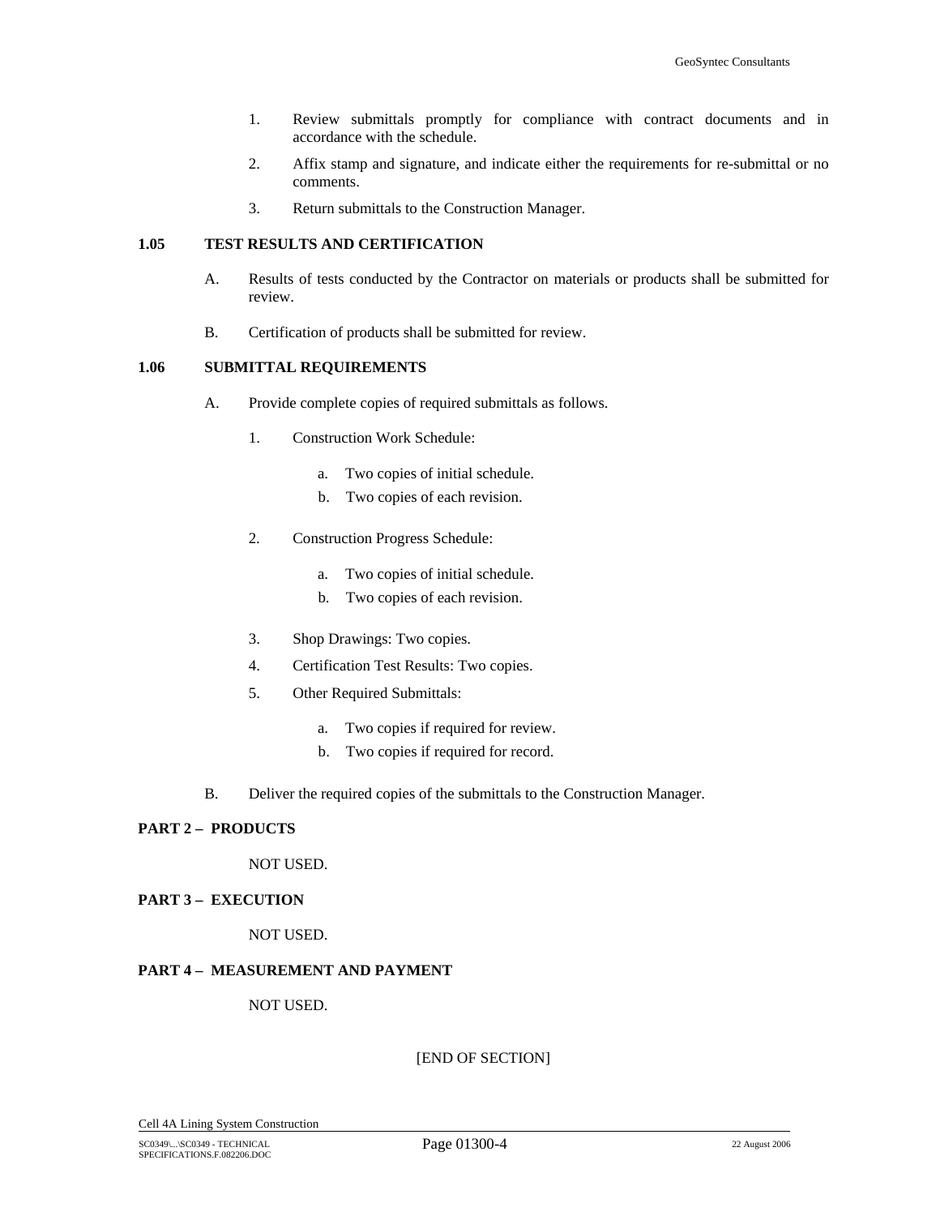1. Review submittals promptly for compliance with contract documents and in accordance with the schedule.
2. Affix stamp and signature, and indicate either the requirements for re-submittal or no comments.
3. Return submittals to the Construction Manager.

### 1.05 TEST RESULTS AND CERTIFICATION

A. Results of tests conducted by the Contractor on materials or products shall be submitted for review.

B. Certification of products shall be submitted for review.

### 1.06 SUBMITTAL REQUIREMENTS

A. Provide complete copies of required submittals as follows.

1. Construction Work Schedule:
   a. Two copies of initial schedule.
   b. Two copies of each revision.
2. Construction Progress Schedule:
   a. Two copies of initial schedule.
   b. Two copies of each revision.
3. Shop Drawings: Two copies.
4. Certification Test Results: Two copies.
5. Other Required Submittals:
   a. Two copies if required for review.
   b. Two copies if required for record.

B. Deliver the required copies of the submittals to the Construction Manager.

## PART 2 – PRODUCTS

NOT USED.

## PART 3 – EXECUTION

NOT USED.

## PART 4 – MEASUREMENT AND PAYMENT

NOT USED.

[END OF SECTION]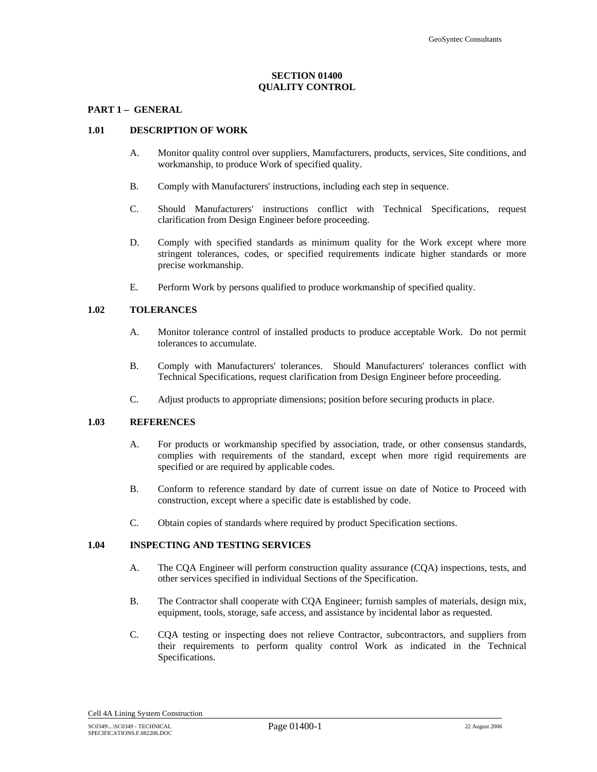# SECTION 01400
# QUALITY CONTROL

## PART 1 – GENERAL

### 1.01 DESCRIPTION OF WORK

A. Monitor quality control over suppliers, Manufacturers, products, services, Site conditions, and workmanship, to produce Work of specified quality.

B. Comply with Manufacturers' instructions, including each step in sequence.

C. Should Manufacturers' instructions conflict with Technical Specifications, request clarification from Design Engineer before proceeding.

D. Comply with specified standards as minimum quality for the Work except where more stringent tolerances, codes, or specified requirements indicate higher standards or more precise workmanship.

E. Perform Work by persons qualified to produce workmanship of specified quality.

### 1.02 TOLERANCES

A. Monitor tolerance control of installed products to produce acceptable Work. Do not permit tolerances to accumulate.

B. Comply with Manufacturers' tolerances. Should Manufacturers' tolerances conflict with Technical Specifications, request clarification from Design Engineer before proceeding.

C. Adjust products to appropriate dimensions; position before securing products in place.

### 1.03 REFERENCES

A. For products or workmanship specified by association, trade, or other consensus standards, complies with requirements of the standard, except when more rigid requirements are specified or are required by applicable codes.

B. Conform to reference standard by date of current issue on date of Notice to Proceed with construction, except where a specific date is established by code.

C. Obtain copies of standards where required by product Specification sections.

### 1.04 INSPECTING AND TESTING SERVICES

A. The CQA Engineer will perform construction quality assurance (CQA) inspections, tests, and other services specified in individual Sections of the Specification.

B. The Contractor shall cooperate with CQA Engineer; furnish samples of materials, design mix, equipment, tools, storage, safe access, and assistance by incidental labor as requested.

C. CQA testing or inspecting does not relieve Contractor, subcontractors, and suppliers from their requirements to perform quality control Work as indicated in the Technical Specifications.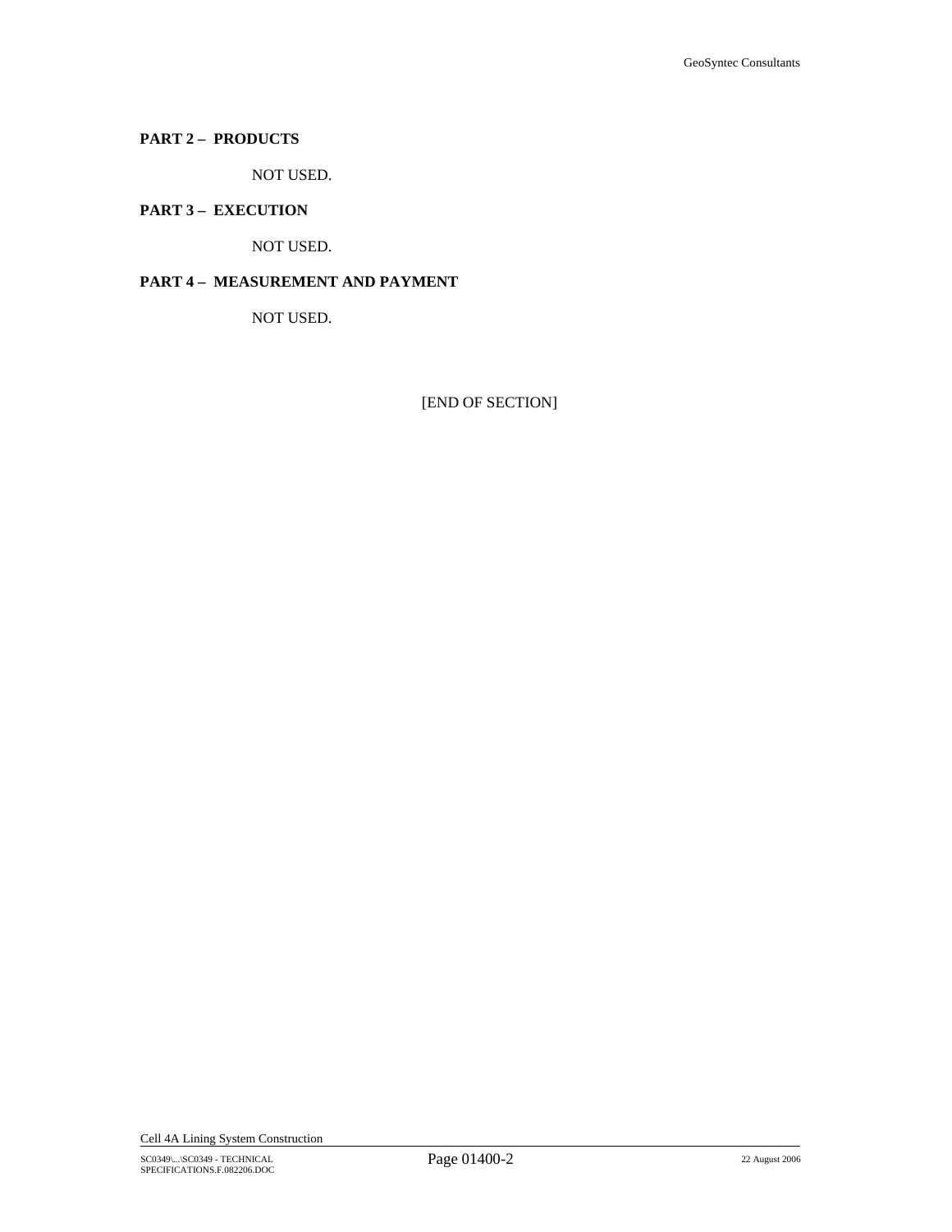**PART 2 – PRODUCTS**

NOT USED.

**PART 3 – EXECUTION**

NOT USED.

**PART 4 – MEASUREMENT AND PAYMENT**

NOT USED.

[END OF SECTION]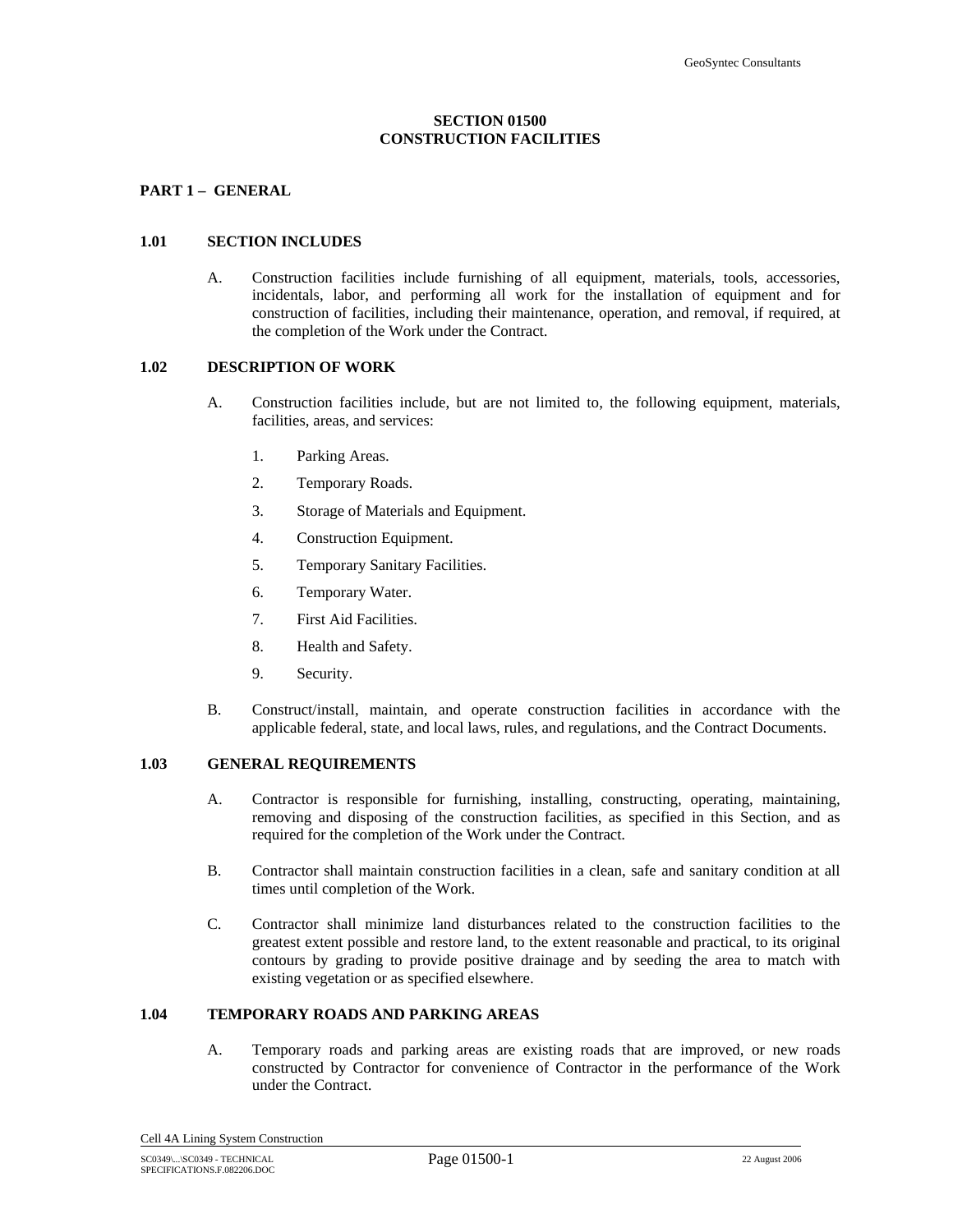# SECTION 01500
# CONSTRUCTION FACILITIES

## PART 1 – GENERAL

### 1.01 SECTION INCLUDES

A. Construction facilities include furnishing of all equipment, materials, tools, accessories, incidentals, labor, and performing all work for the installation of equipment and for construction of facilities, including their maintenance, operation, and removal, if required, at the completion of the Work under the Contract.

### 1.02 DESCRIPTION OF WORK

A. Construction facilities include, but are not limited to, the following equipment, materials, facilities, areas, and services:

1. Parking Areas.
2. Temporary Roads.
3. Storage of Materials and Equipment.
4. Construction Equipment.
5. Temporary Sanitary Facilities.
6. Temporary Water.
7. First Aid Facilities.
8. Health and Safety.
9. Security.

B. Construct/install, maintain, and operate construction facilities in accordance with the applicable federal, state, and local laws, rules, and regulations, and the Contract Documents.

### 1.03 GENERAL REQUIREMENTS

A. Contractor is responsible for furnishing, installing, constructing, operating, maintaining, removing and disposing of the construction facilities, as specified in this Section, and as required for the completion of the Work under the Contract.

B. Contractor shall maintain construction facilities in a clean, safe and sanitary condition at all times until completion of the Work.

C. Contractor shall minimize land disturbances related to the construction facilities to the greatest extent possible and restore land, to the extent reasonable and practical, to its original contours by grading to provide positive drainage and by seeding the area to match with existing vegetation or as specified elsewhere.

### 1.04 TEMPORARY ROADS AND PARKING AREAS

A. Temporary roads and parking areas are existing roads that are improved, or new roads constructed by Contractor for convenience of Contractor in the performance of the Work under the Contract.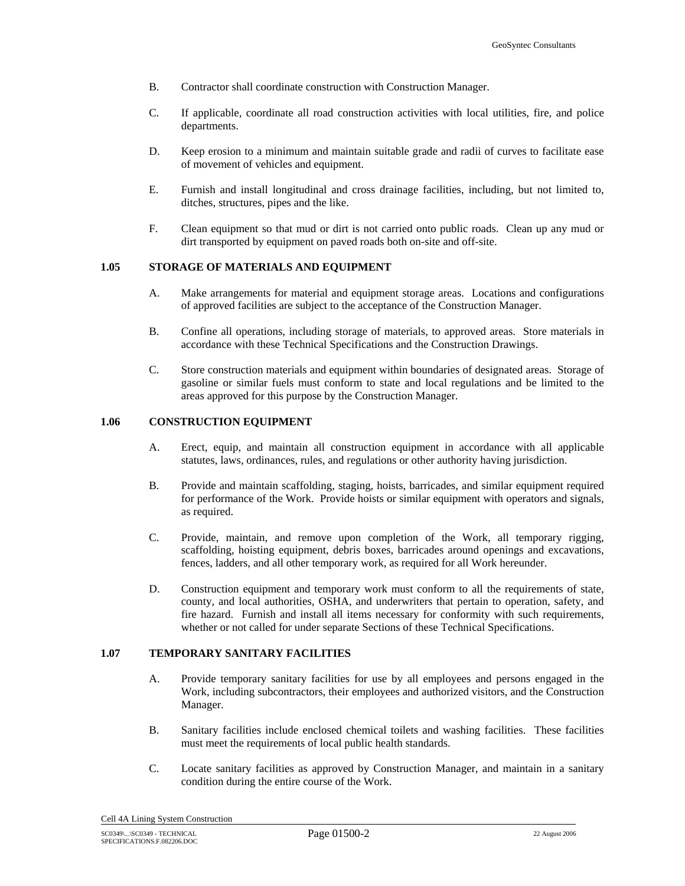B. Contractor shall coordinate construction with Construction Manager.

C. If applicable, coordinate all road construction activities with local utilities, fire, and police departments.

D. Keep erosion to a minimum and maintain suitable grade and radii of curves to facilitate ease of movement of vehicles and equipment.

E. Furnish and install longitudinal and cross drainage facilities, including, but not limited to, ditches, structures, pipes and the like.

F. Clean equipment so that mud or dirt is not carried onto public roads. Clean up any mud or dirt transported by equipment on paved roads both on-site and off-site.

**1.05 STORAGE OF MATERIALS AND EQUIPMENT**

A. Make arrangements for material and equipment storage areas. Locations and configurations of approved facilities are subject to the acceptance of the Construction Manager.

B. Confine all operations, including storage of materials, to approved areas. Store materials in accordance with these Technical Specifications and the Construction Drawings.

C. Store construction materials and equipment within boundaries of designated areas. Storage of gasoline or similar fuels must conform to state and local regulations and be limited to the areas approved for this purpose by the Construction Manager.

**1.06 CONSTRUCTION EQUIPMENT**

A. Erect, equip, and maintain all construction equipment in accordance with all applicable statutes, laws, ordinances, rules, and regulations or other authority having jurisdiction.

B. Provide and maintain scaffolding, staging, hoists, barricades, and similar equipment required for performance of the Work. Provide hoists or similar equipment with operators and signals, as required.

C. Provide, maintain, and remove upon completion of the Work, all temporary rigging, scaffolding, hoisting equipment, debris boxes, barricades around openings and excavations, fences, ladders, and all other temporary work, as required for all Work hereunder.

D. Construction equipment and temporary work must conform to all the requirements of state, county, and local authorities, OSHA, and underwriters that pertain to operation, safety, and fire hazard. Furnish and install all items necessary for conformity with such requirements, whether or not called for under separate Sections of these Technical Specifications.

**1.07 TEMPORARY SANITARY FACILITIES**

A. Provide temporary sanitary facilities for use by all employees and persons engaged in the Work, including subcontractors, their employees and authorized visitors, and the Construction Manager.

B. Sanitary facilities include enclosed chemical toilets and washing facilities. These facilities must meet the requirements of local public health standards.

C. Locate sanitary facilities as approved by Construction Manager, and maintain in a sanitary condition during the entire course of the Work.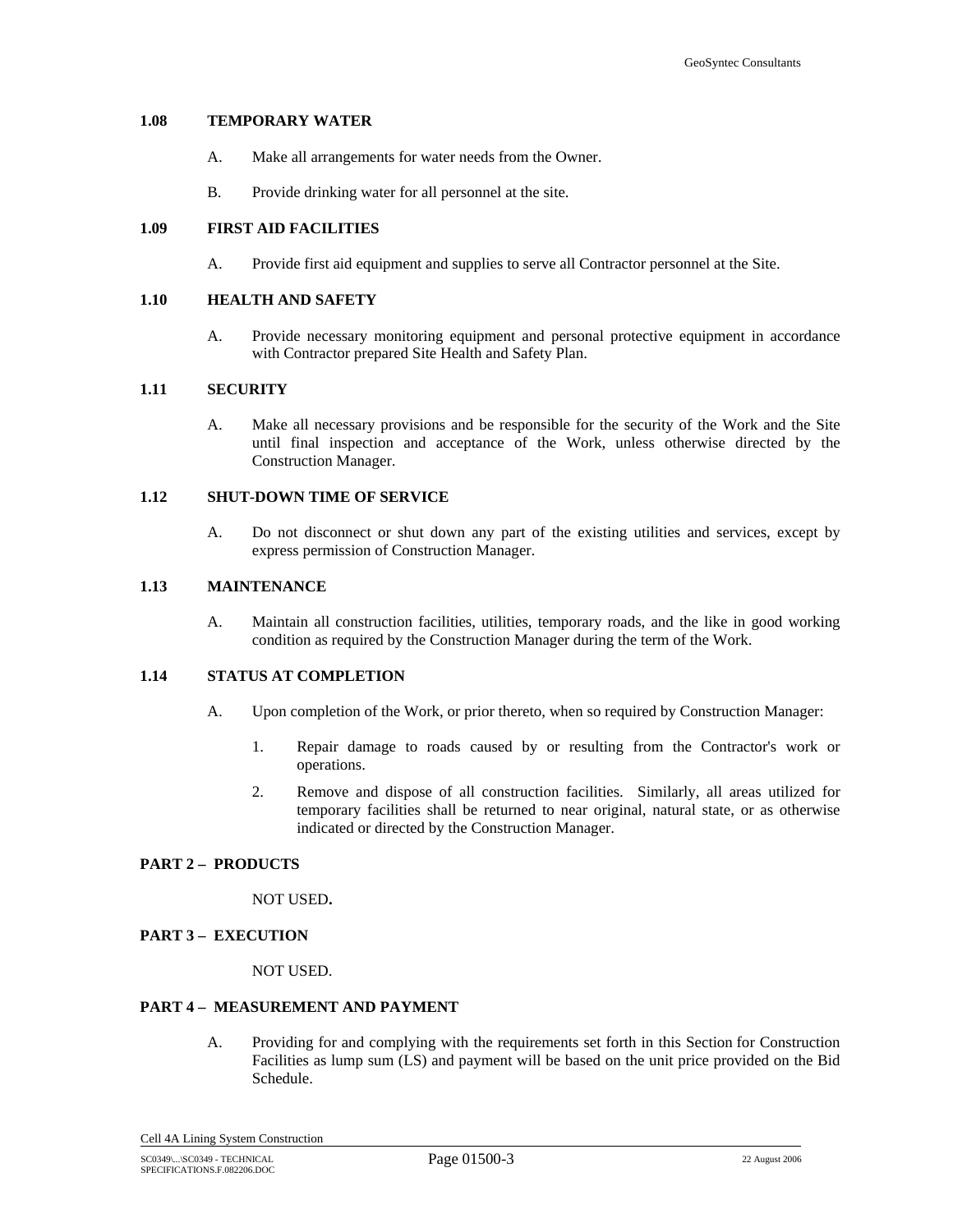### 1.08 TEMPORARY WATER

A. Make all arrangements for water needs from the Owner.

B. Provide drinking water for all personnel at the site.

### 1.09 FIRST AID FACILITIES

A. Provide first aid equipment and supplies to serve all Contractor personnel at the Site.

### 1.10 HEALTH AND SAFETY

A. Provide necessary monitoring equipment and personal protective equipment in accordance with Contractor prepared Site Health and Safety Plan.

### 1.11 SECURITY

A. Make all necessary provisions and be responsible for the security of the Work and the Site until final inspection and acceptance of the Work, unless otherwise directed by the Construction Manager.

### 1.12 SHUT-DOWN TIME OF SERVICE

A. Do not disconnect or shut down any part of the existing utilities and services, except by express permission of Construction Manager.

### 1.13 MAINTENANCE

A. Maintain all construction facilities, utilities, temporary roads, and the like in good working condition as required by the Construction Manager during the term of the Work.

### 1.14 STATUS AT COMPLETION

A. Upon completion of the Work, or prior thereto, when so required by Construction Manager:

1. Repair damage to roads caused by or resulting from the Contractor's work or operations.
2. Remove and dispose of all construction facilities. Similarly, all areas utilized for temporary facilities shall be returned to near original, natural state, or as otherwise indicated or directed by the Construction Manager.

## PART 2 – PRODUCTS

NOT USED**.**

## PART 3 – EXECUTION

NOT USED.

## PART 4 – MEASUREMENT AND PAYMENT

A. Providing for and complying with the requirements set forth in this Section for Construction Facilities as lump sum (LS) and payment will be based on the unit price provided on the Bid Schedule.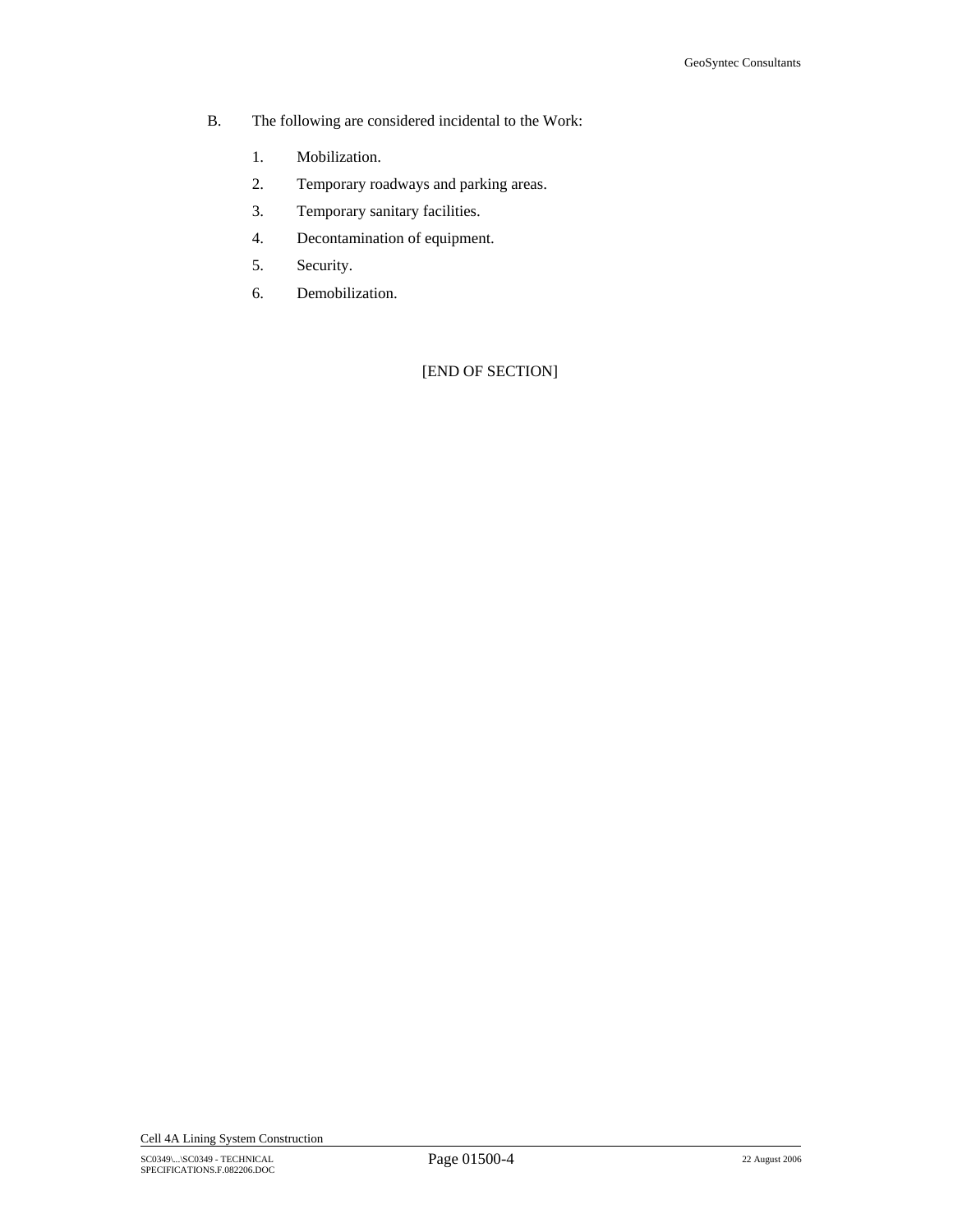B. The following are considered incidental to the Work:

1. Mobilization.
2. Temporary roadways and parking areas.
3. Temporary sanitary facilities.
4. Decontamination of equipment.
5. Security.
6. Demobilization.

[END OF SECTION]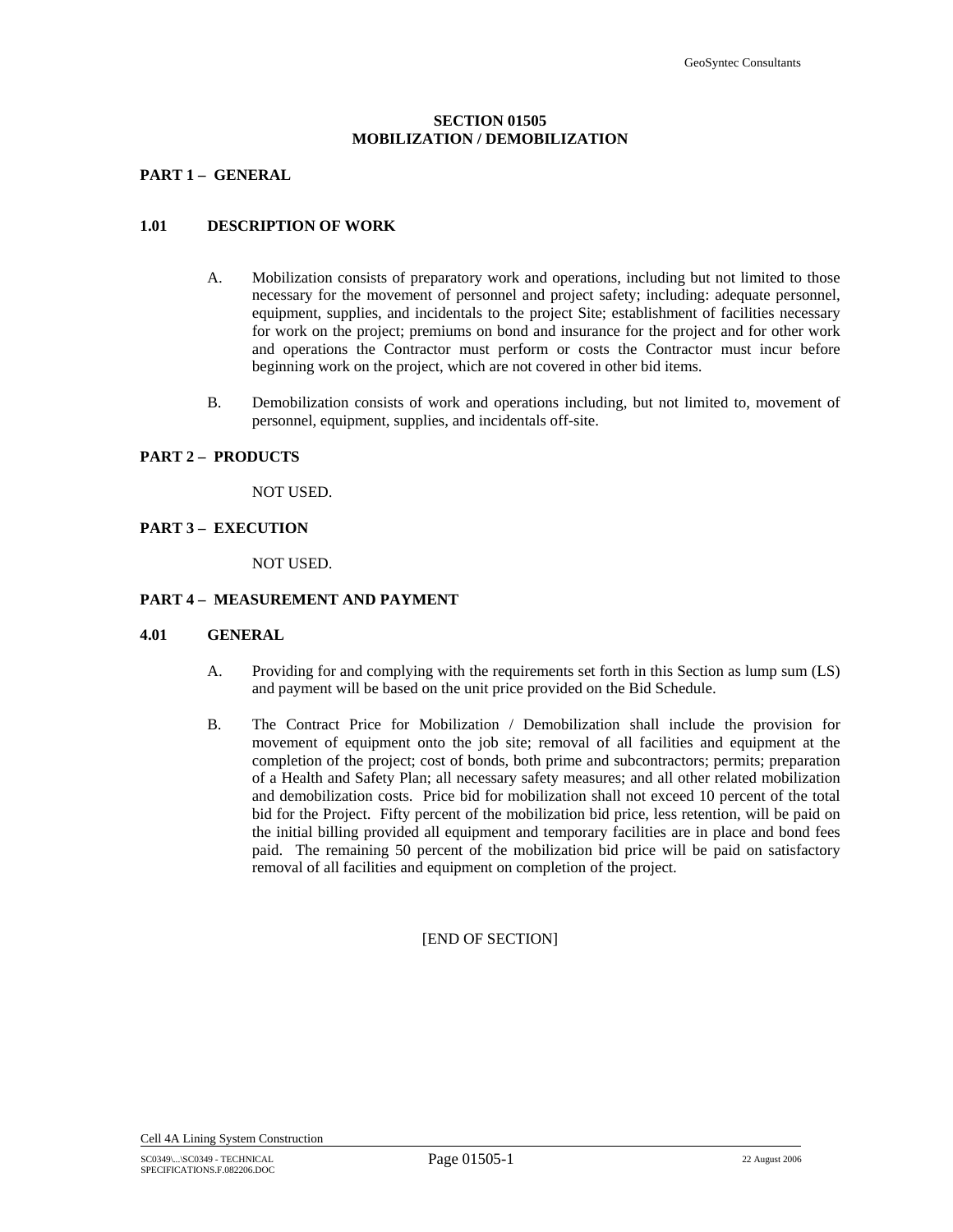# SECTION 01505
# MOBILIZATION / DEMOBILIZATION

## PART 1 – GENERAL

### 1.01 DESCRIPTION OF WORK

A. Mobilization consists of preparatory work and operations, including but not limited to those necessary for the movement of personnel and project safety; including: adequate personnel, equipment, supplies, and incidentals to the project Site; establishment of facilities necessary for work on the project; premiums on bond and insurance for the project and for other work and operations the Contractor must perform or costs the Contractor must incur before beginning work on the project, which are not covered in other bid items.

B. Demobilization consists of work and operations including, but not limited to, movement of personnel, equipment, supplies, and incidentals off-site.

## PART 2 – PRODUCTS

NOT USED.

## PART 3 – EXECUTION

NOT USED.

## PART 4 – MEASUREMENT AND PAYMENT

### 4.01 GENERAL

A. Providing for and complying with the requirements set forth in this Section as lump sum (LS) and payment will be based on the unit price provided on the Bid Schedule.

B. The Contract Price for Mobilization / Demobilization shall include the provision for movement of equipment onto the job site; removal of all facilities and equipment at the completion of the project; cost of bonds, both prime and subcontractors; permits; preparation of a Health and Safety Plan; all necessary safety measures; and all other related mobilization and demobilization costs. Price bid for mobilization shall not exceed 10 percent of the total bid for the Project. Fifty percent of the mobilization bid price, less retention, will be paid on the initial billing provided all equipment and temporary facilities are in place and bond fees paid. The remaining 50 percent of the mobilization bid price will be paid on satisfactory removal of all facilities and equipment on completion of the project.

[END OF SECTION]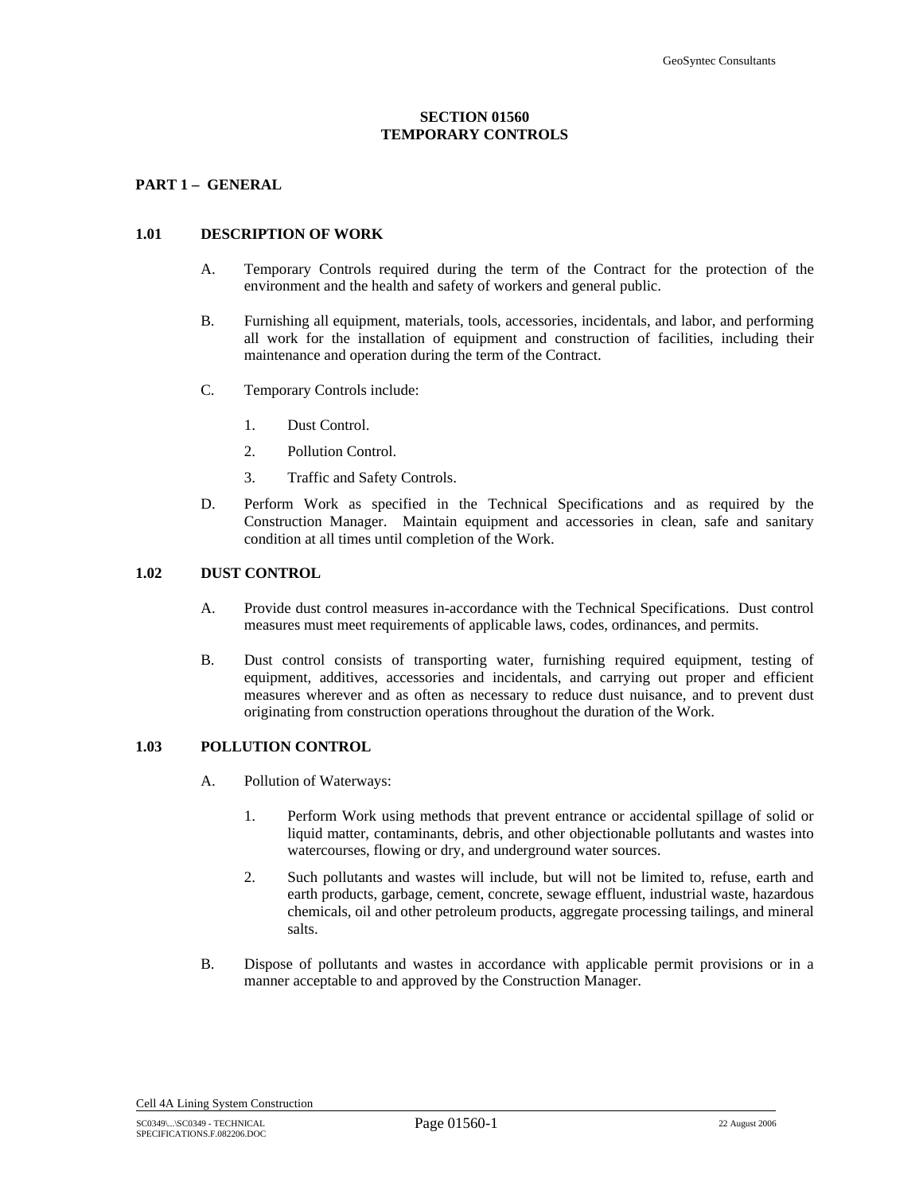# SECTION 01560
# TEMPORARY CONTROLS

## PART 1 – GENERAL

### 1.01 DESCRIPTION OF WORK

A. Temporary Controls required during the term of the Contract for the protection of the environment and the health and safety of workers and general public.

B. Furnishing all equipment, materials, tools, accessories, incidentals, and labor, and performing all work for the installation of equipment and construction of facilities, including their maintenance and operation during the term of the Contract.

C. Temporary Controls include:

1. Dust Control.
2. Pollution Control.
3. Traffic and Safety Controls.

D. Perform Work as specified in the Technical Specifications and as required by the Construction Manager. Maintain equipment and accessories in clean, safe and sanitary condition at all times until completion of the Work.

### 1.02 DUST CONTROL

A. Provide dust control measures in-accordance with the Technical Specifications. Dust control measures must meet requirements of applicable laws, codes, ordinances, and permits.

B. Dust control consists of transporting water, furnishing required equipment, testing of equipment, additives, accessories and incidentals, and carrying out proper and efficient measures wherever and as often as necessary to reduce dust nuisance, and to prevent dust originating from construction operations throughout the duration of the Work.

### 1.03 POLLUTION CONTROL

A. Pollution of Waterways:

1. Perform Work using methods that prevent entrance or accidental spillage of solid or liquid matter, contaminants, debris, and other objectionable pollutants and wastes into watercourses, flowing or dry, and underground water sources.
2. Such pollutants and wastes will include, but will not be limited to, refuse, earth and earth products, garbage, cement, concrete, sewage effluent, industrial waste, hazardous chemicals, oil and other petroleum products, aggregate processing tailings, and mineral salts.

B. Dispose of pollutants and wastes in accordance with applicable permit provisions or in a manner acceptable to and approved by the Construction Manager.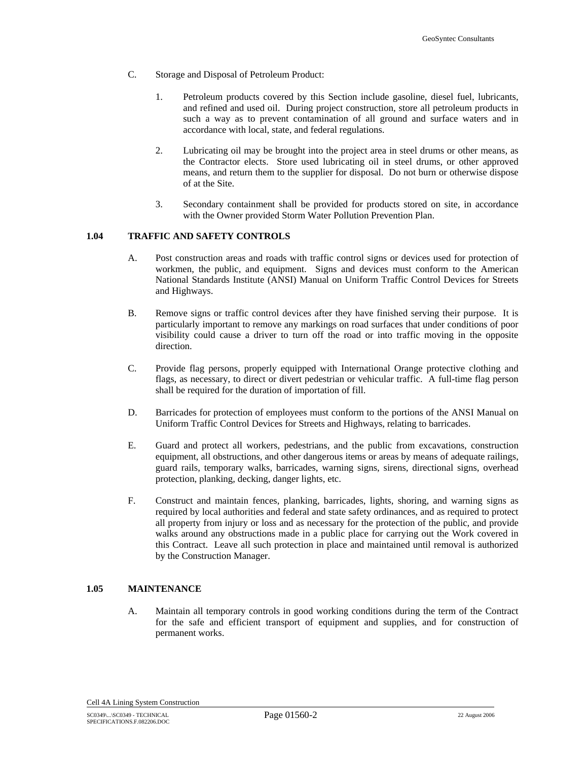C. Storage and Disposal of Petroleum Product:

1. Petroleum products covered by this Section include gasoline, diesel fuel, lubricants, and refined and used oil. During project construction, store all petroleum products in such a way as to prevent contamination of all ground and surface waters and in accordance with local, state, and federal regulations.

2. Lubricating oil may be brought into the project area in steel drums or other means, as the Contractor elects. Store used lubricating oil in steel drums, or other approved means, and return them to the supplier for disposal. Do not burn or otherwise dispose of at the Site.

3. Secondary containment shall be provided for products stored on site, in accordance with the Owner provided Storm Water Pollution Prevention Plan.

## 1.04 TRAFFIC AND SAFETY CONTROLS

A. Post construction areas and roads with traffic control signs or devices used for protection of workmen, the public, and equipment. Signs and devices must conform to the American National Standards Institute (ANSI) Manual on Uniform Traffic Control Devices for Streets and Highways.

B. Remove signs or traffic control devices after they have finished serving their purpose. It is particularly important to remove any markings on road surfaces that under conditions of poor visibility could cause a driver to turn off the road or into traffic moving in the opposite direction.

C. Provide flag persons, properly equipped with International Orange protective clothing and flags, as necessary, to direct or divert pedestrian or vehicular traffic. A full-time flag person shall be required for the duration of importation of fill.

D. Barricades for protection of employees must conform to the portions of the ANSI Manual on Uniform Traffic Control Devices for Streets and Highways, relating to barricades.

E. Guard and protect all workers, pedestrians, and the public from excavations, construction equipment, all obstructions, and other dangerous items or areas by means of adequate railings, guard rails, temporary walks, barricades, warning signs, sirens, directional signs, overhead protection, planking, decking, danger lights, etc.

F. Construct and maintain fences, planking, barricades, lights, shoring, and warning signs as required by local authorities and federal and state safety ordinances, and as required to protect all property from injury or loss and as necessary for the protection of the public, and provide walks around any obstructions made in a public place for carrying out the Work covered in this Contract. Leave all such protection in place and maintained until removal is authorized by the Construction Manager.

## 1.05 MAINTENANCE

A. Maintain all temporary controls in good working conditions during the term of the Contract for the safe and efficient transport of equipment and supplies, and for construction of permanent works.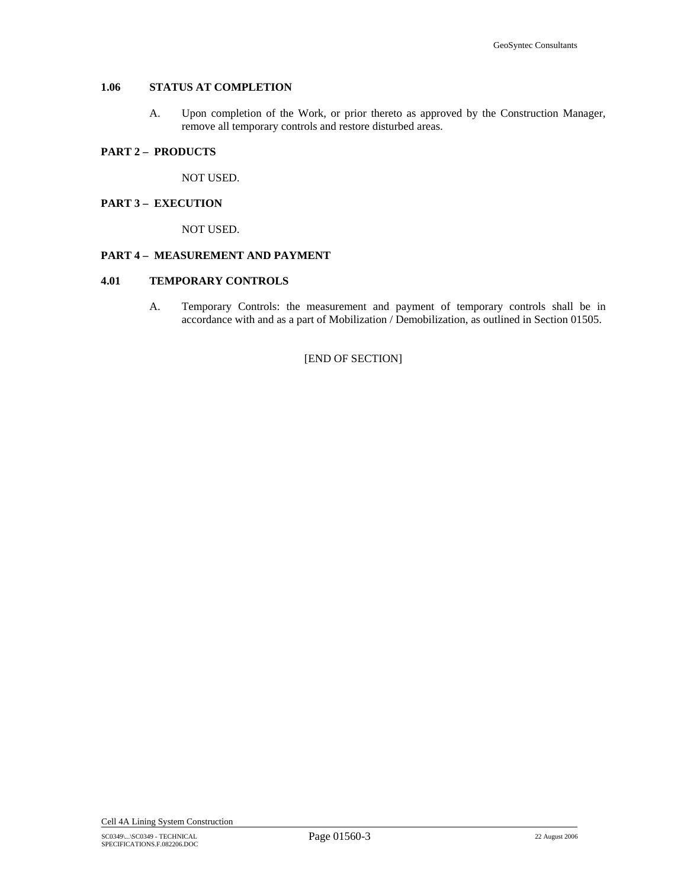### 1.06 STATUS AT COMPLETION

A. Upon completion of the Work, or prior thereto as approved by the Construction Manager, remove all temporary controls and restore disturbed areas.

## PART 2 – PRODUCTS

NOT USED.

## PART 3 – EXECUTION

NOT USED.

## PART 4 – MEASUREMENT AND PAYMENT

### 4.01 TEMPORARY CONTROLS

A. Temporary Controls: the measurement and payment of temporary controls shall be in accordance with and as a part of Mobilization / Demobilization, as outlined in Section 01505.

[END OF SECTION]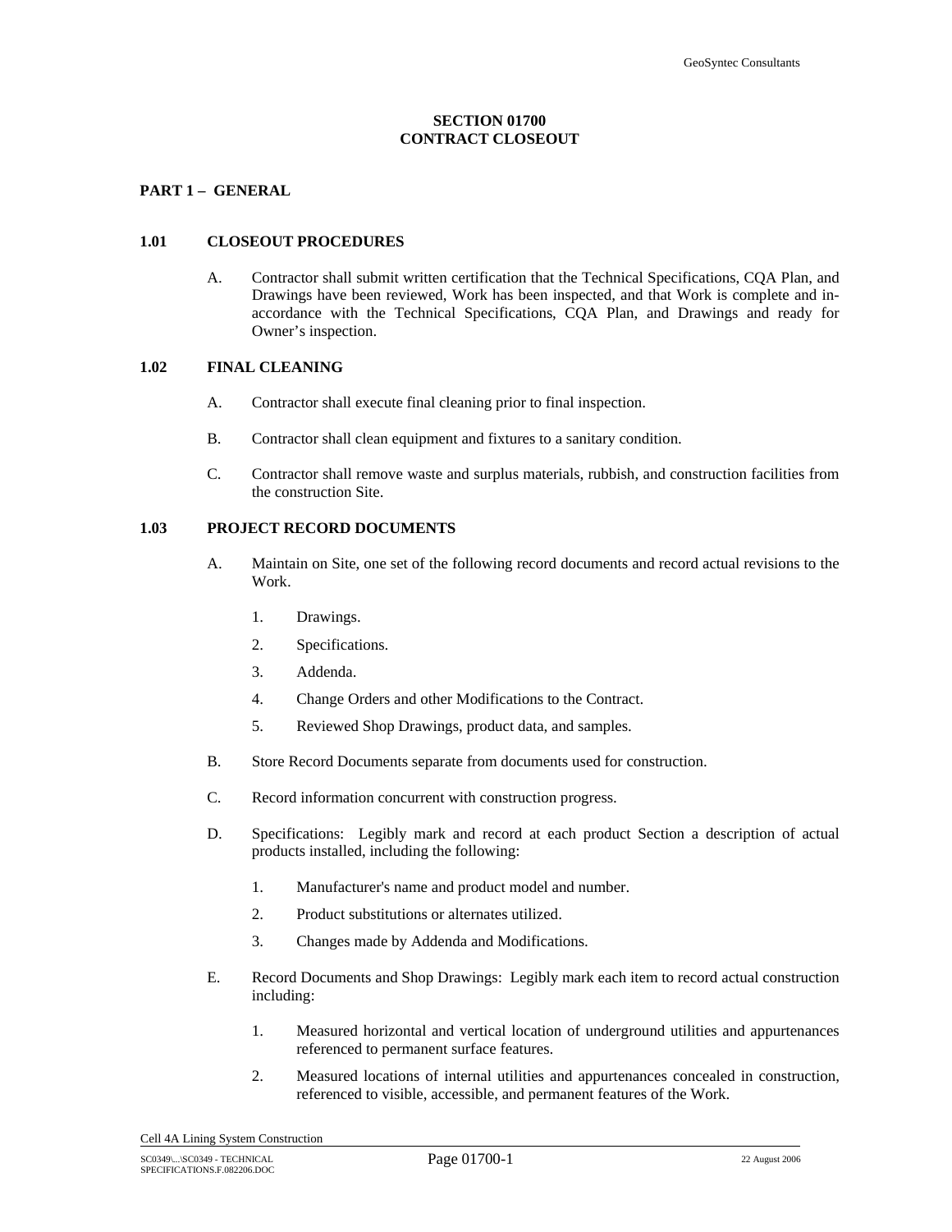# SECTION 01700
# CONTRACT CLOSEOUT

## PART 1 – GENERAL

### 1.01 CLOSEOUT PROCEDURES

A. Contractor shall submit written certification that the Technical Specifications, CQA Plan, and Drawings have been reviewed, Work has been inspected, and that Work is complete and in-accordance with the Technical Specifications, CQA Plan, and Drawings and ready for Owner's inspection.

### 1.02 FINAL CLEANING

A. Contractor shall execute final cleaning prior to final inspection.

B. Contractor shall clean equipment and fixtures to a sanitary condition.

C. Contractor shall remove waste and surplus materials, rubbish, and construction facilities from the construction Site.

### 1.03 PROJECT RECORD DOCUMENTS

A. Maintain on Site, one set of the following record documents and record actual revisions to the Work.

1. Drawings.
2. Specifications.
3. Addenda.
4. Change Orders and other Modifications to the Contract.
5. Reviewed Shop Drawings, product data, and samples.

B. Store Record Documents separate from documents used for construction.

C. Record information concurrent with construction progress.

D. Specifications: Legibly mark and record at each product Section a description of actual products installed, including the following:

1. Manufacturer's name and product model and number.
2. Product substitutions or alternates utilized.
3. Changes made by Addenda and Modifications.

E. Record Documents and Shop Drawings: Legibly mark each item to record actual construction including:

1. Measured horizontal and vertical location of underground utilities and appurtenances referenced to permanent surface features.
2. Measured locations of internal utilities and appurtenances concealed in construction, referenced to visible, accessible, and permanent features of the Work.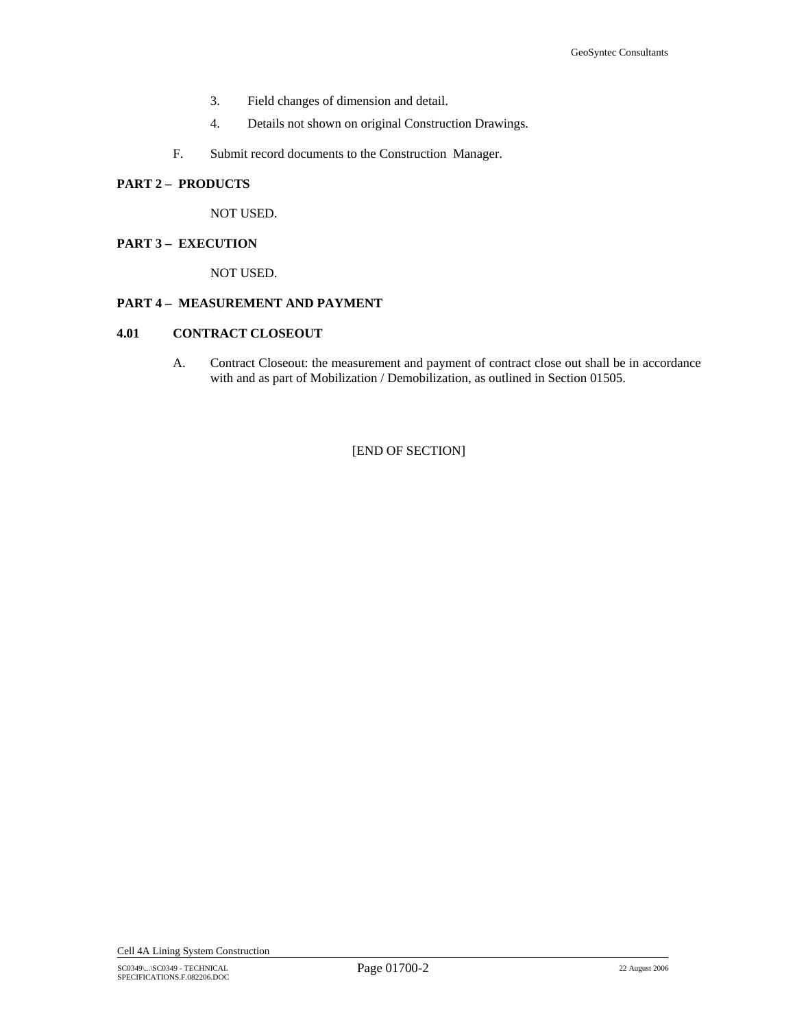3. Field changes of dimension and detail.

4. Details not shown on original Construction Drawings.

F. Submit record documents to the Construction Manager.

**PART 2 – PRODUCTS**

NOT USED.

**PART 3 – EXECUTION**

NOT USED.

**PART 4 – MEASUREMENT AND PAYMENT**

**4.01 CONTRACT CLOSEOUT**

A. Contract Closeout: the measurement and payment of contract close out shall be in accordance with and as part of Mobilization / Demobilization, as outlined in Section 01505.

[END OF SECTION]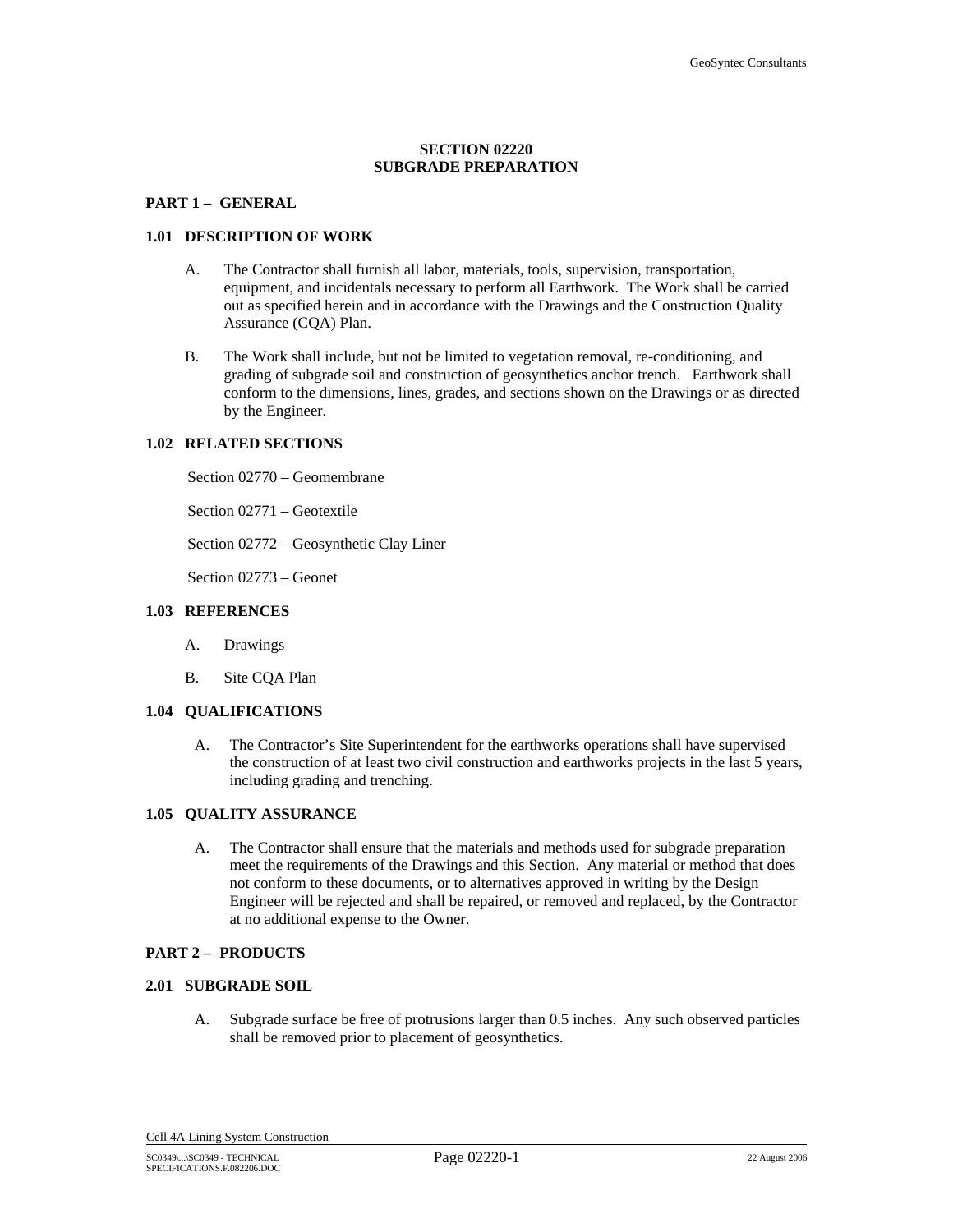# SECTION 02220
# SUBGRADE PREPARATION

## PART 1 – GENERAL

### 1.01 DESCRIPTION OF WORK

A. The Contractor shall furnish all labor, materials, tools, supervision, transportation, equipment, and incidentals necessary to perform all Earthwork. The Work shall be carried out as specified herein and in accordance with the Drawings and the Construction Quality Assurance (CQA) Plan.

B. The Work shall include, but not be limited to vegetation removal, re-conditioning, and grading of subgrade soil and construction of geosynthetics anchor trench. Earthwork shall conform to the dimensions, lines, grades, and sections shown on the Drawings or as directed by the Engineer.

### 1.02 RELATED SECTIONS

Section 02770 – Geomembrane

Section 02771 – Geotextile

Section 02772 – Geosynthetic Clay Liner

Section 02773 – Geonet

### 1.03 REFERENCES

A. Drawings

B. Site CQA Plan

### 1.04 QUALIFICATIONS

A. The Contractor's Site Superintendent for the earthworks operations shall have supervised the construction of at least two civil construction and earthworks projects in the last 5 years, including grading and trenching.

### 1.05 QUALITY ASSURANCE

A. The Contractor shall ensure that the materials and methods used for subgrade preparation meet the requirements of the Drawings and this Section. Any material or method that does not conform to these documents, or to alternatives approved in writing by the Design Engineer will be rejected and shall be repaired, or removed and replaced, by the Contractor at no additional expense to the Owner.

## PART 2 – PRODUCTS

### 2.01 SUBGRADE SOIL

A. Subgrade surface be free of protrusions larger than 0.5 inches. Any such observed particles shall be removed prior to placement of geosynthetics.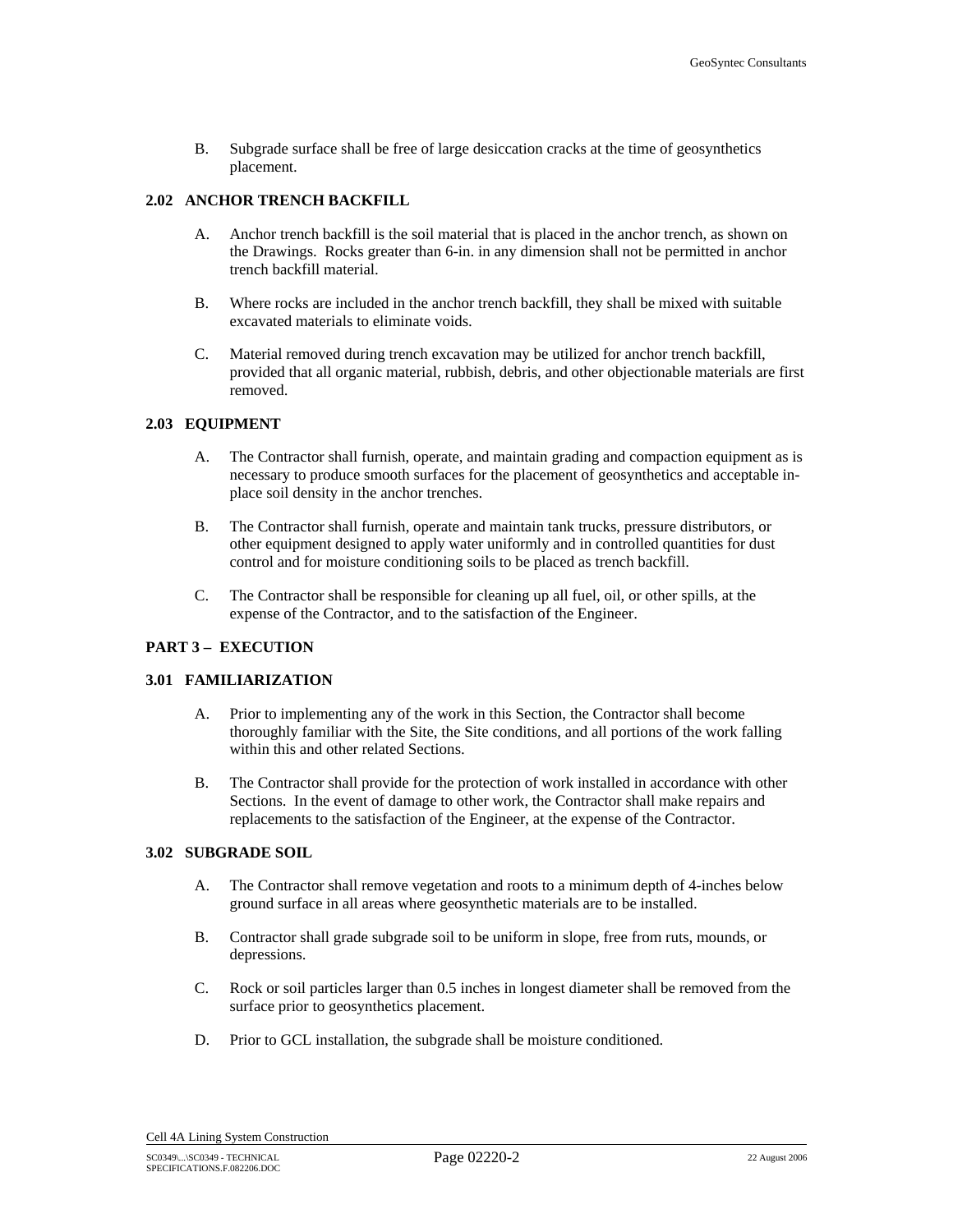B. Subgrade surface shall be free of large desiccation cracks at the time of geosynthetics placement.

### 2.02 ANCHOR TRENCH BACKFILL

A. Anchor trench backfill is the soil material that is placed in the anchor trench, as shown on the Drawings. Rocks greater than 6-in. in any dimension shall not be permitted in anchor trench backfill material.

B. Where rocks are included in the anchor trench backfill, they shall be mixed with suitable excavated materials to eliminate voids.

C. Material removed during trench excavation may be utilized for anchor trench backfill, provided that all organic material, rubbish, debris, and other objectionable materials are first removed.

### 2.03 EQUIPMENT

A. The Contractor shall furnish, operate, and maintain grading and compaction equipment as is necessary to produce smooth surfaces for the placement of geosynthetics and acceptable in-place soil density in the anchor trenches.

B. The Contractor shall furnish, operate and maintain tank trucks, pressure distributors, or other equipment designed to apply water uniformly and in controlled quantities for dust control and for moisture conditioning soils to be placed as trench backfill.

C. The Contractor shall be responsible for cleaning up all fuel, oil, or other spills, at the expense of the Contractor, and to the satisfaction of the Engineer.

## PART 3 – EXECUTION

### 3.01 FAMILIARIZATION

A. Prior to implementing any of the work in this Section, the Contractor shall become thoroughly familiar with the Site, the Site conditions, and all portions of the work falling within this and other related Sections.

B. The Contractor shall provide for the protection of work installed in accordance with other Sections. In the event of damage to other work, the Contractor shall make repairs and replacements to the satisfaction of the Engineer, at the expense of the Contractor.

### 3.02 SUBGRADE SOIL

A. The Contractor shall remove vegetation and roots to a minimum depth of 4-inches below ground surface in all areas where geosynthetic materials are to be installed.

B. Contractor shall grade subgrade soil to be uniform in slope, free from ruts, mounds, or depressions.

C. Rock or soil particles larger than 0.5 inches in longest diameter shall be removed from the surface prior to geosynthetics placement.

D. Prior to GCL installation, the subgrade shall be moisture conditioned.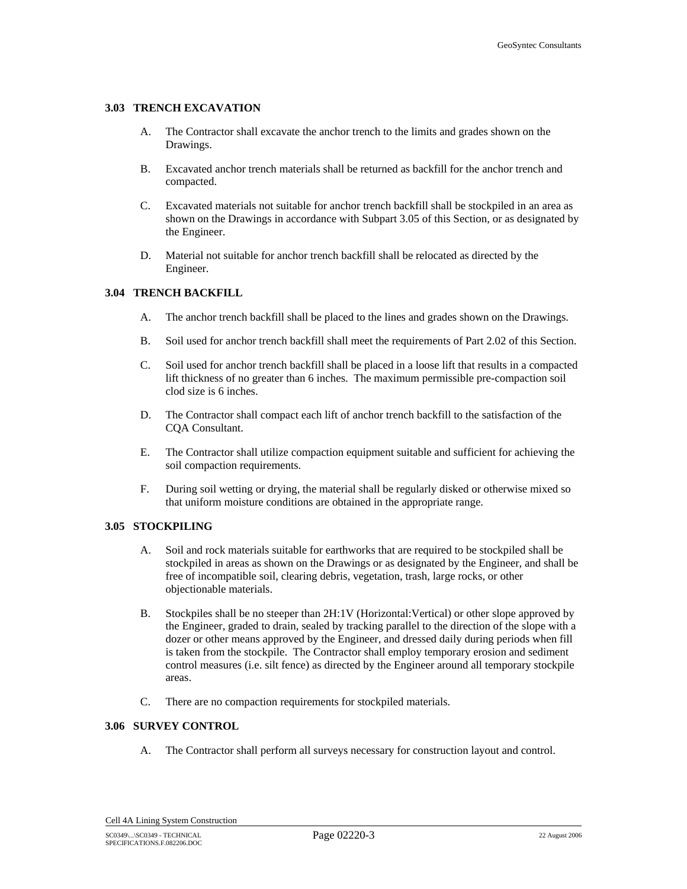### 3.03 TRENCH EXCAVATION

A. The Contractor shall excavate the anchor trench to the limits and grades shown on the Drawings.

B. Excavated anchor trench materials shall be returned as backfill for the anchor trench and compacted.

C. Excavated materials not suitable for anchor trench backfill shall be stockpiled in an area as shown on the Drawings in accordance with Subpart 3.05 of this Section, or as designated by the Engineer.

D. Material not suitable for anchor trench backfill shall be relocated as directed by the Engineer.

### 3.04 TRENCH BACKFILL

A. The anchor trench backfill shall be placed to the lines and grades shown on the Drawings.

B. Soil used for anchor trench backfill shall meet the requirements of Part 2.02 of this Section.

C. Soil used for anchor trench backfill shall be placed in a loose lift that results in a compacted lift thickness of no greater than 6 inches. The maximum permissible pre-compaction soil clod size is 6 inches.

D. The Contractor shall compact each lift of anchor trench backfill to the satisfaction of the CQA Consultant.

E. The Contractor shall utilize compaction equipment suitable and sufficient for achieving the soil compaction requirements.

F. During soil wetting or drying, the material shall be regularly disked or otherwise mixed so that uniform moisture conditions are obtained in the appropriate range.

### 3.05 STOCKPILING

A. Soil and rock materials suitable for earthworks that are required to be stockpiled shall be stockpiled in areas as shown on the Drawings or as designated by the Engineer, and shall be free of incompatible soil, clearing debris, vegetation, trash, large rocks, or other objectionable materials.

B. Stockpiles shall be no steeper than 2H:1V (Horizontal:Vertical) or other slope approved by the Engineer, graded to drain, sealed by tracking parallel to the direction of the slope with a dozer or other means approved by the Engineer, and dressed daily during periods when fill is taken from the stockpile. The Contractor shall employ temporary erosion and sediment control measures (i.e. silt fence) as directed by the Engineer around all temporary stockpile areas.

C. There are no compaction requirements for stockpiled materials.

### 3.06 SURVEY CONTROL

A. The Contractor shall perform all surveys necessary for construction layout and control.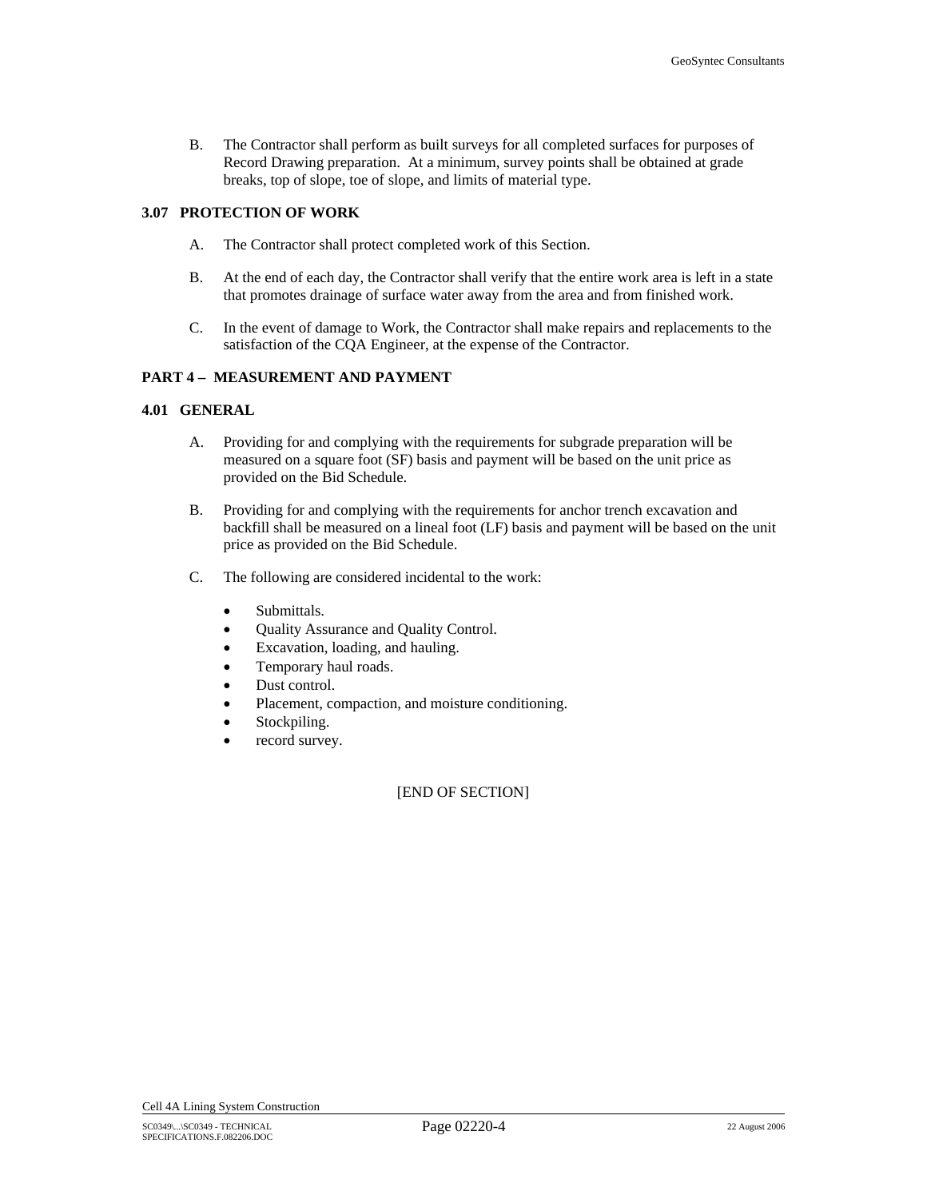B. The Contractor shall perform as built surveys for all completed surfaces for purposes of Record Drawing preparation. At a minimum, survey points shall be obtained at grade breaks, top of slope, toe of slope, and limits of material type.

### 3.07 PROTECTION OF WORK

A. The Contractor shall protect completed work of this Section.

B. At the end of each day, the Contractor shall verify that the entire work area is left in a state that promotes drainage of surface water away from the area and from finished work.

C. In the event of damage to Work, the Contractor shall make repairs and replacements to the satisfaction of the CQA Engineer, at the expense of the Contractor.

## PART 4 – MEASUREMENT AND PAYMENT

### 4.01 GENERAL

A. Providing for and complying with the requirements for subgrade preparation will be measured on a square foot (SF) basis and payment will be based on the unit price as provided on the Bid Schedule.

B. Providing for and complying with the requirements for anchor trench excavation and backfill shall be measured on a lineal foot (LF) basis and payment will be based on the unit price as provided on the Bid Schedule.

C. The following are considered incidental to the work:

- Submittals.
- Quality Assurance and Quality Control.
- Excavation, loading, and hauling.
- Temporary haul roads.
- Dust control.
- Placement, compaction, and moisture conditioning.
- Stockpiling.
- record survey.

[END OF SECTION]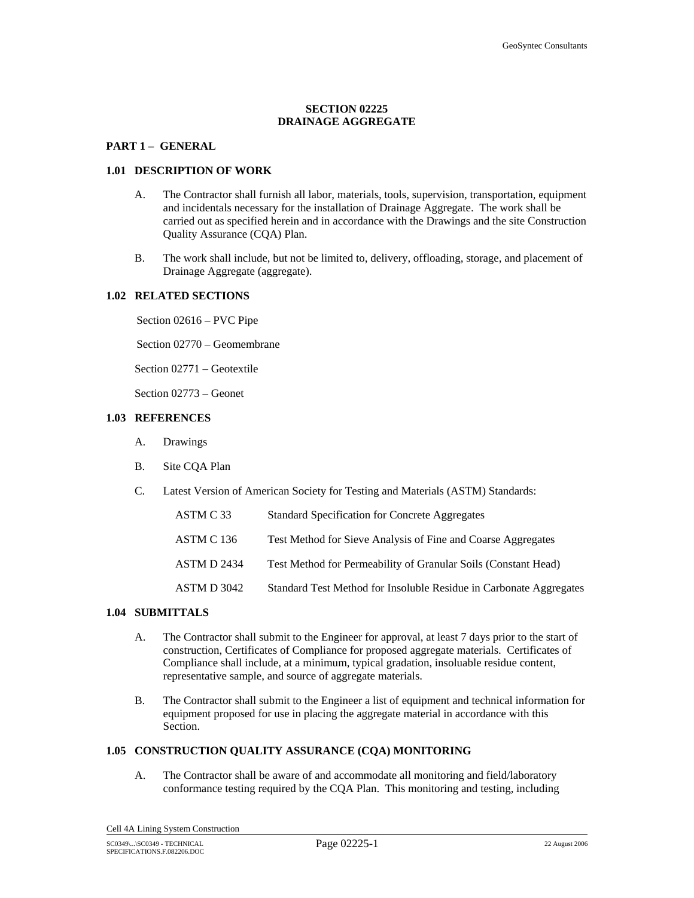## SECTION 02225
## DRAINAGE AGGREGATE

### PART 1 – GENERAL

### 1.01 DESCRIPTION OF WORK

A. The Contractor shall furnish all labor, materials, tools, supervision, transportation, equipment and incidentals necessary for the installation of Drainage Aggregate. The work shall be carried out as specified herein and in accordance with the Drawings and the site Construction Quality Assurance (CQA) Plan.

B. The work shall include, but not be limited to, delivery, offloading, storage, and placement of Drainage Aggregate (aggregate).

### 1.02 RELATED SECTIONS

Section 02616 – PVC Pipe

Section 02770 – Geomembrane

Section 02771 – Geotextile

Section 02773 – Geonet

### 1.03 REFERENCES

A. Drawings

B. Site CQA Plan

C. Latest Version of American Society for Testing and Materials (ASTM) Standards:

| | |
|---|---|
| ASTM C 33 | Standard Specification for Concrete Aggregates |
| ASTM C 136 | Test Method for Sieve Analysis of Fine and Coarse Aggregates |
| ASTM D 2434 | Test Method for Permeability of Granular Soils (Constant Head) |
| ASTM D 3042 | Standard Test Method for Insoluble Residue in Carbonate Aggregates |

### 1.04 SUBMITTALS

A. The Contractor shall submit to the Engineer for approval, at least 7 days prior to the start of construction, Certificates of Compliance for proposed aggregate materials. Certificates of Compliance shall include, at a minimum, typical gradation, insoluable residue content, representative sample, and source of aggregate materials.

B. The Contractor shall submit to the Engineer a list of equipment and technical information for equipment proposed for use in placing the aggregate material in accordance with this Section.

### 1.05 CONSTRUCTION QUALITY ASSURANCE (CQA) MONITORING

A. The Contractor shall be aware of and accommodate all monitoring and field/laboratory conformance testing required by the CQA Plan. This monitoring and testing, including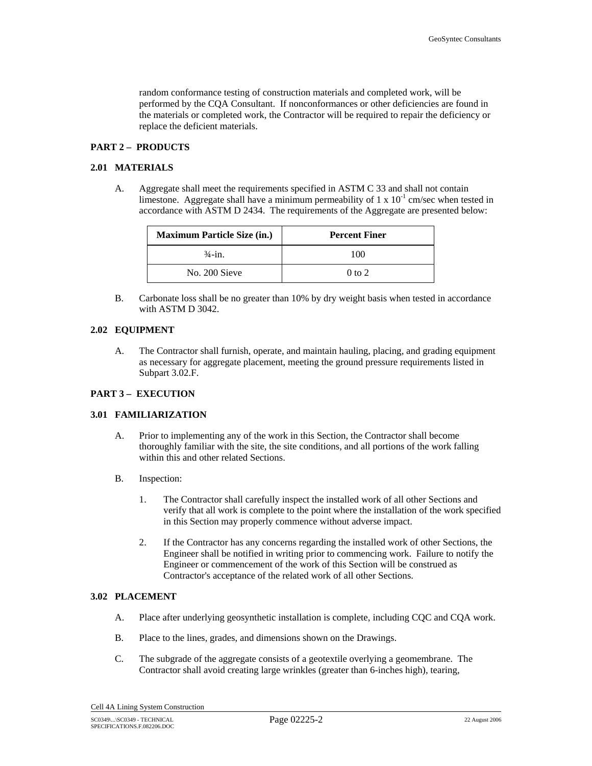random conformance testing of construction materials and completed work, will be performed by the CQA Consultant. If nonconformances or other deficiencies are found in the materials or completed work, the Contractor will be required to repair the deficiency or replace the deficient materials.

## PART 2 – PRODUCTS

### 2.01 MATERIALS

A. Aggregate shall meet the requirements specified in ASTM C 33 and shall not contain limestone. Aggregate shall have a minimum permeability of $1 \times 10^{-1}$ cm/sec when tested in accordance with ASTM D 2434. The requirements of the Aggregate are presented below:

| Maximum Particle Size (in.) | Percent Finer |
| --- | --- |
| ¾-in. | 100 |
| No. 200 Sieve | 0 to 2 |

B. Carbonate loss shall be no greater than 10% by dry weight basis when tested in accordance with ASTM D 3042.

### 2.02 EQUIPMENT

A. The Contractor shall furnish, operate, and maintain hauling, placing, and grading equipment as necessary for aggregate placement, meeting the ground pressure requirements listed in Subpart 3.02.F.

## PART 3 – EXECUTION

### 3.01 FAMILIARIZATION

A. Prior to implementing any of the work in this Section, the Contractor shall become thoroughly familiar with the site, the site conditions, and all portions of the work falling within this and other related Sections.

B. Inspection:

1. The Contractor shall carefully inspect the installed work of all other Sections and verify that all work is complete to the point where the installation of the work specified in this Section may properly commence without adverse impact.

2. If the Contractor has any concerns regarding the installed work of other Sections, the Engineer shall be notified in writing prior to commencing work. Failure to notify the Engineer or commencement of the work of this Section will be construed as Contractor's acceptance of the related work of all other Sections.

### 3.02 PLACEMENT

A. Place after underlying geosynthetic installation is complete, including CQC and CQA work.

B. Place to the lines, grades, and dimensions shown on the Drawings.

C. The subgrade of the aggregate consists of a geotextile overlying a geomembrane. The Contractor shall avoid creating large wrinkles (greater than 6-inches high), tearing,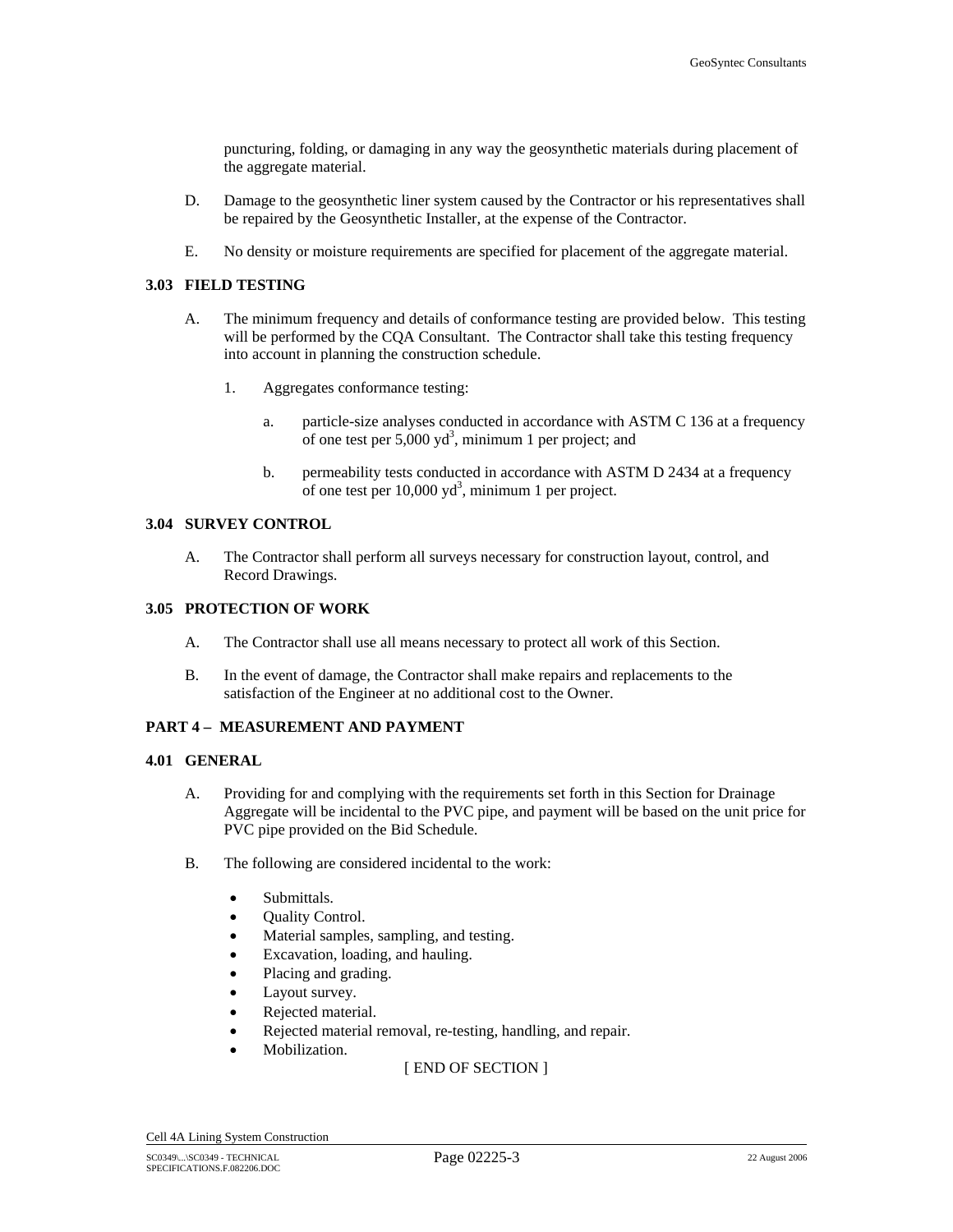puncturing, folding, or damaging in any way the geosynthetic materials during placement of the aggregate material.

D. Damage to the geosynthetic liner system caused by the Contractor or his representatives shall be repaired by the Geosynthetic Installer, at the expense of the Contractor.

E. No density or moisture requirements are specified for placement of the aggregate material.

### 3.03 FIELD TESTING

A. The minimum frequency and details of conformance testing are provided below. This testing will be performed by the CQA Consultant. The Contractor shall take this testing frequency into account in planning the construction schedule.

1. Aggregates conformance testing:

   a. particle-size analyses conducted in accordance with ASTM C 136 at a frequency of one test per 5,000 $yd^3$, minimum 1 per project; and

   b. permeability tests conducted in accordance with ASTM D 2434 at a frequency of one test per 10,000 $yd^3$, minimum 1 per project.

### 3.04 SURVEY CONTROL

A. The Contractor shall perform all surveys necessary for construction layout, control, and Record Drawings.

### 3.05 PROTECTION OF WORK

A. The Contractor shall use all means necessary to protect all work of this Section.

B. In the event of damage, the Contractor shall make repairs and replacements to the satisfaction of the Engineer at no additional cost to the Owner.

## PART 4 – MEASUREMENT AND PAYMENT

### 4.01 GENERAL

A. Providing for and complying with the requirements set forth in this Section for Drainage Aggregate will be incidental to the PVC pipe, and payment will be based on the unit price for PVC pipe provided on the Bid Schedule.

B. The following are considered incidental to the work:

- Submittals.
- Quality Control.
- Material samples, sampling, and testing.
- Excavation, loading, and hauling.
- Placing and grading.
- Layout survey.
- Rejected material.
- Rejected material removal, re-testing, handling, and repair.
- Mobilization.

[ END OF SECTION ]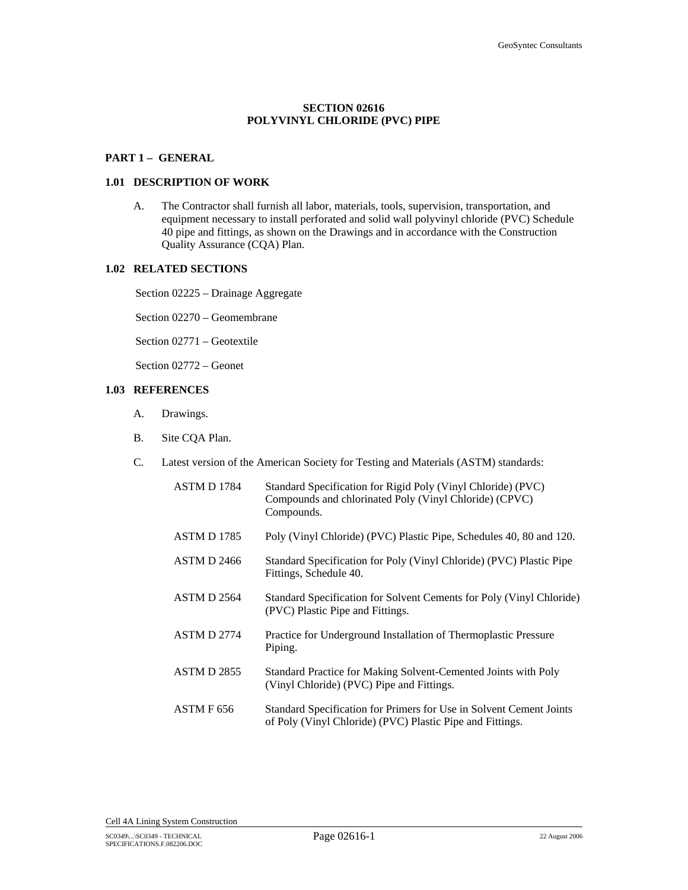# SECTION 02616
# POLYVINYL CHLORIDE (PVC) PIPE

## PART 1 – GENERAL

### 1.01 DESCRIPTION OF WORK

A. The Contractor shall furnish all labor, materials, tools, supervision, transportation, and equipment necessary to install perforated and solid wall polyvinyl chloride (PVC) Schedule 40 pipe and fittings, as shown on the Drawings and in accordance with the Construction Quality Assurance (CQA) Plan.

### 1.02 RELATED SECTIONS

Section 02225 – Drainage Aggregate

Section 02270 – Geomembrane

Section 02771 – Geotextile

Section 02772 – Geonet

### 1.03 REFERENCES

A. Drawings.

B. Site CQA Plan.

C. Latest version of the American Society for Testing and Materials (ASTM) standards:

| | |
|---|---|
| ASTM D 1784 | Standard Specification for Rigid Poly (Vinyl Chloride) (PVC) Compounds and chlorinated Poly (Vinyl Chloride) (CPVC) Compounds. |
| ASTM D 1785 | Poly (Vinyl Chloride) (PVC) Plastic Pipe, Schedules 40, 80 and 120. |
| ASTM D 2466 | Standard Specification for Poly (Vinyl Chloride) (PVC) Plastic Pipe Fittings, Schedule 40. |
| ASTM D 2564 | Standard Specification for Solvent Cements for Poly (Vinyl Chloride) (PVC) Plastic Pipe and Fittings. |
| ASTM D 2774 | Practice for Underground Installation of Thermoplastic Pressure Piping. |
| ASTM D 2855 | Standard Practice for Making Solvent-Cemented Joints with Poly (Vinyl Chloride) (PVC) Pipe and Fittings. |
| ASTM F 656 | Standard Specification for Primers for Use in Solvent Cement Joints of Poly (Vinyl Chloride) (PVC) Plastic Pipe and Fittings. |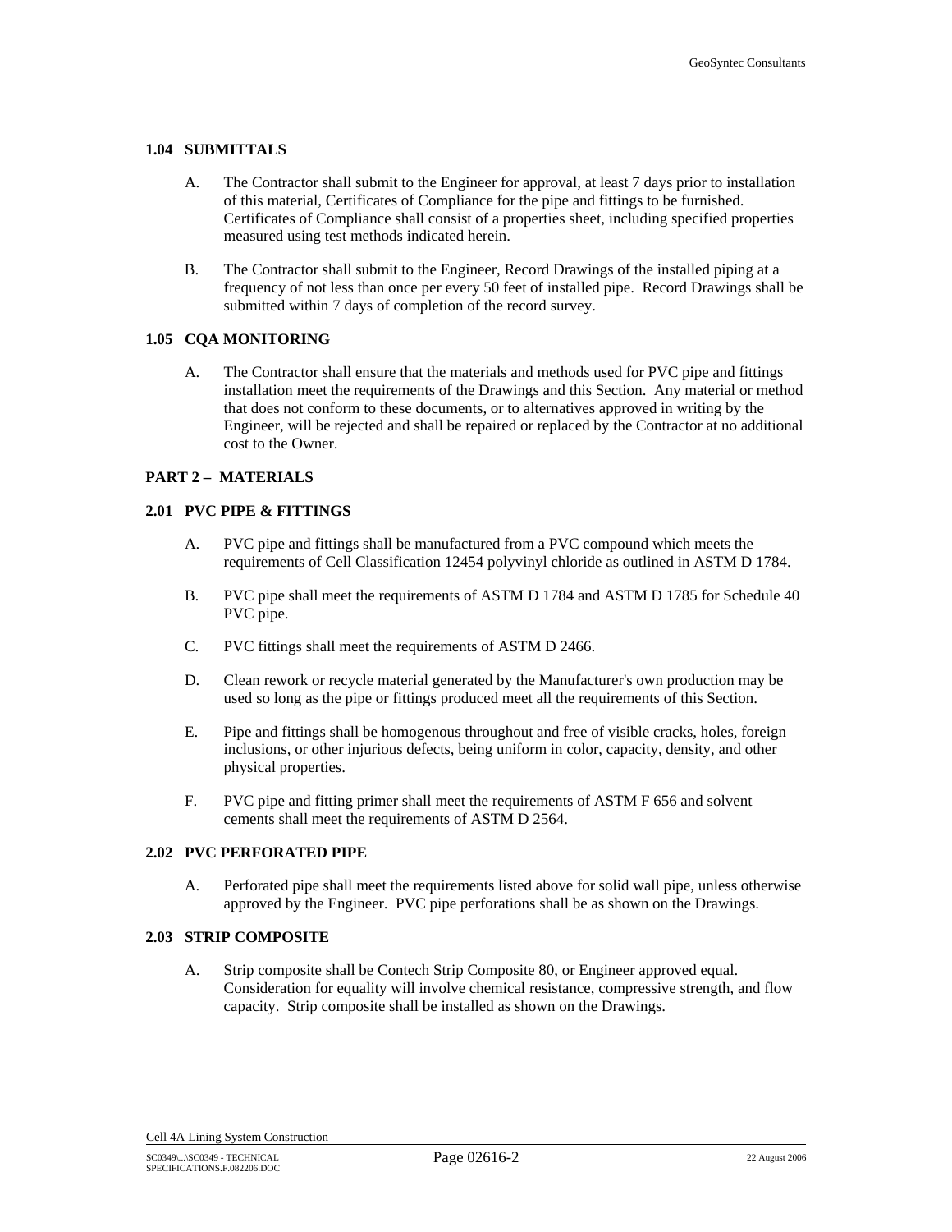### 1.04 SUBMITTALS

A. The Contractor shall submit to the Engineer for approval, at least 7 days prior to installation of this material, Certificates of Compliance for the pipe and fittings to be furnished. Certificates of Compliance shall consist of a properties sheet, including specified properties measured using test methods indicated herein.

B. The Contractor shall submit to the Engineer, Record Drawings of the installed piping at a frequency of not less than once per every 50 feet of installed pipe. Record Drawings shall be submitted within 7 days of completion of the record survey.

### 1.05 CQA MONITORING

A. The Contractor shall ensure that the materials and methods used for PVC pipe and fittings installation meet the requirements of the Drawings and this Section. Any material or method that does not conform to these documents, or to alternatives approved in writing by the Engineer, will be rejected and shall be repaired or replaced by the Contractor at no additional cost to the Owner.

## PART 2 – MATERIALS

### 2.01 PVC PIPE & FITTINGS

A. PVC pipe and fittings shall be manufactured from a PVC compound which meets the requirements of Cell Classification 12454 polyvinyl chloride as outlined in ASTM D 1784.

B. PVC pipe shall meet the requirements of ASTM D 1784 and ASTM D 1785 for Schedule 40 PVC pipe.

C. PVC fittings shall meet the requirements of ASTM D 2466.

D. Clean rework or recycle material generated by the Manufacturer's own production may be used so long as the pipe or fittings produced meet all the requirements of this Section.

E. Pipe and fittings shall be homogenous throughout and free of visible cracks, holes, foreign inclusions, or other injurious defects, being uniform in color, capacity, density, and other physical properties.

F. PVC pipe and fitting primer shall meet the requirements of ASTM F 656 and solvent cements shall meet the requirements of ASTM D 2564.

### 2.02 PVC PERFORATED PIPE

A. Perforated pipe shall meet the requirements listed above for solid wall pipe, unless otherwise approved by the Engineer. PVC pipe perforations shall be as shown on the Drawings.

### 2.03 STRIP COMPOSITE

A. Strip composite shall be Contech Strip Composite 80, or Engineer approved equal. Consideration for equality will involve chemical resistance, compressive strength, and flow capacity. Strip composite shall be installed as shown on the Drawings.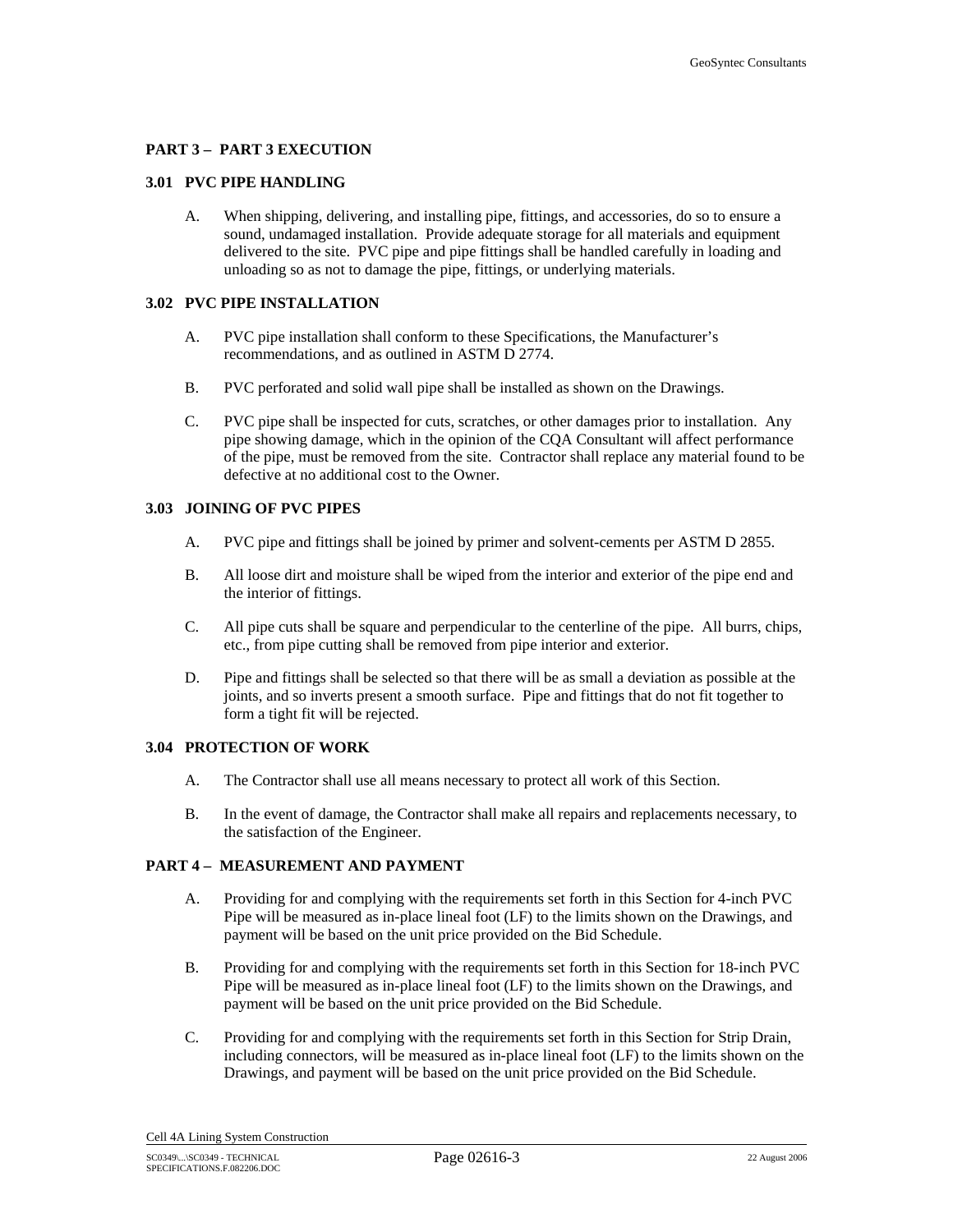## PART 3 – PART 3 EXECUTION

### 3.01 PVC PIPE HANDLING

A. When shipping, delivering, and installing pipe, fittings, and accessories, do so to ensure a sound, undamaged installation. Provide adequate storage for all materials and equipment delivered to the site. PVC pipe and pipe fittings shall be handled carefully in loading and unloading so as not to damage the pipe, fittings, or underlying materials.

### 3.02 PVC PIPE INSTALLATION

A. PVC pipe installation shall conform to these Specifications, the Manufacturer's recommendations, and as outlined in ASTM D 2774.

B. PVC perforated and solid wall pipe shall be installed as shown on the Drawings.

C. PVC pipe shall be inspected for cuts, scratches, or other damages prior to installation. Any pipe showing damage, which in the opinion of the CQA Consultant will affect performance of the pipe, must be removed from the site. Contractor shall replace any material found to be defective at no additional cost to the Owner.

### 3.03 JOINING OF PVC PIPES

A. PVC pipe and fittings shall be joined by primer and solvent-cements per ASTM D 2855.

B. All loose dirt and moisture shall be wiped from the interior and exterior of the pipe end and the interior of fittings.

C. All pipe cuts shall be square and perpendicular to the centerline of the pipe. All burrs, chips, etc., from pipe cutting shall be removed from pipe interior and exterior.

D. Pipe and fittings shall be selected so that there will be as small a deviation as possible at the joints, and so inverts present a smooth surface. Pipe and fittings that do not fit together to form a tight fit will be rejected.

### 3.04 PROTECTION OF WORK

A. The Contractor shall use all means necessary to protect all work of this Section.

B. In the event of damage, the Contractor shall make all repairs and replacements necessary, to the satisfaction of the Engineer.

## PART 4 – MEASUREMENT AND PAYMENT

A. Providing for and complying with the requirements set forth in this Section for 4-inch PVC Pipe will be measured as in-place lineal foot (LF) to the limits shown on the Drawings, and payment will be based on the unit price provided on the Bid Schedule.

B. Providing for and complying with the requirements set forth in this Section for 18-inch PVC Pipe will be measured as in-place lineal foot (LF) to the limits shown on the Drawings, and payment will be based on the unit price provided on the Bid Schedule.

C. Providing for and complying with the requirements set forth in this Section for Strip Drain, including connectors, will be measured as in-place lineal foot (LF) to the limits shown on the Drawings, and payment will be based on the unit price provided on the Bid Schedule.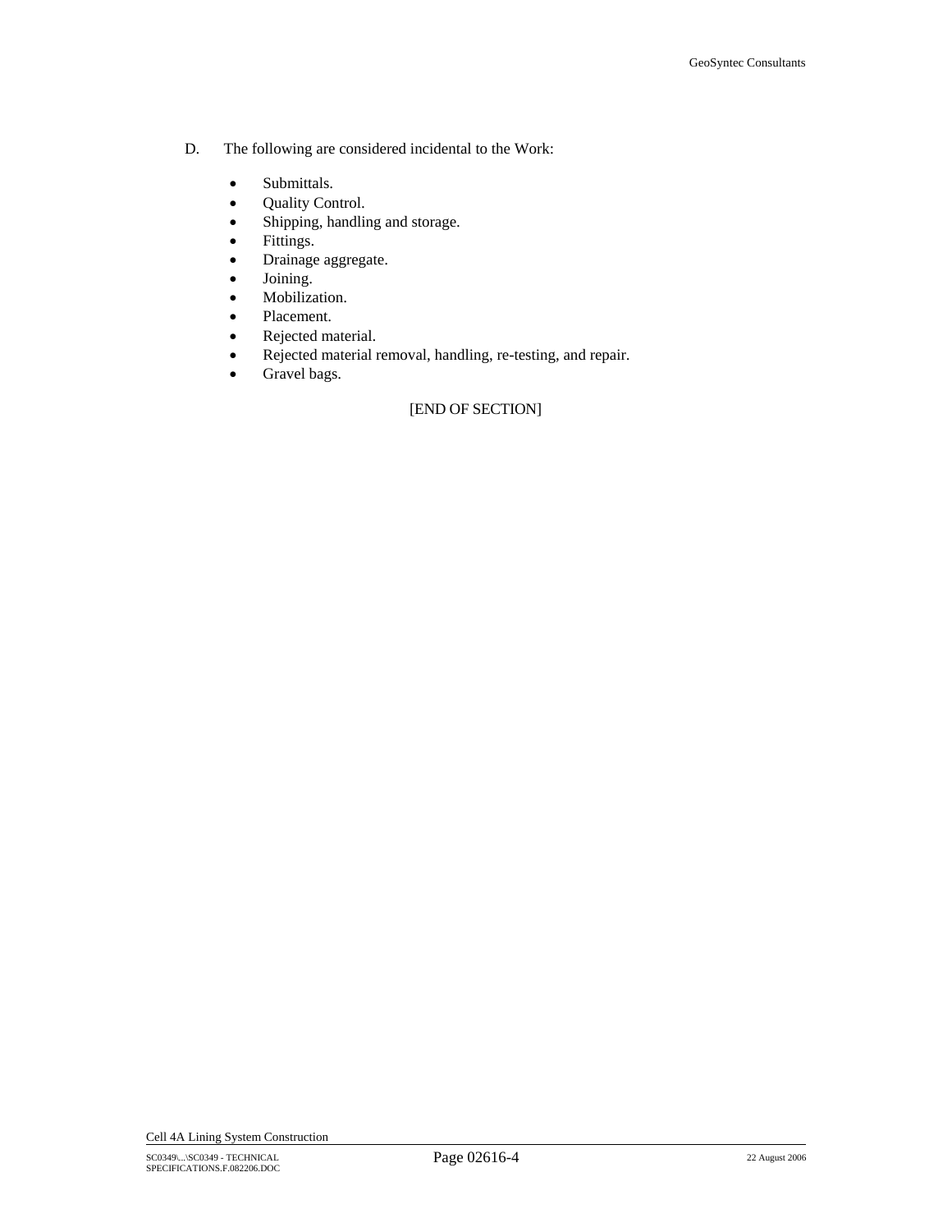D. The following are considered incidental to the Work:

- Submittals.
- Quality Control.
- Shipping, handling and storage.
- Fittings.
- Drainage aggregate.
- Joining.
- Mobilization.
- Placement.
- Rejected material.
- Rejected material removal, handling, re-testing, and repair.
- Gravel bags.

[END OF SECTION]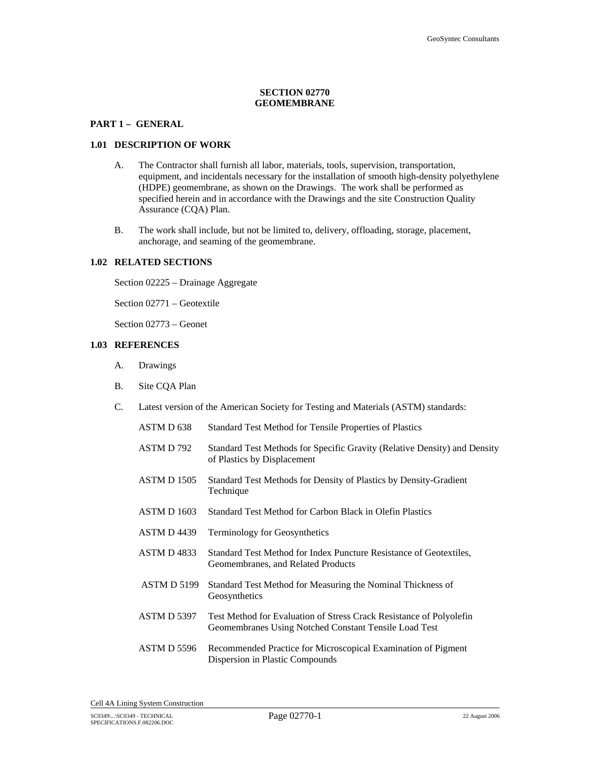# SECTION 02770
# GEOMEMBRANE

## PART 1 – GENERAL

### 1.01 DESCRIPTION OF WORK

A. The Contractor shall furnish all labor, materials, tools, supervision, transportation, equipment, and incidentals necessary for the installation of smooth high-density polyethylene (HDPE) geomembrane, as shown on the Drawings. The work shall be performed as specified herein and in accordance with the Drawings and the site Construction Quality Assurance (CQA) Plan.

B. The work shall include, but not be limited to, delivery, offloading, storage, placement, anchorage, and seaming of the geomembrane.

### 1.02 RELATED SECTIONS

Section 02225 – Drainage Aggregate

Section 02771 – Geotextile

Section 02773 – Geonet

### 1.03 REFERENCES

A. Drawings

B. Site CQA Plan

C. Latest version of the American Society for Testing and Materials (ASTM) standards:

| | |
|---|---|
| ASTM D 638 | Standard Test Method for Tensile Properties of Plastics |
| ASTM D 792 | Standard Test Methods for Specific Gravity (Relative Density) and Density of Plastics by Displacement |
| ASTM D 1505 | Standard Test Methods for Density of Plastics by Density-Gradient Technique |
| ASTM D 1603 | Standard Test Method for Carbon Black in Olefin Plastics |
| ASTM D 4439 | Terminology for Geosynthetics |
| ASTM D 4833 | Standard Test Method for Index Puncture Resistance of Geotextiles, Geomembranes, and Related Products |
| ASTM D 5199 | Standard Test Method for Measuring the Nominal Thickness of Geosynthetics |
| ASTM D 5397 | Test Method for Evaluation of Stress Crack Resistance of Polyolefin Geomembranes Using Notched Constant Tensile Load Test |
| ASTM D 5596 | Recommended Practice for Microscopical Examination of Pigment Dispersion in Plastic Compounds |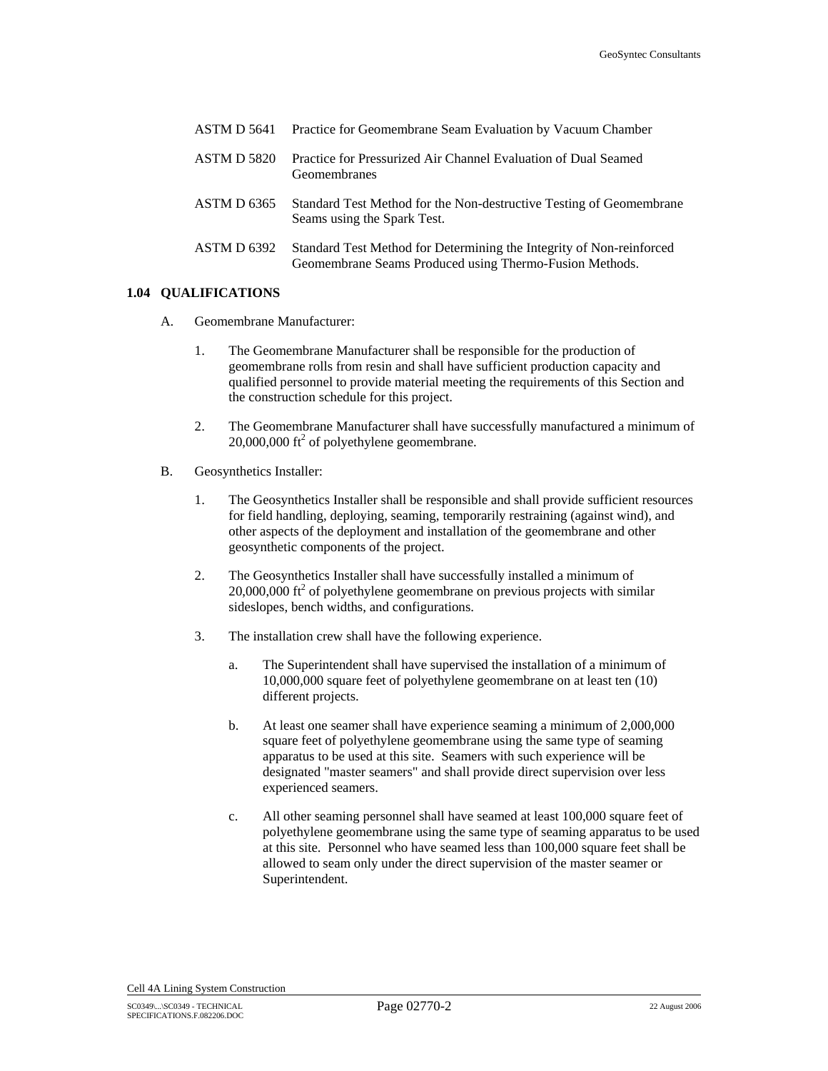ASTM D 5641 Practice for Geomembrane Seam Evaluation by Vacuum Chamber

ASTM D 5820 Practice for Pressurized Air Channel Evaluation of Dual Seamed Geomembranes

ASTM D 6365 Standard Test Method for the Non-destructive Testing of Geomembrane Seams using the Spark Test.

ASTM D 6392 Standard Test Method for Determining the Integrity of Non-reinforced Geomembrane Seams Produced using Thermo-Fusion Methods.

### 1.04 QUALIFICATIONS

A. Geomembrane Manufacturer:

1. The Geomembrane Manufacturer shall be responsible for the production of geomembrane rolls from resin and shall have sufficient production capacity and qualified personnel to provide material meeting the requirements of this Section and the construction schedule for this project.

2. The Geomembrane Manufacturer shall have successfully manufactured a minimum of 20,000,000 $ft^2$ of polyethylene geomembrane.

B. Geosynthetics Installer:

1. The Geosynthetics Installer shall be responsible and shall provide sufficient resources for field handling, deploying, seaming, temporarily restraining (against wind), and other aspects of the deployment and installation of the geomembrane and other geosynthetic components of the project.

2. The Geosynthetics Installer shall have successfully installed a minimum of 20,000,000 $ft^2$ of polyethylene geomembrane on previous projects with similar sideslopes, bench widths, and configurations.

3. The installation crew shall have the following experience.

   a. The Superintendent shall have supervised the installation of a minimum of 10,000,000 square feet of polyethylene geomembrane on at least ten (10) different projects.

   b. At least one seamer shall have experience seaming a minimum of 2,000,000 square feet of polyethylene geomembrane using the same type of seaming apparatus to be used at this site. Seamers with such experience will be designated "master seamers" and shall provide direct supervision over less experienced seamers.

   c. All other seaming personnel shall have seamed at least 100,000 square feet of polyethylene geomembrane using the same type of seaming apparatus to be used at this site. Personnel who have seamed less than 100,000 square feet shall be allowed to seam only under the direct supervision of the master seamer or Superintendent.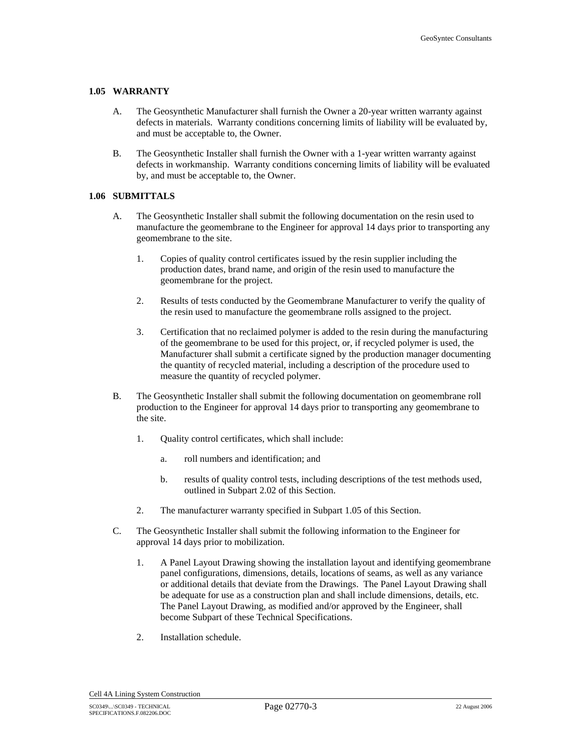### 1.05 WARRANTY

A. The Geosynthetic Manufacturer shall furnish the Owner a 20-year written warranty against defects in materials. Warranty conditions concerning limits of liability will be evaluated by, and must be acceptable to, the Owner.

B. The Geosynthetic Installer shall furnish the Owner with a 1-year written warranty against defects in workmanship. Warranty conditions concerning limits of liability will be evaluated by, and must be acceptable to, the Owner.

### 1.06 SUBMITTALS

A. The Geosynthetic Installer shall submit the following documentation on the resin used to manufacture the geomembrane to the Engineer for approval 14 days prior to transporting any geomembrane to the site.

1. Copies of quality control certificates issued by the resin supplier including the production dates, brand name, and origin of the resin used to manufacture the geomembrane for the project.

2. Results of tests conducted by the Geomembrane Manufacturer to verify the quality of the resin used to manufacture the geomembrane rolls assigned to the project.

3. Certification that no reclaimed polymer is added to the resin during the manufacturing of the geomembrane to be used for this project, or, if recycled polymer is used, the Manufacturer shall submit a certificate signed by the production manager documenting the quantity of recycled material, including a description of the procedure used to measure the quantity of recycled polymer.

B. The Geosynthetic Installer shall submit the following documentation on geomembrane roll production to the Engineer for approval 14 days prior to transporting any geomembrane to the site.

1. Quality control certificates, which shall include:

   a. roll numbers and identification; and

   b. results of quality control tests, including descriptions of the test methods used, outlined in Subpart 2.02 of this Section.

2. The manufacturer warranty specified in Subpart 1.05 of this Section.

C. The Geosynthetic Installer shall submit the following information to the Engineer for approval 14 days prior to mobilization.

1. A Panel Layout Drawing showing the installation layout and identifying geomembrane panel configurations, dimensions, details, locations of seams, as well as any variance or additional details that deviate from the Drawings. The Panel Layout Drawing shall be adequate for use as a construction plan and shall include dimensions, details, etc. The Panel Layout Drawing, as modified and/or approved by the Engineer, shall become Subpart of these Technical Specifications.

2. Installation schedule.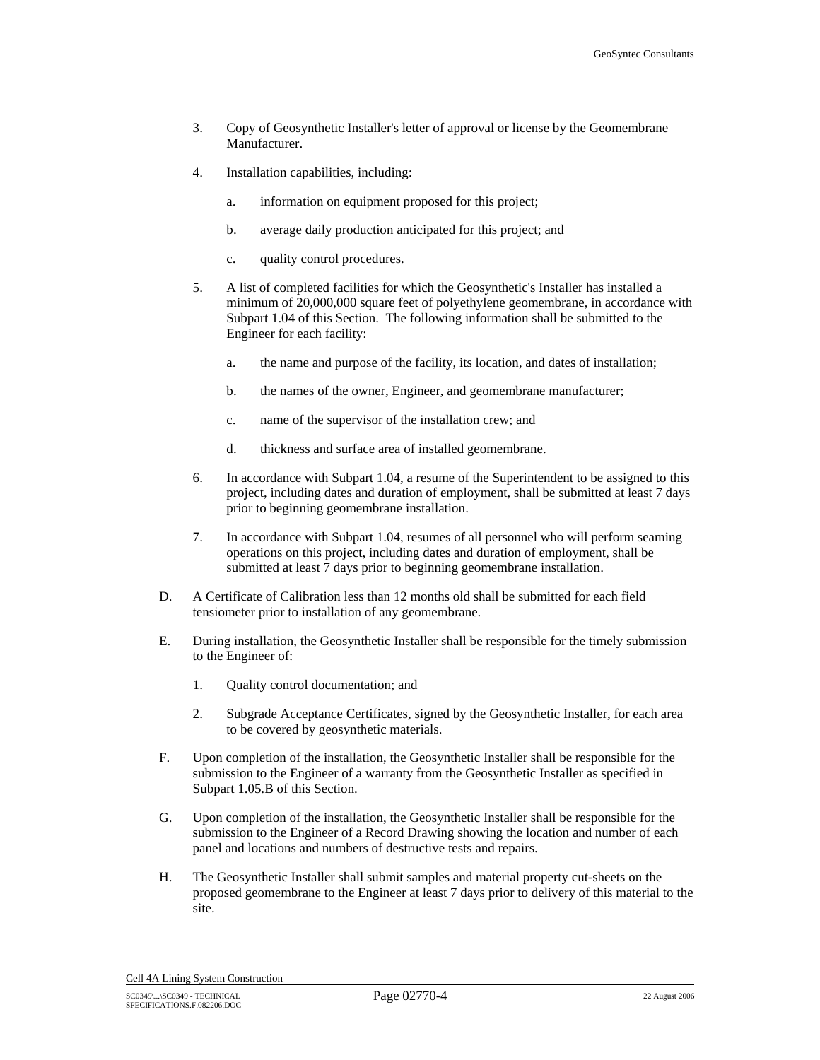3. Copy of Geosynthetic Installer's letter of approval or license by the Geomembrane Manufacturer.

4. Installation capabilities, including:

   a. information on equipment proposed for this project;

   b. average daily production anticipated for this project; and

   c. quality control procedures.

5. A list of completed facilities for which the Geosynthetic's Installer has installed a minimum of 20,000,000 square feet of polyethylene geomembrane, in accordance with Subpart 1.04 of this Section. The following information shall be submitted to the Engineer for each facility:

   a. the name and purpose of the facility, its location, and dates of installation;

   b. the names of the owner, Engineer, and geomembrane manufacturer;

   c. name of the supervisor of the installation crew; and

   d. thickness and surface area of installed geomembrane.

6. In accordance with Subpart 1.04, a resume of the Superintendent to be assigned to this project, including dates and duration of employment, shall be submitted at least 7 days prior to beginning geomembrane installation.

7. In accordance with Subpart 1.04, resumes of all personnel who will perform seaming operations on this project, including dates and duration of employment, shall be submitted at least 7 days prior to beginning geomembrane installation.

D. A Certificate of Calibration less than 12 months old shall be submitted for each field tensiometer prior to installation of any geomembrane.

E. During installation, the Geosynthetic Installer shall be responsible for the timely submission to the Engineer of:

   1. Quality control documentation; and

   2. Subgrade Acceptance Certificates, signed by the Geosynthetic Installer, for each area to be covered by geosynthetic materials.

F. Upon completion of the installation, the Geosynthetic Installer shall be responsible for the submission to the Engineer of a warranty from the Geosynthetic Installer as specified in Subpart 1.05.B of this Section.

G. Upon completion of the installation, the Geosynthetic Installer shall be responsible for the submission to the Engineer of a Record Drawing showing the location and number of each panel and locations and numbers of destructive tests and repairs.

H. The Geosynthetic Installer shall submit samples and material property cut-sheets on the proposed geomembrane to the Engineer at least 7 days prior to delivery of this material to the site.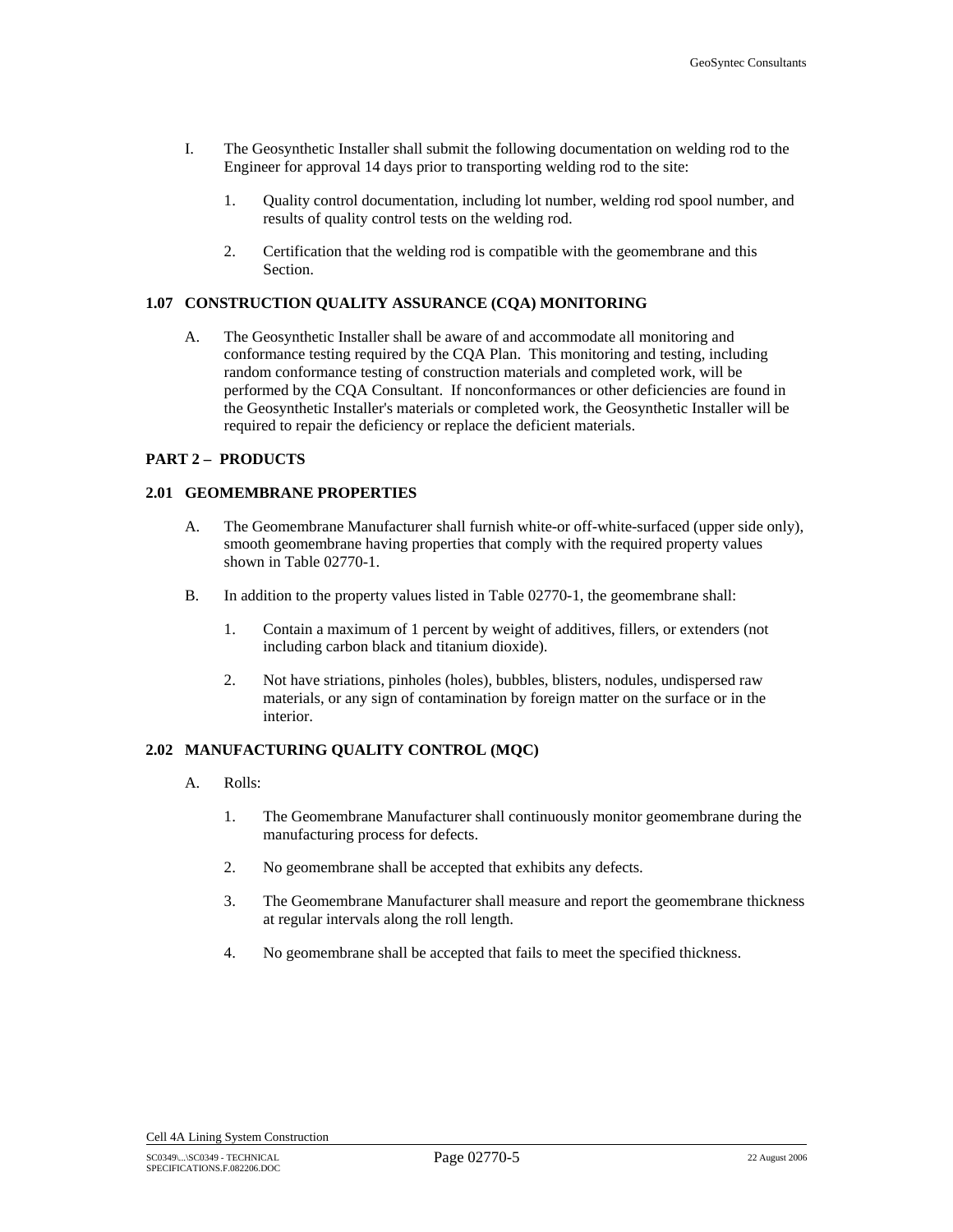I. The Geosynthetic Installer shall submit the following documentation on welding rod to the Engineer for approval 14 days prior to transporting welding rod to the site:

   1. Quality control documentation, including lot number, welding rod spool number, and results of quality control tests on the welding rod.

   2. Certification that the welding rod is compatible with the geomembrane and this Section.

### 1.07 CONSTRUCTION QUALITY ASSURANCE (CQA) MONITORING

A. The Geosynthetic Installer shall be aware of and accommodate all monitoring and conformance testing required by the CQA Plan. This monitoring and testing, including random conformance testing of construction materials and completed work, will be performed by the CQA Consultant. If nonconformances or other deficiencies are found in the Geosynthetic Installer's materials or completed work, the Geosynthetic Installer will be required to repair the deficiency or replace the deficient materials.

## PART 2 – PRODUCTS

### 2.01 GEOMEMBRANE PROPERTIES

A. The Geomembrane Manufacturer shall furnish white-or off-white-surfaced (upper side only), smooth geomembrane having properties that comply with the required property values shown in Table 02770-1.

B. In addition to the property values listed in Table 02770-1, the geomembrane shall:

   1. Contain a maximum of 1 percent by weight of additives, fillers, or extenders (not including carbon black and titanium dioxide).

   2. Not have striations, pinholes (holes), bubbles, blisters, nodules, undispersed raw materials, or any sign of contamination by foreign matter on the surface or in the interior.

### 2.02 MANUFACTURING QUALITY CONTROL (MQC)

A. Rolls:

   1. The Geomembrane Manufacturer shall continuously monitor geomembrane during the manufacturing process for defects.

   2. No geomembrane shall be accepted that exhibits any defects.

   3. The Geomembrane Manufacturer shall measure and report the geomembrane thickness at regular intervals along the roll length.

   4. No geomembrane shall be accepted that fails to meet the specified thickness.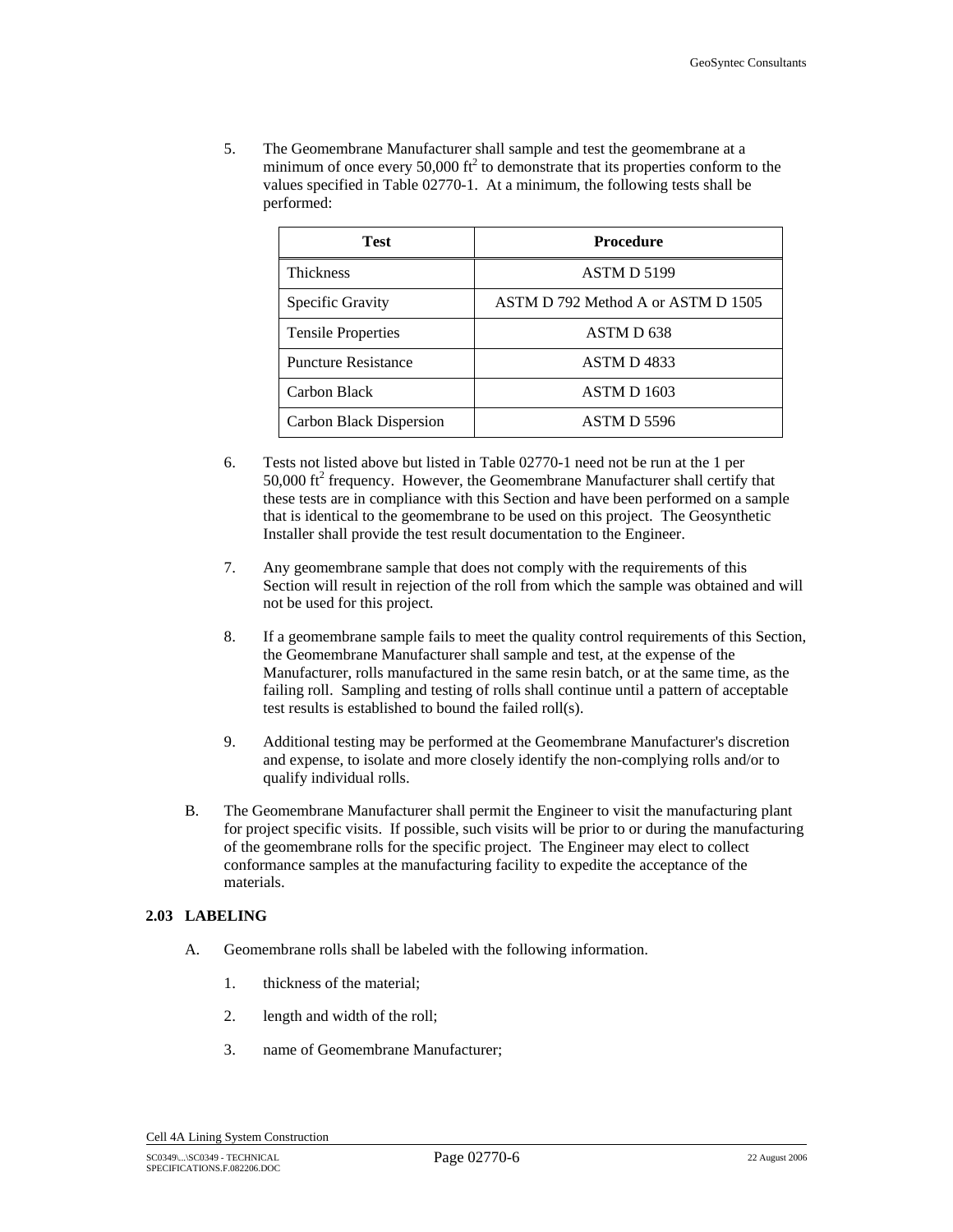5. The Geomembrane Manufacturer shall sample and test the geomembrane at a minimum of once every 50,000 $ft^2$ to demonstrate that its properties conform to the values specified in Table 02770-1. At a minimum, the following tests shall be performed:

| Test | Procedure |
|---|---|
| Thickness | ASTM D 5199 |
| Specific Gravity | ASTM D 792 Method A or ASTM D 1505 |
| Tensile Properties | ASTM D 638 |
| Puncture Resistance | ASTM D 4833 |
| Carbon Black | ASTM D 1603 |
| Carbon Black Dispersion | ASTM D 5596 |

6. Tests not listed above but listed in Table 02770-1 need not be run at the 1 per 50,000 $ft^2$ frequency. However, the Geomembrane Manufacturer shall certify that these tests are in compliance with this Section and have been performed on a sample that is identical to the geomembrane to be used on this project. The Geosynthetic Installer shall provide the test result documentation to the Engineer.

7. Any geomembrane sample that does not comply with the requirements of this Section will result in rejection of the roll from which the sample was obtained and will not be used for this project.

8. If a geomembrane sample fails to meet the quality control requirements of this Section, the Geomembrane Manufacturer shall sample and test, at the expense of the Manufacturer, rolls manufactured in the same resin batch, or at the same time, as the failing roll. Sampling and testing of rolls shall continue until a pattern of acceptable test results is established to bound the failed roll(s).

9. Additional testing may be performed at the Geomembrane Manufacturer's discretion and expense, to isolate and more closely identify the non-complying rolls and/or to qualify individual rolls.

B. The Geomembrane Manufacturer shall permit the Engineer to visit the manufacturing plant for project specific visits. If possible, such visits will be prior to or during the manufacturing of the geomembrane rolls for the specific project. The Engineer may elect to collect conformance samples at the manufacturing facility to expedite the acceptance of the materials.

**2.03 LABELING**

A. Geomembrane rolls shall be labeled with the following information.

1. thickness of the material;

2. length and width of the roll;

3. name of Geomembrane Manufacturer;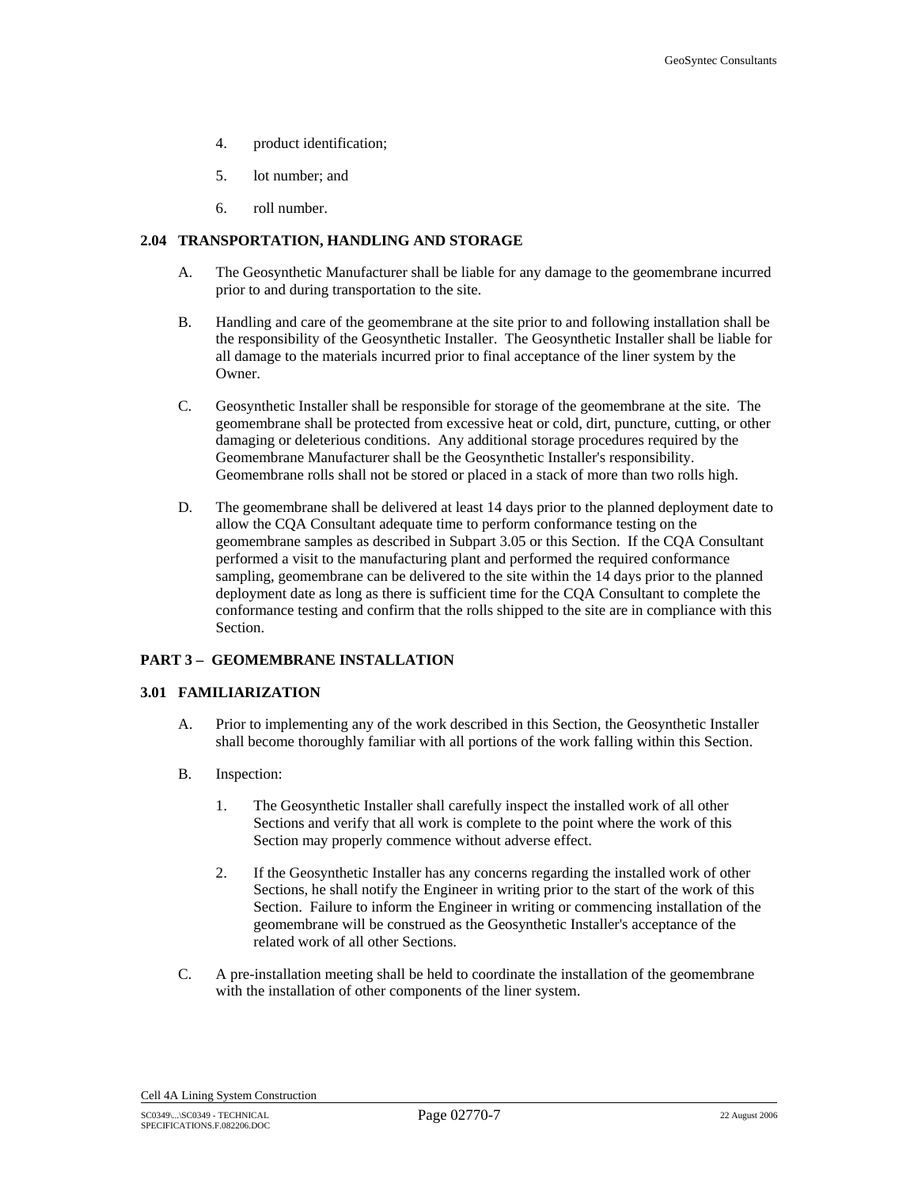4. product identification;

5. lot number; and

6. roll number.

### 2.04 TRANSPORTATION, HANDLING AND STORAGE

A. The Geosynthetic Manufacturer shall be liable for any damage to the geomembrane incurred prior to and during transportation to the site.

B. Handling and care of the geomembrane at the site prior to and following installation shall be the responsibility of the Geosynthetic Installer. The Geosynthetic Installer shall be liable for all damage to the materials incurred prior to final acceptance of the liner system by the Owner.

C. Geosynthetic Installer shall be responsible for storage of the geomembrane at the site. The geomembrane shall be protected from excessive heat or cold, dirt, puncture, cutting, or other damaging or deleterious conditions. Any additional storage procedures required by the Geomembrane Manufacturer shall be the Geosynthetic Installer's responsibility. Geomembrane rolls shall not be stored or placed in a stack of more than two rolls high.

D. The geomembrane shall be delivered at least 14 days prior to the planned deployment date to allow the CQA Consultant adequate time to perform conformance testing on the geomembrane samples as described in Subpart 3.05 or this Section. If the CQA Consultant performed a visit to the manufacturing plant and performed the required conformance sampling, geomembrane can be delivered to the site within the 14 days prior to the planned deployment date as long as there is sufficient time for the CQA Consultant to complete the conformance testing and confirm that the rolls shipped to the site are in compliance with this Section.

## PART 3 – GEOMEMBRANE INSTALLATION

### 3.01 FAMILIARIZATION

A. Prior to implementing any of the work described in this Section, the Geosynthetic Installer shall become thoroughly familiar with all portions of the work falling within this Section.

B. Inspection:

1. The Geosynthetic Installer shall carefully inspect the installed work of all other Sections and verify that all work is complete to the point where the work of this Section may properly commence without adverse effect.

2. If the Geosynthetic Installer has any concerns regarding the installed work of other Sections, he shall notify the Engineer in writing prior to the start of the work of this Section. Failure to inform the Engineer in writing or commencing installation of the geomembrane will be construed as the Geosynthetic Installer's acceptance of the related work of all other Sections.

C. A pre-installation meeting shall be held to coordinate the installation of the geomembrane with the installation of other components of the liner system.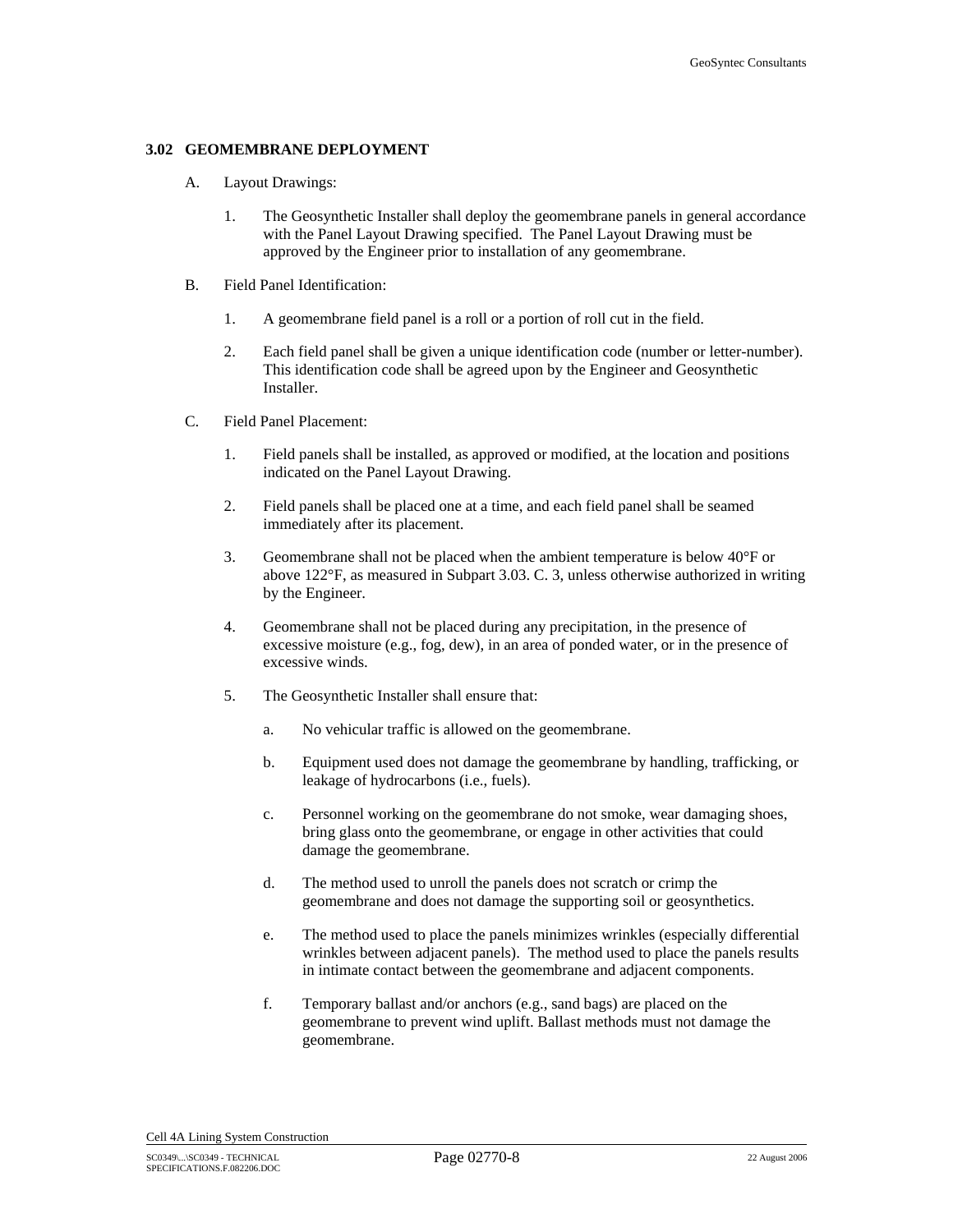### 3.02 GEOMEMBRANE DEPLOYMENT

A. Layout Drawings:

1. The Geosynthetic Installer shall deploy the geomembrane panels in general accordance with the Panel Layout Drawing specified. The Panel Layout Drawing must be approved by the Engineer prior to installation of any geomembrane.

B. Field Panel Identification:

1. A geomembrane field panel is a roll or a portion of roll cut in the field.

2. Each field panel shall be given a unique identification code (number or letter-number). This identification code shall be agreed upon by the Engineer and Geosynthetic Installer.

C. Field Panel Placement:

1. Field panels shall be installed, as approved or modified, at the location and positions indicated on the Panel Layout Drawing.

2. Field panels shall be placed one at a time, and each field panel shall be seamed immediately after its placement.

3. Geomembrane shall not be placed when the ambient temperature is below 40°F or above 122°F, as measured in Subpart 3.03. C. 3, unless otherwise authorized in writing by the Engineer.

4. Geomembrane shall not be placed during any precipitation, in the presence of excessive moisture (e.g., fog, dew), in an area of ponded water, or in the presence of excessive winds.

5. The Geosynthetic Installer shall ensure that:

   a. No vehicular traffic is allowed on the geomembrane.

   b. Equipment used does not damage the geomembrane by handling, trafficking, or leakage of hydrocarbons (i.e., fuels).

   c. Personnel working on the geomembrane do not smoke, wear damaging shoes, bring glass onto the geomembrane, or engage in other activities that could damage the geomembrane.

   d. The method used to unroll the panels does not scratch or crimp the geomembrane and does not damage the supporting soil or geosynthetics.

   e. The method used to place the panels minimizes wrinkles (especially differential wrinkles between adjacent panels). The method used to place the panels results in intimate contact between the geomembrane and adjacent components.

   f. Temporary ballast and/or anchors (e.g., sand bags) are placed on the geomembrane to prevent wind uplift. Ballast methods must not damage the geomembrane.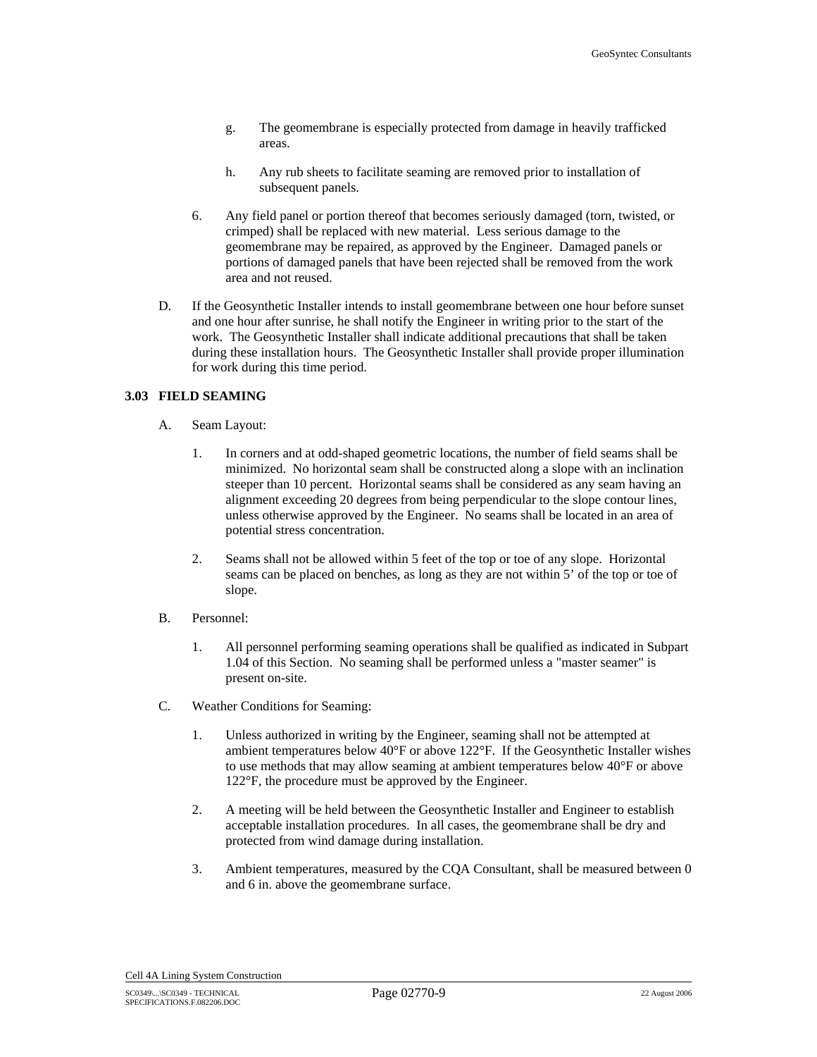g. The geomembrane is especially protected from damage in heavily trafficked areas.

h. Any rub sheets to facilitate seaming are removed prior to installation of subsequent panels.

6. Any field panel or portion thereof that becomes seriously damaged (torn, twisted, or crimped) shall be replaced with new material. Less serious damage to the geomembrane may be repaired, as approved by the Engineer. Damaged panels or portions of damaged panels that have been rejected shall be removed from the work area and not reused.

D. If the Geosynthetic Installer intends to install geomembrane between one hour before sunset and one hour after sunrise, he shall notify the Engineer in writing prior to the start of the work. The Geosynthetic Installer shall indicate additional precautions that shall be taken during these installation hours. The Geosynthetic Installer shall provide proper illumination for work during this time period.

### 3.03 FIELD SEAMING

A. Seam Layout:

1. In corners and at odd-shaped geometric locations, the number of field seams shall be minimized. No horizontal seam shall be constructed along a slope with an inclination steeper than 10 percent. Horizontal seams shall be considered as any seam having an alignment exceeding 20 degrees from being perpendicular to the slope contour lines, unless otherwise approved by the Engineer. No seams shall be located in an area of potential stress concentration.

2. Seams shall not be allowed within 5 feet of the top or toe of any slope. Horizontal seams can be placed on benches, as long as they are not within 5' of the top or toe of slope.

B. Personnel:

1. All personnel performing seaming operations shall be qualified as indicated in Subpart 1.04 of this Section. No seaming shall be performed unless a "master seamer" is present on-site.

C. Weather Conditions for Seaming:

1. Unless authorized in writing by the Engineer, seaming shall not be attempted at ambient temperatures below 40°F or above 122°F. If the Geosynthetic Installer wishes to use methods that may allow seaming at ambient temperatures below 40°F or above 122°F, the procedure must be approved by the Engineer.

2. A meeting will be held between the Geosynthetic Installer and Engineer to establish acceptable installation procedures. In all cases, the geomembrane shall be dry and protected from wind damage during installation.

3. Ambient temperatures, measured by the CQA Consultant, shall be measured between 0 and 6 in. above the geomembrane surface.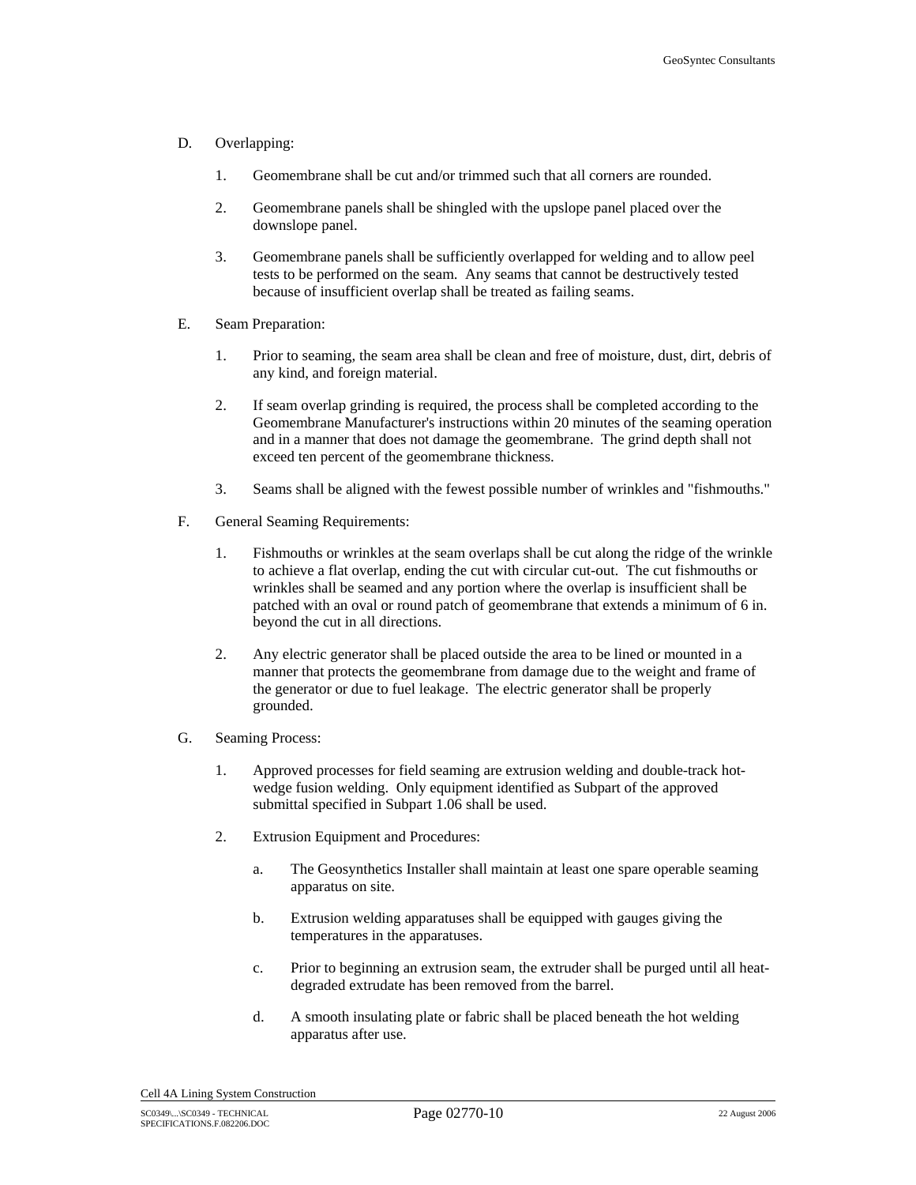D. Overlapping:

1. Geomembrane shall be cut and/or trimmed such that all corners are rounded.

2. Geomembrane panels shall be shingled with the upslope panel placed over the downslope panel.

3. Geomembrane panels shall be sufficiently overlapped for welding and to allow peel tests to be performed on the seam. Any seams that cannot be destructively tested because of insufficient overlap shall be treated as failing seams.

E. Seam Preparation:

1. Prior to seaming, the seam area shall be clean and free of moisture, dust, dirt, debris of any kind, and foreign material.

2. If seam overlap grinding is required, the process shall be completed according to the Geomembrane Manufacturer's instructions within 20 minutes of the seaming operation and in a manner that does not damage the geomembrane. The grind depth shall not exceed ten percent of the geomembrane thickness.

3. Seams shall be aligned with the fewest possible number of wrinkles and "fishmouths."

F. General Seaming Requirements:

1. Fishmouths or wrinkles at the seam overlaps shall be cut along the ridge of the wrinkle to achieve a flat overlap, ending the cut with circular cut-out. The cut fishmouths or wrinkles shall be seamed and any portion where the overlap is insufficient shall be patched with an oval or round patch of geomembrane that extends a minimum of 6 in. beyond the cut in all directions.

2. Any electric generator shall be placed outside the area to be lined or mounted in a manner that protects the geomembrane from damage due to the weight and frame of the generator or due to fuel leakage. The electric generator shall be properly grounded.

G. Seaming Process:

1. Approved processes for field seaming are extrusion welding and double-track hot-wedge fusion welding. Only equipment identified as Subpart of the approved submittal specified in Subpart 1.06 shall be used.

2. Extrusion Equipment and Procedures:

   a. The Geosynthetics Installer shall maintain at least one spare operable seaming apparatus on site.

   b. Extrusion welding apparatuses shall be equipped with gauges giving the temperatures in the apparatuses.

   c. Prior to beginning an extrusion seam, the extruder shall be purged until all heat-degraded extrudate has been removed from the barrel.

   d. A smooth insulating plate or fabric shall be placed beneath the hot welding apparatus after use.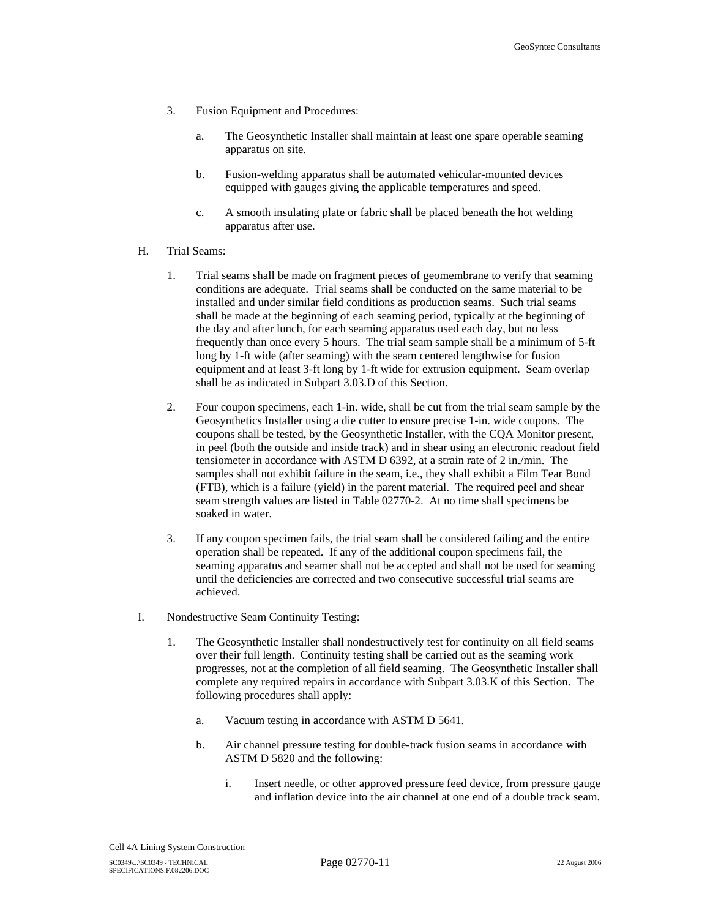3. Fusion Equipment and Procedures:

   a. The Geosynthetic Installer shall maintain at least one spare operable seaming apparatus on site.

   b. Fusion-welding apparatus shall be automated vehicular-mounted devices equipped with gauges giving the applicable temperatures and speed.

   c. A smooth insulating plate or fabric shall be placed beneath the hot welding apparatus after use.

H. Trial Seams:

1. Trial seams shall be made on fragment pieces of geomembrane to verify that seaming conditions are adequate. Trial seams shall be conducted on the same material to be installed and under similar field conditions as production seams. Such trial seams shall be made at the beginning of each seaming period, typically at the beginning of the day and after lunch, for each seaming apparatus used each day, but no less frequently than once every 5 hours. The trial seam sample shall be a minimum of 5-ft long by 1-ft wide (after seaming) with the seam centered lengthwise for fusion equipment and at least 3-ft long by 1-ft wide for extrusion equipment. Seam overlap shall be as indicated in Subpart 3.03.D of this Section.

2. Four coupon specimens, each 1-in. wide, shall be cut from the trial seam sample by the Geosynthetics Installer using a die cutter to ensure precise 1-in. wide coupons. The coupons shall be tested, by the Geosynthetic Installer, with the CQA Monitor present, in peel (both the outside and inside track) and in shear using an electronic readout field tensiometer in accordance with ASTM D 6392, at a strain rate of 2 in./min. The samples shall not exhibit failure in the seam, i.e., they shall exhibit a Film Tear Bond (FTB), which is a failure (yield) in the parent material. The required peel and shear seam strength values are listed in Table 02770-2. At no time shall specimens be soaked in water.

3. If any coupon specimen fails, the trial seam shall be considered failing and the entire operation shall be repeated. If any of the additional coupon specimens fail, the seaming apparatus and seamer shall not be accepted and shall not be used for seaming until the deficiencies are corrected and two consecutive successful trial seams are achieved.

I. Nondestructive Seam Continuity Testing:

1. The Geosynthetic Installer shall nondestructively test for continuity on all field seams over their full length. Continuity testing shall be carried out as the seaming work progresses, not at the completion of all field seaming. The Geosynthetic Installer shall complete any required repairs in accordance with Subpart 3.03.K of this Section. The following procedures shall apply:

   a. Vacuum testing in accordance with ASTM D 5641.

   b. Air channel pressure testing for double-track fusion seams in accordance with ASTM D 5820 and the following:

      i. Insert needle, or other approved pressure feed device, from pressure gauge and inflation device into the air channel at one end of a double track seam.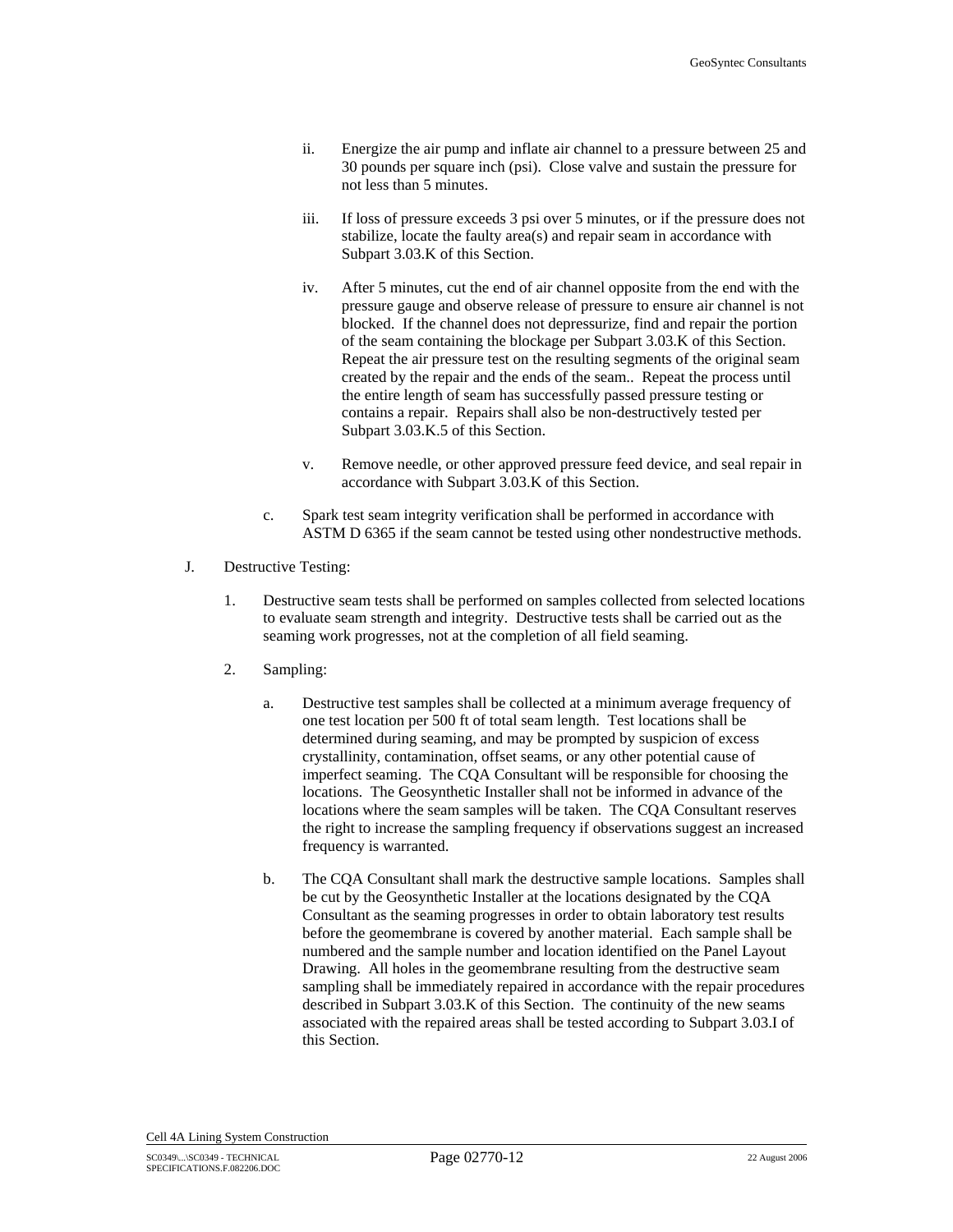ii. Energize the air pump and inflate air channel to a pressure between 25 and 30 pounds per square inch (psi). Close valve and sustain the pressure for not less than 5 minutes.

iii. If loss of pressure exceeds 3 psi over 5 minutes, or if the pressure does not stabilize, locate the faulty area(s) and repair seam in accordance with Subpart 3.03.K of this Section.

iv. After 5 minutes, cut the end of air channel opposite from the end with the pressure gauge and observe release of pressure to ensure air channel is not blocked. If the channel does not depressurize, find and repair the portion of the seam containing the blockage per Subpart 3.03.K of this Section. Repeat the air pressure test on the resulting segments of the original seam created by the repair and the ends of the seam.. Repeat the process until the entire length of seam has successfully passed pressure testing or contains a repair. Repairs shall also be non-destructively tested per Subpart 3.03.K.5 of this Section.

v. Remove needle, or other approved pressure feed device, and seal repair in accordance with Subpart 3.03.K of this Section.

c. Spark test seam integrity verification shall be performed in accordance with ASTM D 6365 if the seam cannot be tested using other nondestructive methods.

J. Destructive Testing:

1. Destructive seam tests shall be performed on samples collected from selected locations to evaluate seam strength and integrity. Destructive tests shall be carried out as the seaming work progresses, not at the completion of all field seaming.

2. Sampling:

a. Destructive test samples shall be collected at a minimum average frequency of one test location per 500 ft of total seam length. Test locations shall be determined during seaming, and may be prompted by suspicion of excess crystallinity, contamination, offset seams, or any other potential cause of imperfect seaming. The CQA Consultant will be responsible for choosing the locations. The Geosynthetic Installer shall not be informed in advance of the locations where the seam samples will be taken. The CQA Consultant reserves the right to increase the sampling frequency if observations suggest an increased frequency is warranted.

b. The CQA Consultant shall mark the destructive sample locations. Samples shall be cut by the Geosynthetic Installer at the locations designated by the CQA Consultant as the seaming progresses in order to obtain laboratory test results before the geomembrane is covered by another material. Each sample shall be numbered and the sample number and location identified on the Panel Layout Drawing. All holes in the geomembrane resulting from the destructive seam sampling shall be immediately repaired in accordance with the repair procedures described in Subpart 3.03.K of this Section. The continuity of the new seams associated with the repaired areas shall be tested according to Subpart 3.03.I of this Section.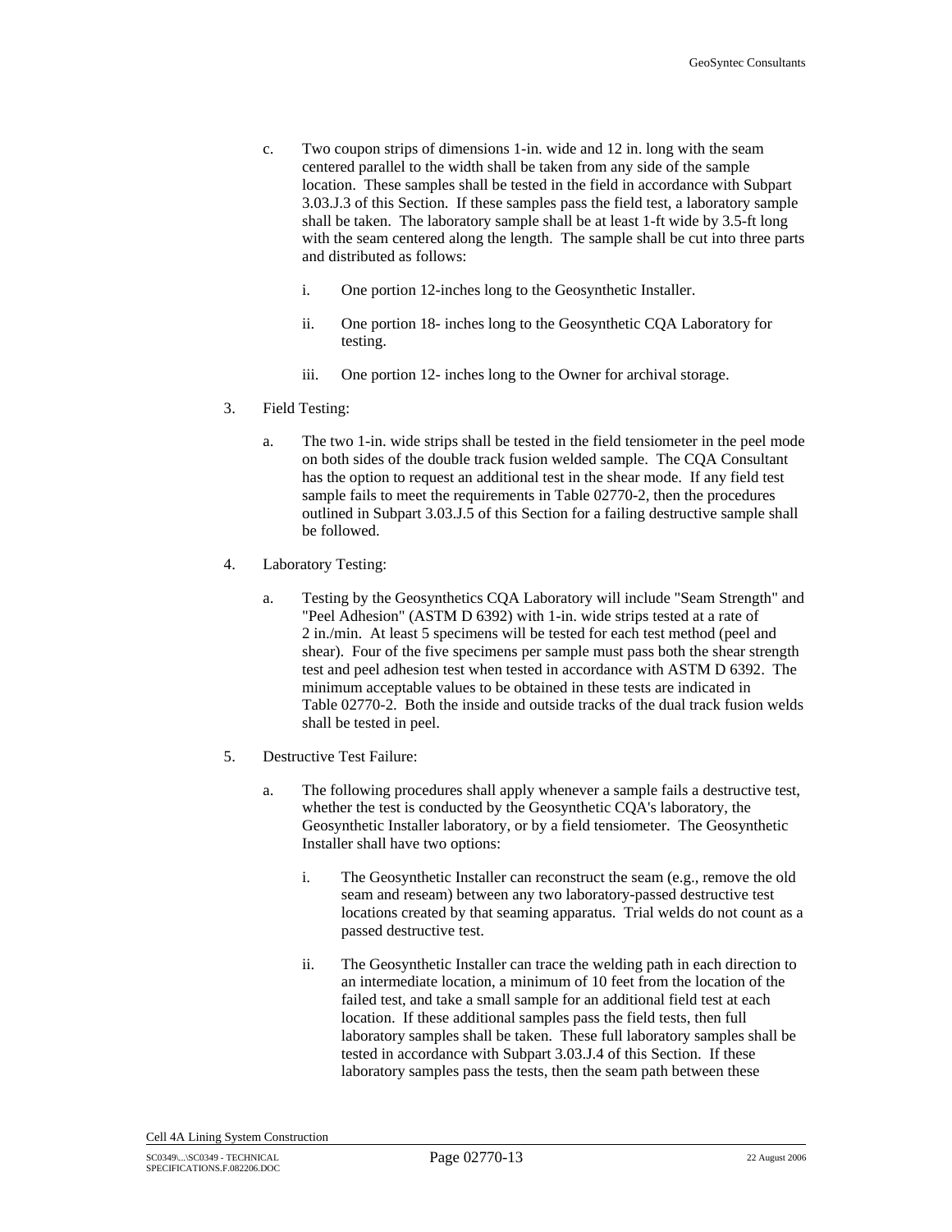c. Two coupon strips of dimensions 1-in. wide and 12 in. long with the seam centered parallel to the width shall be taken from any side of the sample location. These samples shall be tested in the field in accordance with Subpart 3.03.J.3 of this Section. If these samples pass the field test, a laboratory sample shall be taken. The laboratory sample shall be at least 1-ft wide by 3.5-ft long with the seam centered along the length. The sample shall be cut into three parts and distributed as follows:

   i. One portion 12-inches long to the Geosynthetic Installer.

   ii. One portion 18- inches long to the Geosynthetic CQA Laboratory for testing.

   iii. One portion 12- inches long to the Owner for archival storage.

3. Field Testing:

   a. The two 1-in. wide strips shall be tested in the field tensiometer in the peel mode on both sides of the double track fusion welded sample. The CQA Consultant has the option to request an additional test in the shear mode. If any field test sample fails to meet the requirements in Table 02770-2, then the procedures outlined in Subpart 3.03.J.5 of this Section for a failing destructive sample shall be followed.

4. Laboratory Testing:

   a. Testing by the Geosynthetics CQA Laboratory will include "Seam Strength" and "Peel Adhesion" (ASTM D 6392) with 1-in. wide strips tested at a rate of 2 in./min. At least 5 specimens will be tested for each test method (peel and shear). Four of the five specimens per sample must pass both the shear strength test and peel adhesion test when tested in accordance with ASTM D 6392. The minimum acceptable values to be obtained in these tests are indicated in Table 02770-2. Both the inside and outside tracks of the dual track fusion welds shall be tested in peel.

5. Destructive Test Failure:

   a. The following procedures shall apply whenever a sample fails a destructive test, whether the test is conducted by the Geosynthetic CQA's laboratory, the Geosynthetic Installer laboratory, or by a field tensiometer. The Geosynthetic Installer shall have two options:

      i. The Geosynthetic Installer can reconstruct the seam (e.g., remove the old seam and reseam) between any two laboratory-passed destructive test locations created by that seaming apparatus. Trial welds do not count as a passed destructive test.

      ii. The Geosynthetic Installer can trace the welding path in each direction to an intermediate location, a minimum of 10 feet from the location of the failed test, and take a small sample for an additional field test at each location. If these additional samples pass the field tests, then full laboratory samples shall be taken. These full laboratory samples shall be tested in accordance with Subpart 3.03.J.4 of this Section. If these laboratory samples pass the tests, then the seam path between these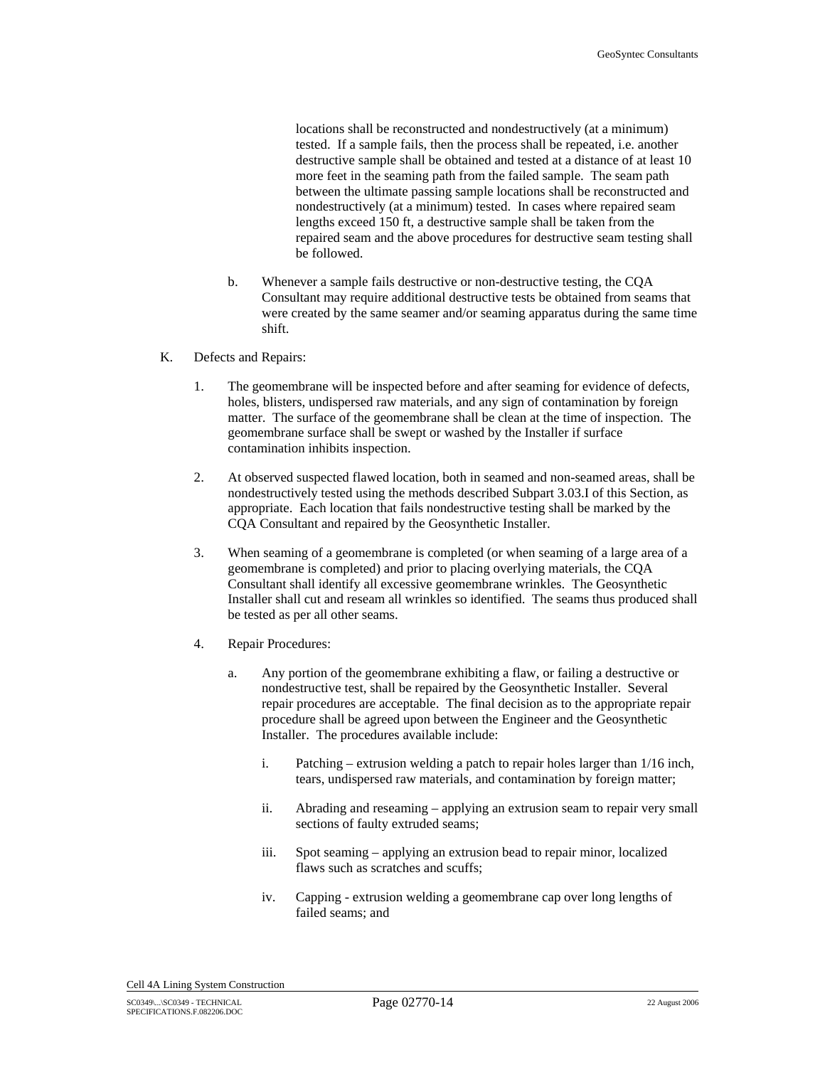locations shall be reconstructed and nondestructively (at a minimum) tested. If a sample fails, then the process shall be repeated, i.e. another destructive sample shall be obtained and tested at a distance of at least 10 more feet in the seaming path from the failed sample. The seam path between the ultimate passing sample locations shall be reconstructed and nondestructively (at a minimum) tested. In cases where repaired seam lengths exceed 150 ft, a destructive sample shall be taken from the repaired seam and the above procedures for destructive seam testing shall be followed.

b. Whenever a sample fails destructive or non-destructive testing, the CQA Consultant may require additional destructive tests be obtained from seams that were created by the same seamer and/or seaming apparatus during the same time shift.

K. Defects and Repairs:

1. The geomembrane will be inspected before and after seaming for evidence of defects, holes, blisters, undispersed raw materials, and any sign of contamination by foreign matter. The surface of the geomembrane shall be clean at the time of inspection. The geomembrane surface shall be swept or washed by the Installer if surface contamination inhibits inspection.

2. At observed suspected flawed location, both in seamed and non-seamed areas, shall be nondestructively tested using the methods described Subpart 3.03.I of this Section, as appropriate. Each location that fails nondestructive testing shall be marked by the CQA Consultant and repaired by the Geosynthetic Installer.

3. When seaming of a geomembrane is completed (or when seaming of a large area of a geomembrane is completed) and prior to placing overlying materials, the CQA Consultant shall identify all excessive geomembrane wrinkles. The Geosynthetic Installer shall cut and reseam all wrinkles so identified. The seams thus produced shall be tested as per all other seams.

4. Repair Procedures:

   a. Any portion of the geomembrane exhibiting a flaw, or failing a destructive or nondestructive test, shall be repaired by the Geosynthetic Installer. Several repair procedures are acceptable. The final decision as to the appropriate repair procedure shall be agreed upon between the Engineer and the Geosynthetic Installer. The procedures available include:

      i. Patching – extrusion welding a patch to repair holes larger than 1/16 inch, tears, undispersed raw materials, and contamination by foreign matter;

      ii. Abrading and reseaming – applying an extrusion seam to repair very small sections of faulty extruded seams;

      iii. Spot seaming – applying an extrusion bead to repair minor, localized flaws such as scratches and scuffs;

      iv. Capping - extrusion welding a geomembrane cap over long lengths of failed seams; and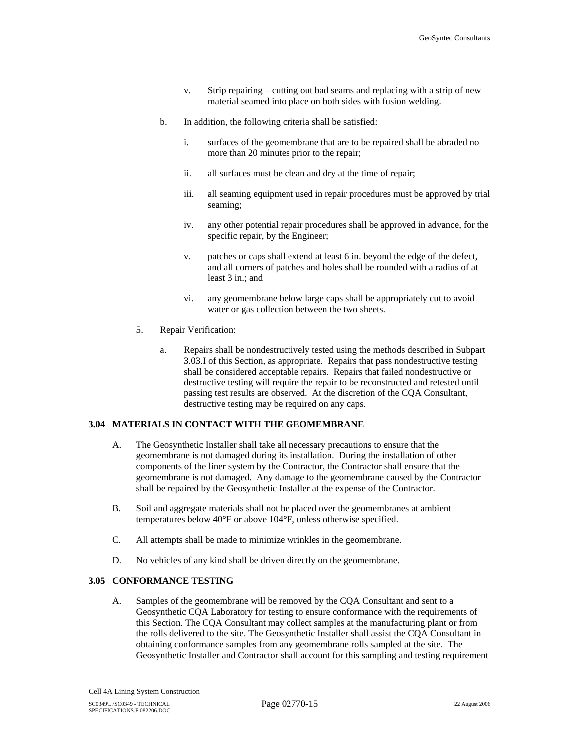v. Strip repairing – cutting out bad seams and replacing with a strip of new material seamed into place on both sides with fusion welding.

b. In addition, the following criteria shall be satisfied:

i. surfaces of the geomembrane that are to be repaired shall be abraded no more than 20 minutes prior to the repair;

ii. all surfaces must be clean and dry at the time of repair;

iii. all seaming equipment used in repair procedures must be approved by trial seaming;

iv. any other potential repair procedures shall be approved in advance, for the specific repair, by the Engineer;

v. patches or caps shall extend at least 6 in. beyond the edge of the defect, and all corners of patches and holes shall be rounded with a radius of at least 3 in.; and

vi. any geomembrane below large caps shall be appropriately cut to avoid water or gas collection between the two sheets.

5. Repair Verification:

a. Repairs shall be nondestructively tested using the methods described in Subpart 3.03.I of this Section, as appropriate. Repairs that pass nondestructive testing shall be considered acceptable repairs. Repairs that failed nondestructive or destructive testing will require the repair to be reconstructed and retested until passing test results are observed. At the discretion of the CQA Consultant, destructive testing may be required on any caps.

### 3.04 MATERIALS IN CONTACT WITH THE GEOMEMBRANE

A. The Geosynthetic Installer shall take all necessary precautions to ensure that the geomembrane is not damaged during its installation. During the installation of other components of the liner system by the Contractor, the Contractor shall ensure that the geomembrane is not damaged. Any damage to the geomembrane caused by the Contractor shall be repaired by the Geosynthetic Installer at the expense of the Contractor.

B. Soil and aggregate materials shall not be placed over the geomembranes at ambient temperatures below 40°F or above 104°F, unless otherwise specified.

C. All attempts shall be made to minimize wrinkles in the geomembrane.

D. No vehicles of any kind shall be driven directly on the geomembrane.

### 3.05 CONFORMANCE TESTING

A. Samples of the geomembrane will be removed by the CQA Consultant and sent to a Geosynthetic CQA Laboratory for testing to ensure conformance with the requirements of this Section. The CQA Consultant may collect samples at the manufacturing plant or from the rolls delivered to the site. The Geosynthetic Installer shall assist the CQA Consultant in obtaining conformance samples from any geomembrane rolls sampled at the site. The Geosynthetic Installer and Contractor shall account for this sampling and testing requirement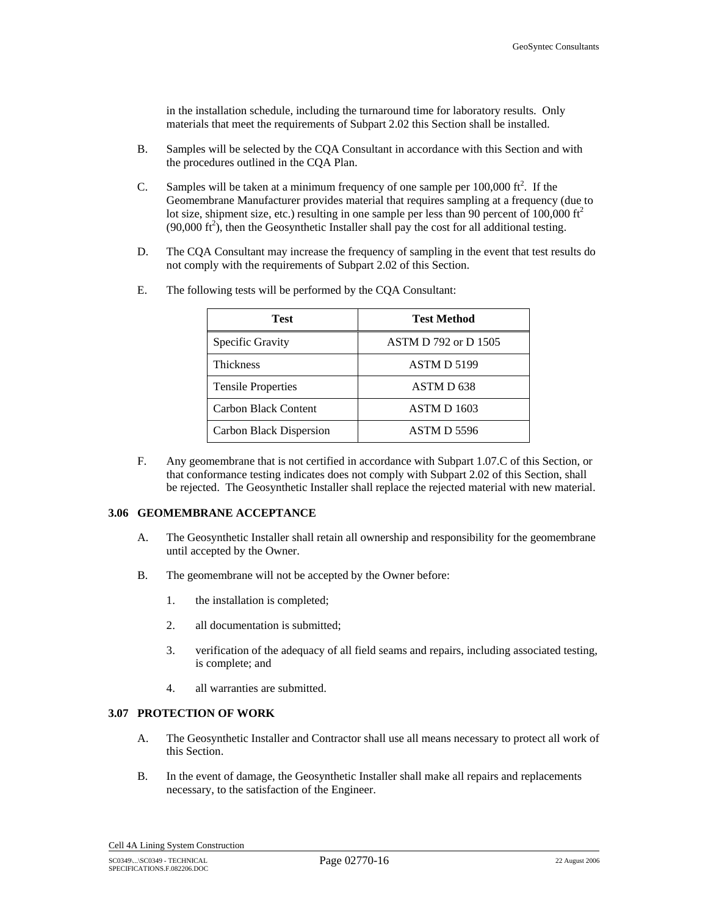in the installation schedule, including the turnaround time for laboratory results. Only materials that meet the requirements of Subpart 2.02 this Section shall be installed.

B. Samples will be selected by the CQA Consultant in accordance with this Section and with the procedures outlined in the CQA Plan.

C. Samples will be taken at a minimum frequency of one sample per 100,000 $ft^2$. If the Geomembrane Manufacturer provides material that requires sampling at a frequency (due to lot size, shipment size, etc.) resulting in one sample per less than 90 percent of 100,000 $ft^2$ (90,000 $ft^2$), then the Geosynthetic Installer shall pay the cost for all additional testing.

D. The CQA Consultant may increase the frequency of sampling in the event that test results do not comply with the requirements of Subpart 2.02 of this Section.

E. The following tests will be performed by the CQA Consultant:

| Test | Test Method |
|---|---|
| Specific Gravity | ASTM D 792 or D 1505 |
| Thickness | ASTM D 5199 |
| Tensile Properties | ASTM D 638 |
| Carbon Black Content | ASTM D 1603 |
| Carbon Black Dispersion | ASTM D 5596 |

F. Any geomembrane that is not certified in accordance with Subpart 1.07.C of this Section, or that conformance testing indicates does not comply with Subpart 2.02 of this Section, shall be rejected. The Geosynthetic Installer shall replace the rejected material with new material.

### 3.06 GEOMEMBRANE ACCEPTANCE

A. The Geosynthetic Installer shall retain all ownership and responsibility for the geomembrane until accepted by the Owner.

B. The geomembrane will not be accepted by the Owner before:

1. the installation is completed;

2. all documentation is submitted;

3. verification of the adequacy of all field seams and repairs, including associated testing, is complete; and

4. all warranties are submitted.

### 3.07 PROTECTION OF WORK

A. The Geosynthetic Installer and Contractor shall use all means necessary to protect all work of this Section.

B. In the event of damage, the Geosynthetic Installer shall make all repairs and replacements necessary, to the satisfaction of the Engineer.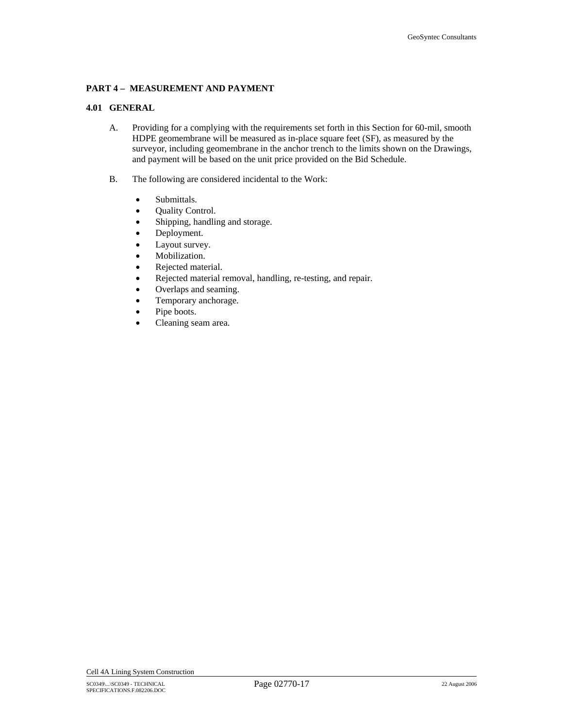## PART 4 – MEASUREMENT AND PAYMENT

### 4.01 GENERAL

A. Providing for a complying with the requirements set forth in this Section for 60-mil, smooth HDPE geomembrane will be measured as in-place square feet (SF), as measured by the surveyor, including geomembrane in the anchor trench to the limits shown on the Drawings, and payment will be based on the unit price provided on the Bid Schedule.

B. The following are considered incidental to the Work:

- Submittals.
- Quality Control.
- Shipping, handling and storage.
- Deployment.
- Layout survey.
- Mobilization.
- Rejected material.
- Rejected material removal, handling, re-testing, and repair.
- Overlaps and seaming.
- Temporary anchorage.
- Pipe boots.
- Cleaning seam area.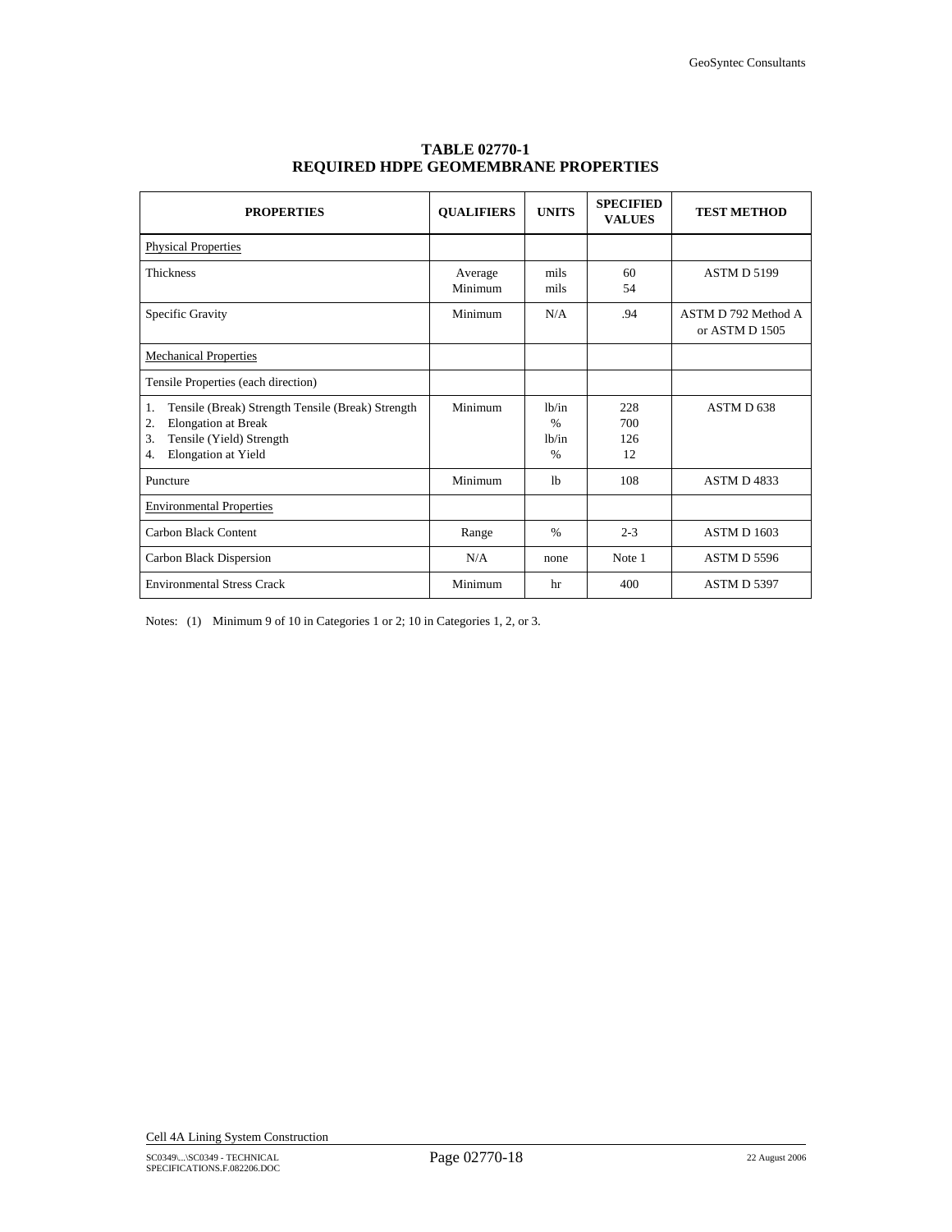**TABLE 02770-1**
**REQUIRED HDPE GEOMEMBRANE PROPERTIES**

| PROPERTIES | QUALIFIERS | UNITS | SPECIFIED VALUES | TEST METHOD |
|---|---|---|---|---|
| Physical Properties | | | | |
| Thickness | Average<br>Minimum | mils<br>mils | 60<br>54 | ASTM D 5199 |
| Specific Gravity | Minimum | N/A | .94 | ASTM D 792 Method A or ASTM D 1505 |
| Mechanical Properties | | | | |
| Tensile Properties (each direction) | | | | |
| 1. Tensile (Break) Strength Tensile (Break) Strength<br>2. Elongation at Break<br>3. Tensile (Yield) Strength<br>4. Elongation at Yield | Minimum | lb/in<br>%<br>lb/in<br>% | 228<br>700<br>126<br>12 | ASTM D 638 |
| Puncture | Minimum | lb | 108 | ASTM D 4833 |
| Environmental Properties | | | | |
| Carbon Black Content | Range | % | 2-3 | ASTM D 1603 |
| Carbon Black Dispersion | N/A | none | Note 1 | ASTM D 5596 |
| Environmental Stress Crack | Minimum | hr | 400 | ASTM D 5397 |

Notes: (1) Minimum 9 of 10 in Categories 1 or 2; 10 in Categories 1, 2, or 3.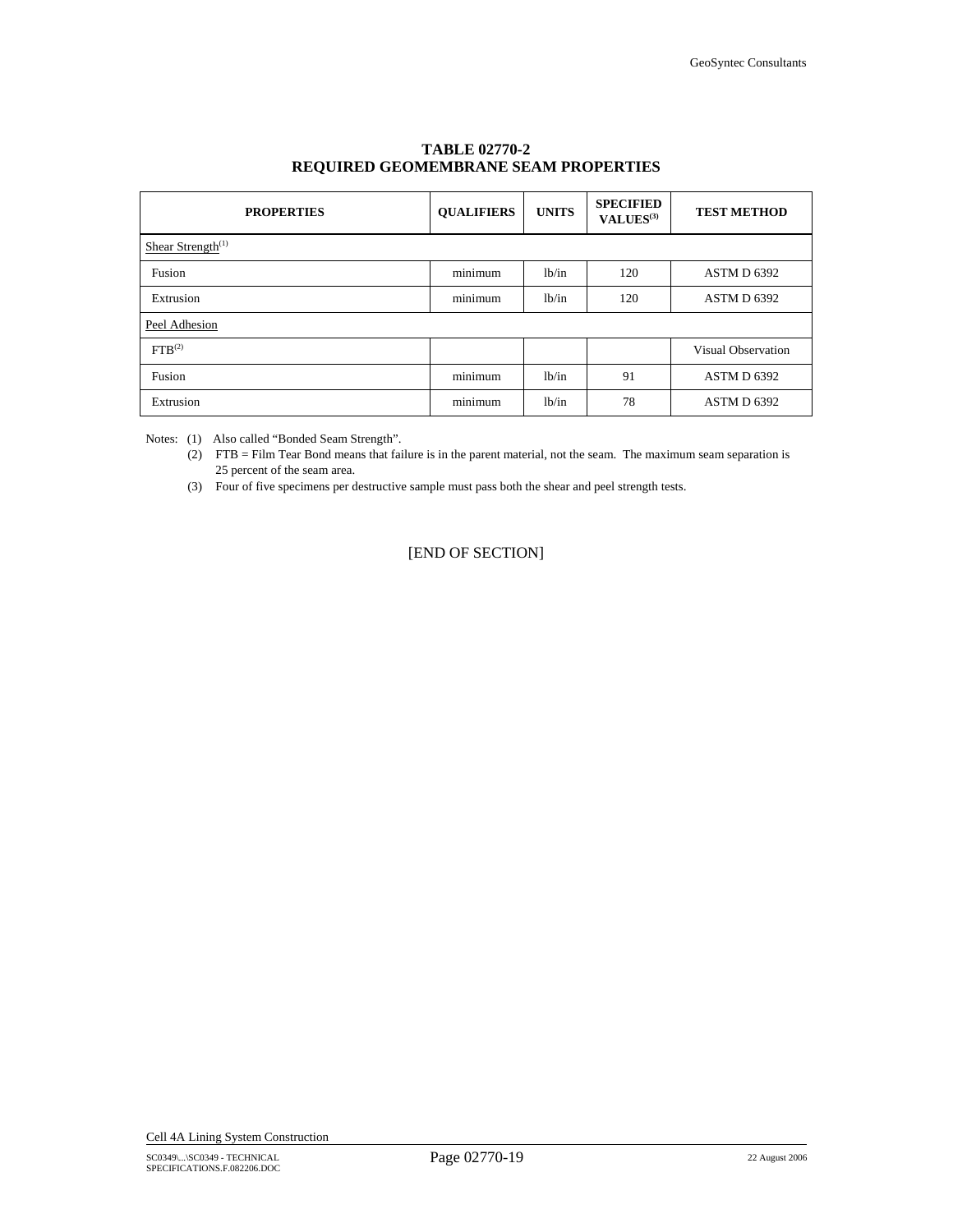## TABLE 02770-2
## REQUIRED GEOMEMBRANE SEAM PROPERTIES

| PROPERTIES | QUALIFIERS | UNITS | SPECIFIED VALUES[3] | TEST METHOD |
|---|---|---|---|---|
| Shear Strength[1] | | | | |
| Fusion | minimum | lb/in | 120 | ASTM D 6392 |
| Extrusion | minimum | lb/in | 120 | ASTM D 6392 |
| Peel Adhesion | | | | |
| FTB[2] | | | | Visual Observation |
| Fusion | minimum | lb/in | 91 | ASTM D 6392 |
| Extrusion | minimum | lb/in | 78 | ASTM D 6392 |

Notes: (1) Also called "Bonded Seam Strength".

(2) FTB = Film Tear Bond means that failure is in the parent material, not the seam. The maximum seam separation is 25 percent of the seam area.

(3) Four of five specimens per destructive sample must pass both the shear and peel strength tests.

[END OF SECTION]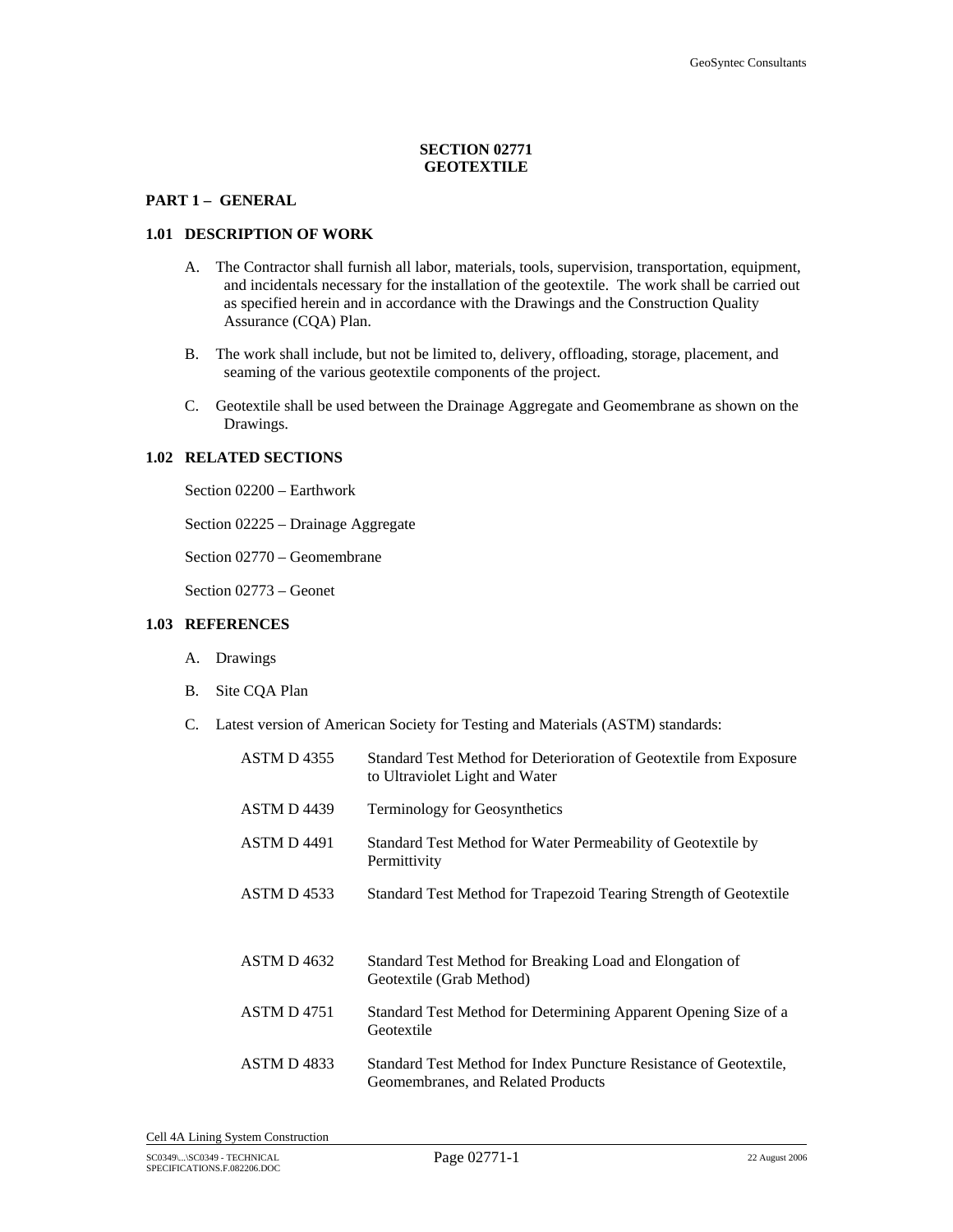# SECTION 02771
# GEOTEXTILE

## PART 1 – GENERAL

### 1.01 DESCRIPTION OF WORK

A. The Contractor shall furnish all labor, materials, tools, supervision, transportation, equipment, and incidentals necessary for the installation of the geotextile. The work shall be carried out as specified herein and in accordance with the Drawings and the Construction Quality Assurance (CQA) Plan.

B. The work shall include, but not be limited to, delivery, offloading, storage, placement, and seaming of the various geotextile components of the project.

C. Geotextile shall be used between the Drainage Aggregate and Geomembrane as shown on the Drawings.

### 1.02 RELATED SECTIONS

Section 02200 – Earthwork

Section 02225 – Drainage Aggregate

Section 02770 – Geomembrane

Section 02773 – Geonet

### 1.03 REFERENCES

A. Drawings

B. Site CQA Plan

C. Latest version of American Society for Testing and Materials (ASTM) standards:

| | |
|---|---|
| ASTM D 4355 | Standard Test Method for Deterioration of Geotextile from Exposure to Ultraviolet Light and Water |
| ASTM D 4439 | Terminology for Geosynthetics |
| ASTM D 4491 | Standard Test Method for Water Permeability of Geotextile by Permittivity |
| ASTM D 4533 | Standard Test Method for Trapezoid Tearing Strength of Geotextile |
| ASTM D 4632 | Standard Test Method for Breaking Load and Elongation of Geotextile (Grab Method) |
| ASTM D 4751 | Standard Test Method for Determining Apparent Opening Size of a Geotextile |
| ASTM D 4833 | Standard Test Method for Index Puncture Resistance of Geotextile, Geomembranes, and Related Products |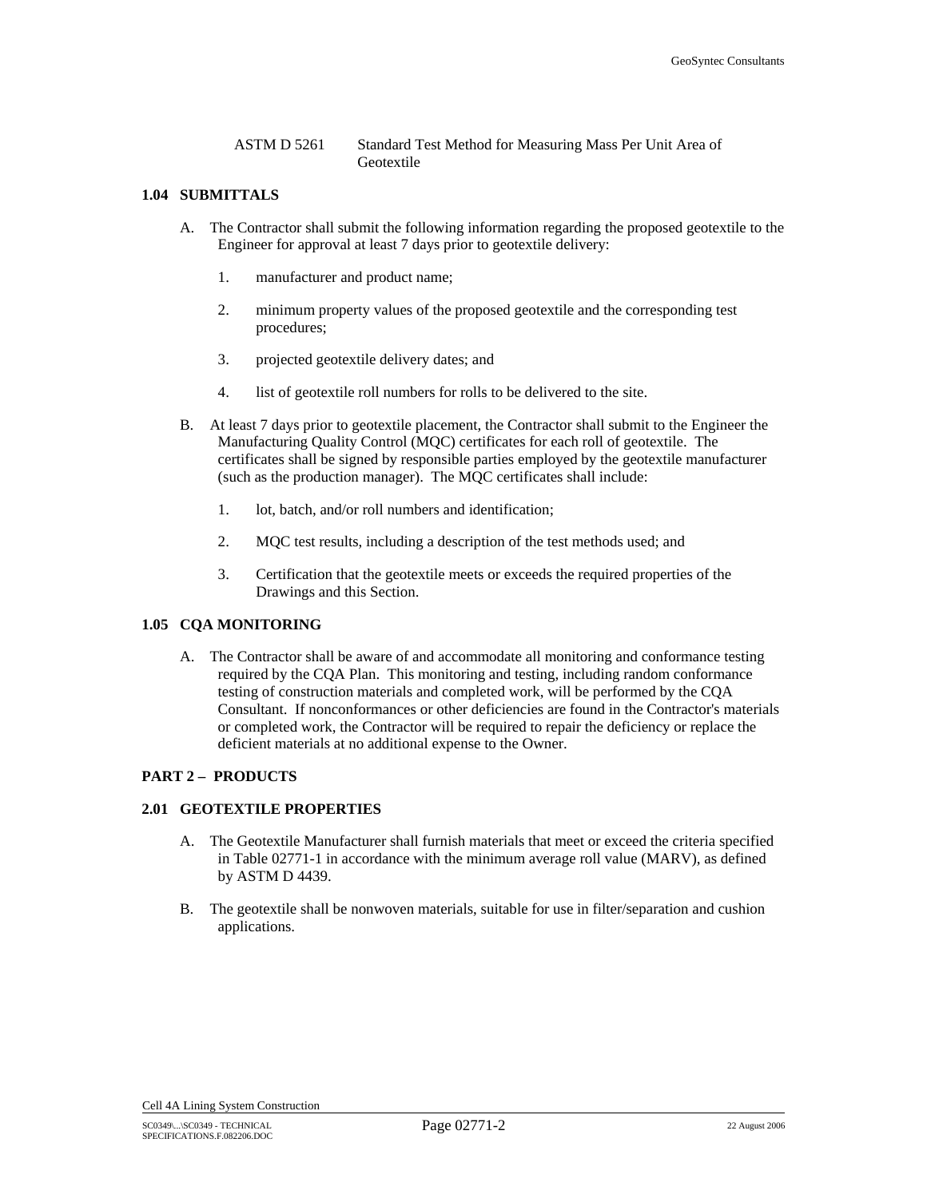ASTM D 5261 Standard Test Method for Measuring Mass Per Unit Area of Geotextile

### 1.04 SUBMITTALS

A. The Contractor shall submit the following information regarding the proposed geotextile to the Engineer for approval at least 7 days prior to geotextile delivery:

1. manufacturer and product name;

2. minimum property values of the proposed geotextile and the corresponding test procedures;

3. projected geotextile delivery dates; and

4. list of geotextile roll numbers for rolls to be delivered to the site.

B. At least 7 days prior to geotextile placement, the Contractor shall submit to the Engineer the Manufacturing Quality Control (MQC) certificates for each roll of geotextile. The certificates shall be signed by responsible parties employed by the geotextile manufacturer (such as the production manager). The MQC certificates shall include:

1. lot, batch, and/or roll numbers and identification;

2. MQC test results, including a description of the test methods used; and

3. Certification that the geotextile meets or exceeds the required properties of the Drawings and this Section.

### 1.05 CQA MONITORING

A. The Contractor shall be aware of and accommodate all monitoring and conformance testing required by the CQA Plan. This monitoring and testing, including random conformance testing of construction materials and completed work, will be performed by the CQA Consultant. If nonconformances or other deficiencies are found in the Contractor's materials or completed work, the Contractor will be required to repair the deficiency or replace the deficient materials at no additional expense to the Owner.

## PART 2 – PRODUCTS

### 2.01 GEOTEXTILE PROPERTIES

A. The Geotextile Manufacturer shall furnish materials that meet or exceed the criteria specified in Table 02771-1 in accordance with the minimum average roll value (MARV), as defined by ASTM D 4439.

B. The geotextile shall be nonwoven materials, suitable for use in filter/separation and cushion applications.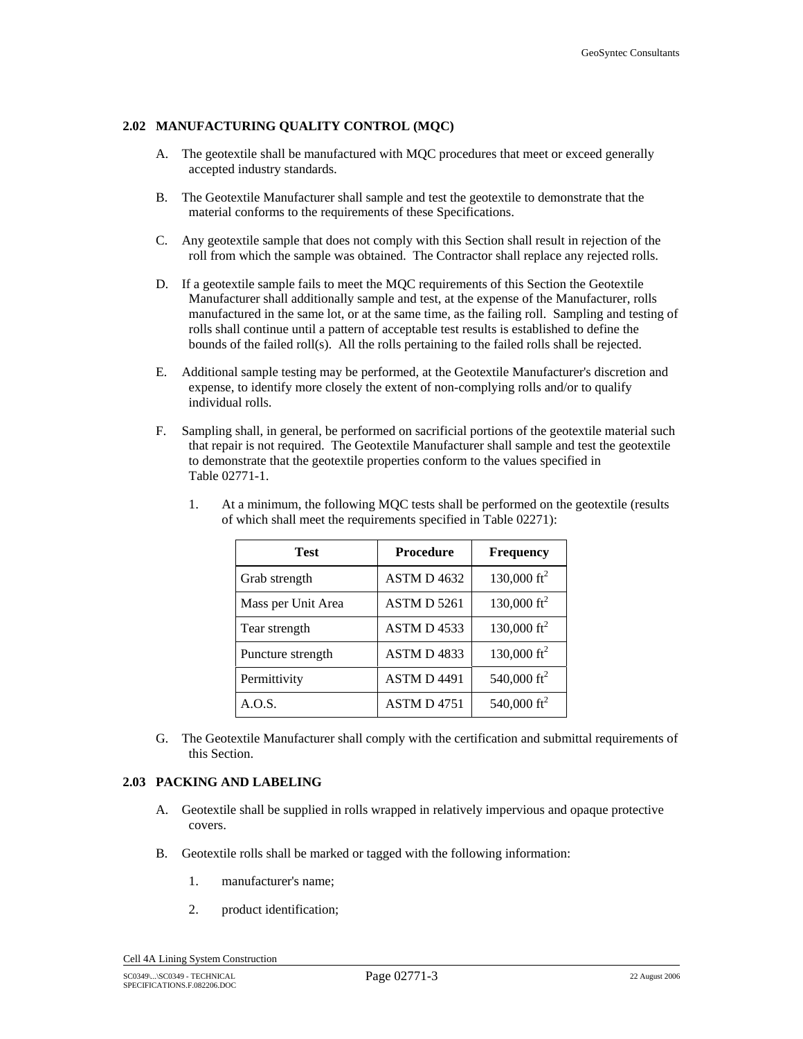## 2.02 MANUFACTURING QUALITY CONTROL (MQC)

A. The geotextile shall be manufactured with MQC procedures that meet or exceed generally accepted industry standards.

B. The Geotextile Manufacturer shall sample and test the geotextile to demonstrate that the material conforms to the requirements of these Specifications.

C. Any geotextile sample that does not comply with this Section shall result in rejection of the roll from which the sample was obtained. The Contractor shall replace any rejected rolls.

D. If a geotextile sample fails to meet the MQC requirements of this Section the Geotextile Manufacturer shall additionally sample and test, at the expense of the Manufacturer, rolls manufactured in the same lot, or at the same time, as the failing roll. Sampling and testing of rolls shall continue until a pattern of acceptable test results is established to define the bounds of the failed roll(s). All the rolls pertaining to the failed rolls shall be rejected.

E. Additional sample testing may be performed, at the Geotextile Manufacturer's discretion and expense, to identify more closely the extent of non-complying rolls and/or to qualify individual rolls.

F. Sampling shall, in general, be performed on sacrificial portions of the geotextile material such that repair is not required. The Geotextile Manufacturer shall sample and test the geotextile to demonstrate that the geotextile properties conform to the values specified in Table 02771-1.

   1. At a minimum, the following MQC tests shall be performed on the geotextile (results of which shall meet the requirements specified in Table 02271):

| Test | Procedure | Frequency |
|---|---|---|
| Grab strength | ASTM D 4632 | 130,000 ft$^2$ |
| Mass per Unit Area | ASTM D 5261 | 130,000 ft$^2$ |
| Tear strength | ASTM D 4533 | 130,000 ft$^2$ |
| Puncture strength | ASTM D 4833 | 130,000 ft$^2$ |
| Permittivity | ASTM D 4491 | 540,000 ft$^2$ |
| A.O.S. | ASTM D 4751 | 540,000 ft$^2$ |

G. The Geotextile Manufacturer shall comply with the certification and submittal requirements of this Section.

## 2.03 PACKING AND LABELING

A. Geotextile shall be supplied in rolls wrapped in relatively impervious and opaque protective covers.

B. Geotextile rolls shall be marked or tagged with the following information:

   1. manufacturer's name;

   2. product identification;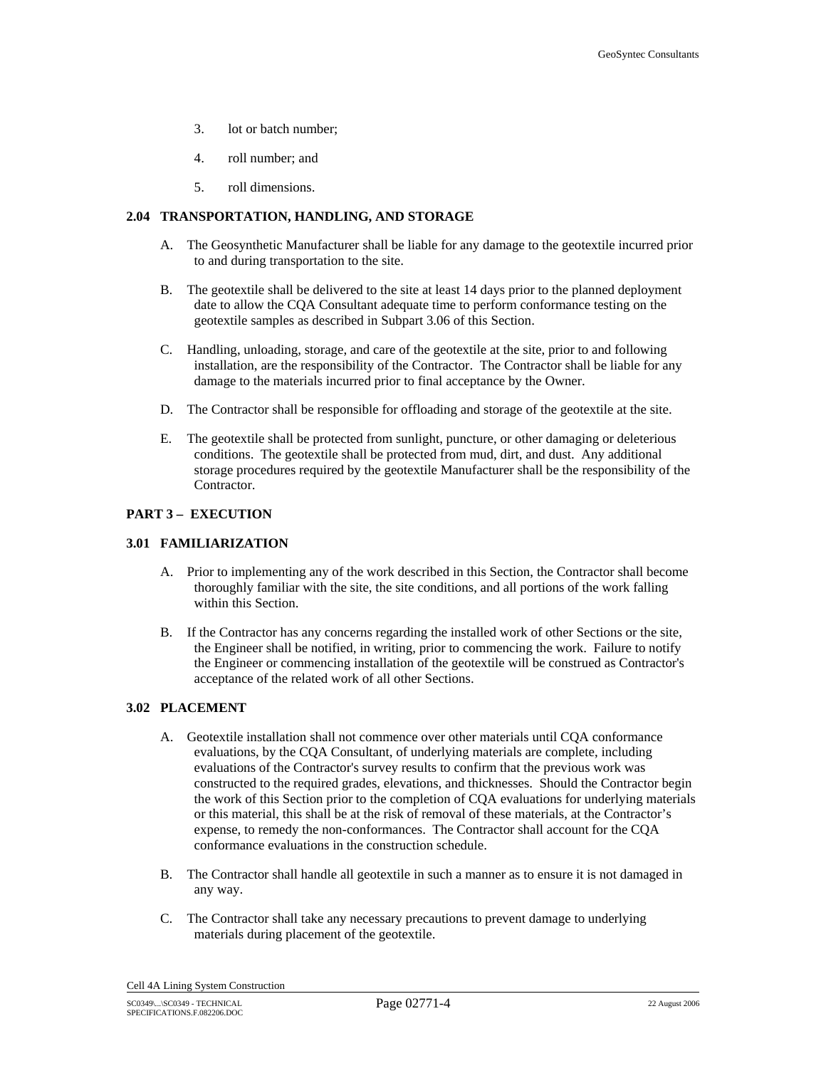3. lot or batch number;

4. roll number; and

5. roll dimensions.

### 2.04 TRANSPORTATION, HANDLING, AND STORAGE

A. The Geosynthetic Manufacturer shall be liable for any damage to the geotextile incurred prior to and during transportation to the site.

B. The geotextile shall be delivered to the site at least 14 days prior to the planned deployment date to allow the CQA Consultant adequate time to perform conformance testing on the geotextile samples as described in Subpart 3.06 of this Section.

C. Handling, unloading, storage, and care of the geotextile at the site, prior to and following installation, are the responsibility of the Contractor. The Contractor shall be liable for any damage to the materials incurred prior to final acceptance by the Owner.

D. The Contractor shall be responsible for offloading and storage of the geotextile at the site.

E. The geotextile shall be protected from sunlight, puncture, or other damaging or deleterious conditions. The geotextile shall be protected from mud, dirt, and dust. Any additional storage procedures required by the geotextile Manufacturer shall be the responsibility of the Contractor.

## PART 3 – EXECUTION

### 3.01 FAMILIARIZATION

A. Prior to implementing any of the work described in this Section, the Contractor shall become thoroughly familiar with the site, the site conditions, and all portions of the work falling within this Section.

B. If the Contractor has any concerns regarding the installed work of other Sections or the site, the Engineer shall be notified, in writing, prior to commencing the work. Failure to notify the Engineer or commencing installation of the geotextile will be construed as Contractor's acceptance of the related work of all other Sections.

### 3.02 PLACEMENT

A. Geotextile installation shall not commence over other materials until CQA conformance evaluations, by the CQA Consultant, of underlying materials are complete, including evaluations of the Contractor's survey results to confirm that the previous work was constructed to the required grades, elevations, and thicknesses. Should the Contractor begin the work of this Section prior to the completion of CQA evaluations for underlying materials or this material, this shall be at the risk of removal of these materials, at the Contractor's expense, to remedy the non-conformances. The Contractor shall account for the CQA conformance evaluations in the construction schedule.

B. The Contractor shall handle all geotextile in such a manner as to ensure it is not damaged in any way.

C. The Contractor shall take any necessary precautions to prevent damage to underlying materials during placement of the geotextile.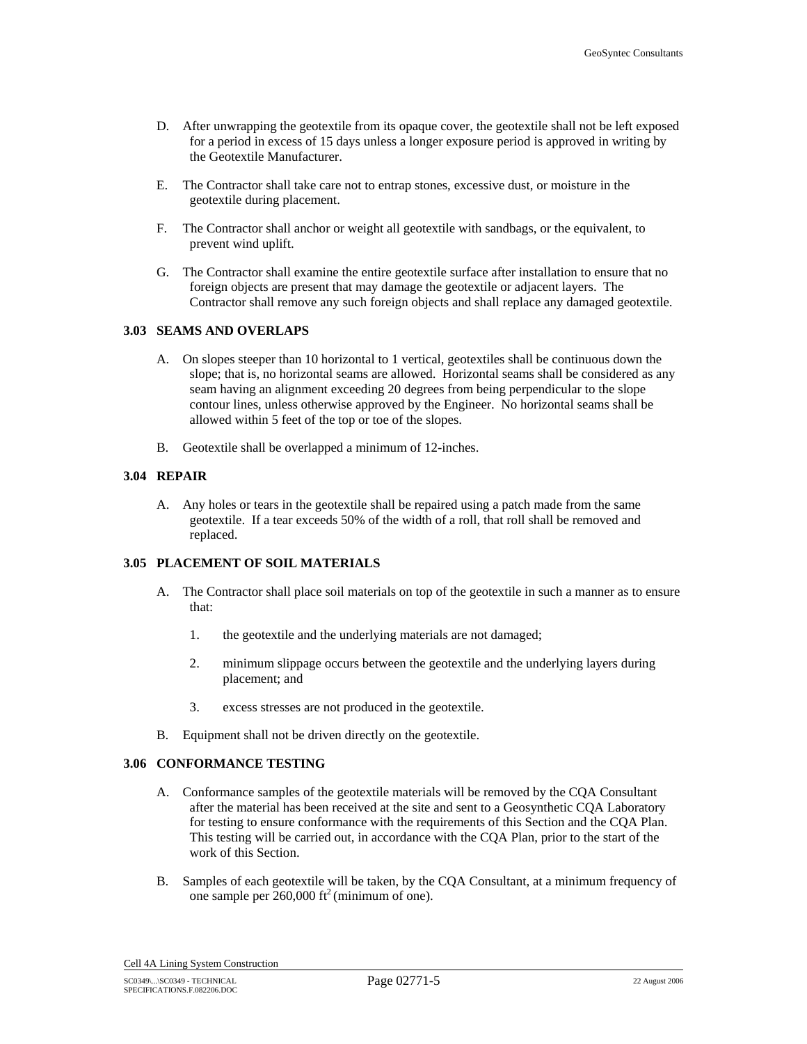D. After unwrapping the geotextile from its opaque cover, the geotextile shall not be left exposed for a period in excess of 15 days unless a longer exposure period is approved in writing by the Geotextile Manufacturer.

E. The Contractor shall take care not to entrap stones, excessive dust, or moisture in the geotextile during placement.

F. The Contractor shall anchor or weight all geotextile with sandbags, or the equivalent, to prevent wind uplift.

G. The Contractor shall examine the entire geotextile surface after installation to ensure that no foreign objects are present that may damage the geotextile or adjacent layers. The Contractor shall remove any such foreign objects and shall replace any damaged geotextile.

### 3.03 SEAMS AND OVERLAPS

A. On slopes steeper than 10 horizontal to 1 vertical, geotextiles shall be continuous down the slope; that is, no horizontal seams are allowed. Horizontal seams shall be considered as any seam having an alignment exceeding 20 degrees from being perpendicular to the slope contour lines, unless otherwise approved by the Engineer. No horizontal seams shall be allowed within 5 feet of the top or toe of the slopes.

B. Geotextile shall be overlapped a minimum of 12-inches.

### 3.04 REPAIR

A. Any holes or tears in the geotextile shall be repaired using a patch made from the same geotextile. If a tear exceeds 50% of the width of a roll, that roll shall be removed and replaced.

### 3.05 PLACEMENT OF SOIL MATERIALS

A. The Contractor shall place soil materials on top of the geotextile in such a manner as to ensure that:

1. the geotextile and the underlying materials are not damaged;

2. minimum slippage occurs between the geotextile and the underlying layers during placement; and

3. excess stresses are not produced in the geotextile.

B. Equipment shall not be driven directly on the geotextile.

### 3.06 CONFORMANCE TESTING

A. Conformance samples of the geotextile materials will be removed by the CQA Consultant after the material has been received at the site and sent to a Geosynthetic CQA Laboratory for testing to ensure conformance with the requirements of this Section and the CQA Plan. This testing will be carried out, in accordance with the CQA Plan, prior to the start of the work of this Section.

B. Samples of each geotextile will be taken, by the CQA Consultant, at a minimum frequency of one sample per 260,000 $ft^2$ (minimum of one).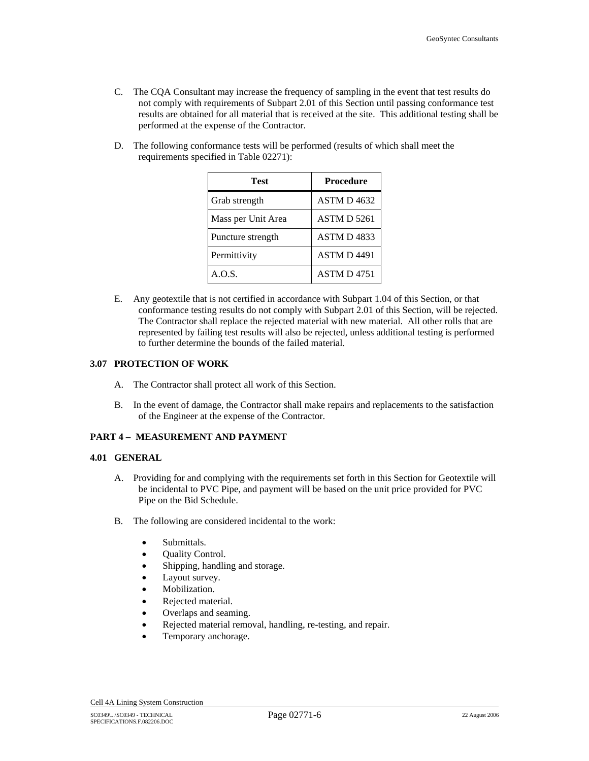C. The CQA Consultant may increase the frequency of sampling in the event that test results do not comply with requirements of Subpart 2.01 of this Section until passing conformance test results are obtained for all material that is received at the site. This additional testing shall be performed at the expense of the Contractor.

D. The following conformance tests will be performed (results of which shall meet the requirements specified in Table 02271):

| Test | Procedure |
|---|---|
| Grab strength | ASTM D 4632 |
| Mass per Unit Area | ASTM D 5261 |
| Puncture strength | ASTM D 4833 |
| Permittivity | ASTM D 4491 |
| A.O.S. | ASTM D 4751 |

E. Any geotextile that is not certified in accordance with Subpart 1.04 of this Section, or that conformance testing results do not comply with Subpart 2.01 of this Section, will be rejected. The Contractor shall replace the rejected material with new material. All other rolls that are represented by failing test results will also be rejected, unless additional testing is performed to further determine the bounds of the failed material.

### 3.07 PROTECTION OF WORK

A. The Contractor shall protect all work of this Section.

B. In the event of damage, the Contractor shall make repairs and replacements to the satisfaction of the Engineer at the expense of the Contractor.

## PART 4 – MEASUREMENT AND PAYMENT

### 4.01 GENERAL

A. Providing for and complying with the requirements set forth in this Section for Geotextile will be incidental to PVC Pipe, and payment will be based on the unit price provided for PVC Pipe on the Bid Schedule.

B. The following are considered incidental to the work:

- Submittals.
- Quality Control.
- Shipping, handling and storage.
- Layout survey.
- Mobilization.
- Rejected material.
- Overlaps and seaming.
- Rejected material removal, handling, re-testing, and repair.
- Temporary anchorage.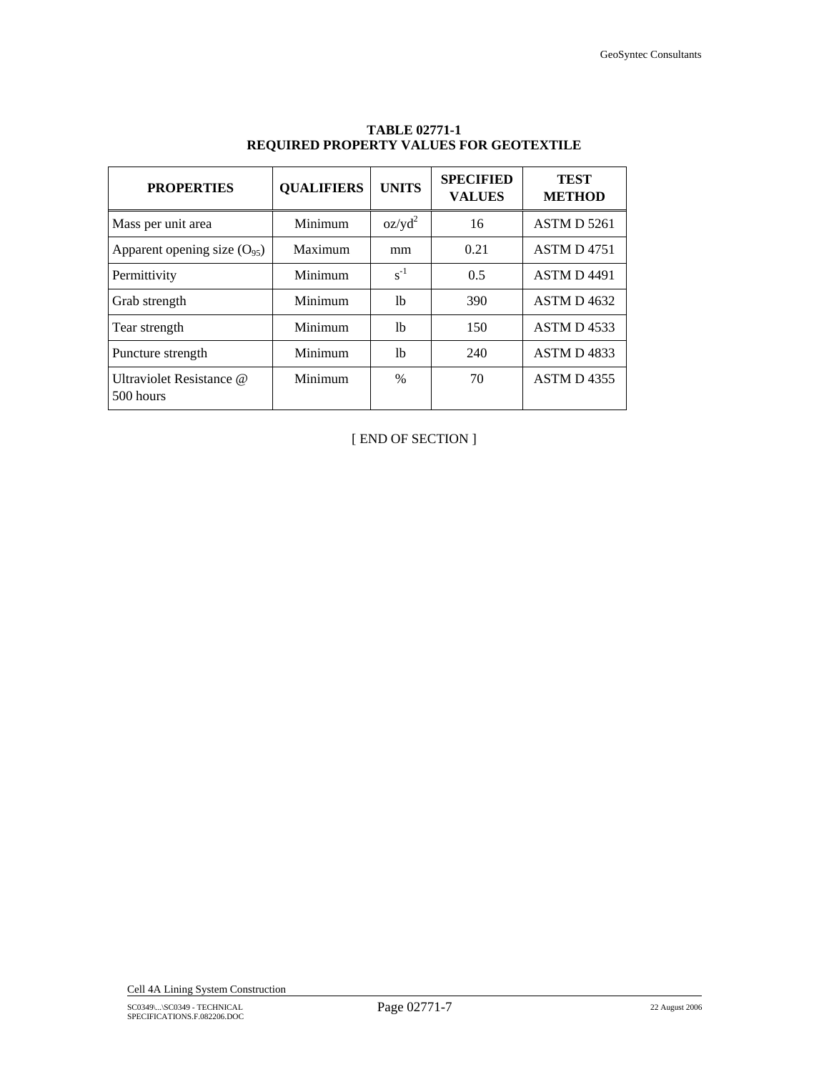**TABLE 02771-1**
**REQUIRED PROPERTY VALUES FOR GEOTEXTILE**

| PROPERTIES | QUALIFIERS | UNITS | SPECIFIED VALUES | TEST METHOD |
|---|---|---|---|---|
| Mass per unit area | Minimum | $oz/yd^2$ | 16 | ASTM D 5261 |
| Apparent opening size ($O_{95}$) | Maximum | mm | 0.21 | ASTM D 4751 |
| Permittivity | Minimum | $s^{-1}$ | 0.5 | ASTM D 4491 |
| Grab strength | Minimum | lb | 390 | ASTM D 4632 |
| Tear strength | Minimum | lb | 150 | ASTM D 4533 |
| Puncture strength | Minimum | lb | 240 | ASTM D 4833 |
| Ultraviolet Resistance @ 500 hours | Minimum | % | 70 | ASTM D 4355 |

[ END OF SECTION ]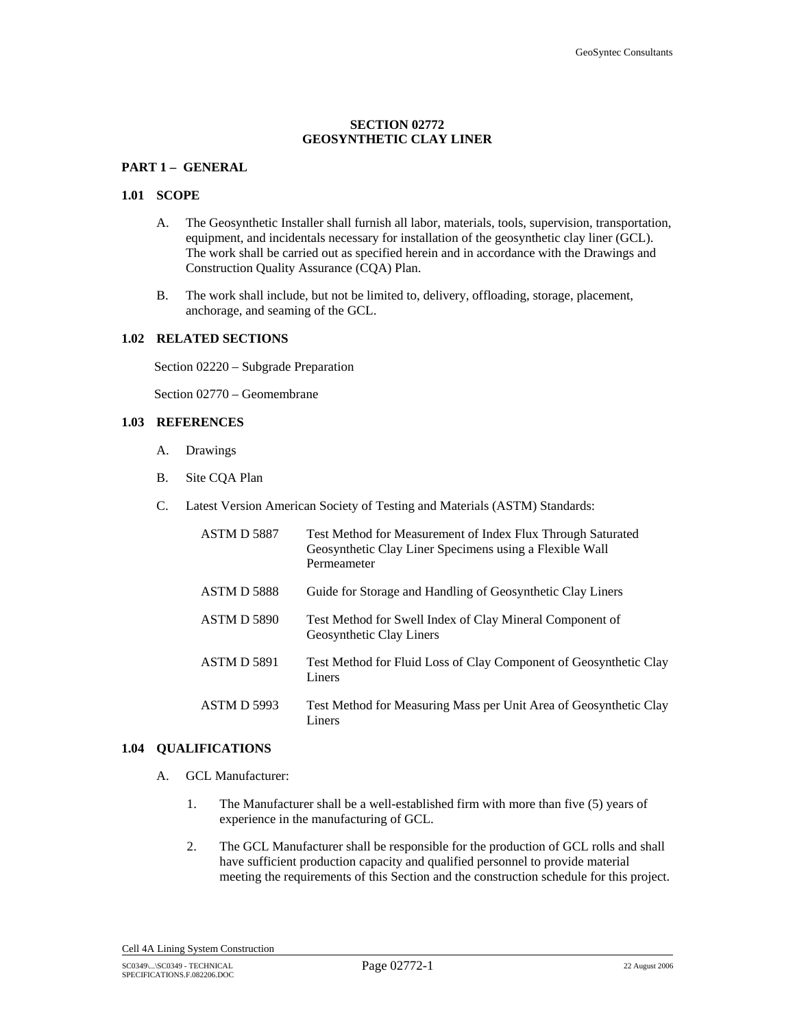## SECTION 02772
## GEOSYNTHETIC CLAY LINER

### PART 1 – GENERAL

### 1.01 SCOPE

A. The Geosynthetic Installer shall furnish all labor, materials, tools, supervision, transportation, equipment, and incidentals necessary for installation of the geosynthetic clay liner (GCL). The work shall be carried out as specified herein and in accordance with the Drawings and Construction Quality Assurance (CQA) Plan.

B. The work shall include, but not be limited to, delivery, offloading, storage, placement, anchorage, and seaming of the GCL.

### 1.02 RELATED SECTIONS

Section 02220 – Subgrade Preparation

Section 02770 – Geomembrane

### 1.03 REFERENCES

A. Drawings

B. Site CQA Plan

C. Latest Version American Society of Testing and Materials (ASTM) Standards:

| | |
|---|---|
| ASTM D 5887 | Test Method for Measurement of Index Flux Through Saturated Geosynthetic Clay Liner Specimens using a Flexible Wall Permeameter |
| ASTM D 5888 | Guide for Storage and Handling of Geosynthetic Clay Liners |
| ASTM D 5890 | Test Method for Swell Index of Clay Mineral Component of Geosynthetic Clay Liners |
| ASTM D 5891 | Test Method for Fluid Loss of Clay Component of Geosynthetic Clay Liners |
| ASTM D 5993 | Test Method for Measuring Mass per Unit Area of Geosynthetic Clay Liners |

### 1.04 QUALIFICATIONS

A. GCL Manufacturer:

1. The Manufacturer shall be a well-established firm with more than five (5) years of experience in the manufacturing of GCL.

2. The GCL Manufacturer shall be responsible for the production of GCL rolls and shall have sufficient production capacity and qualified personnel to provide material meeting the requirements of this Section and the construction schedule for this project.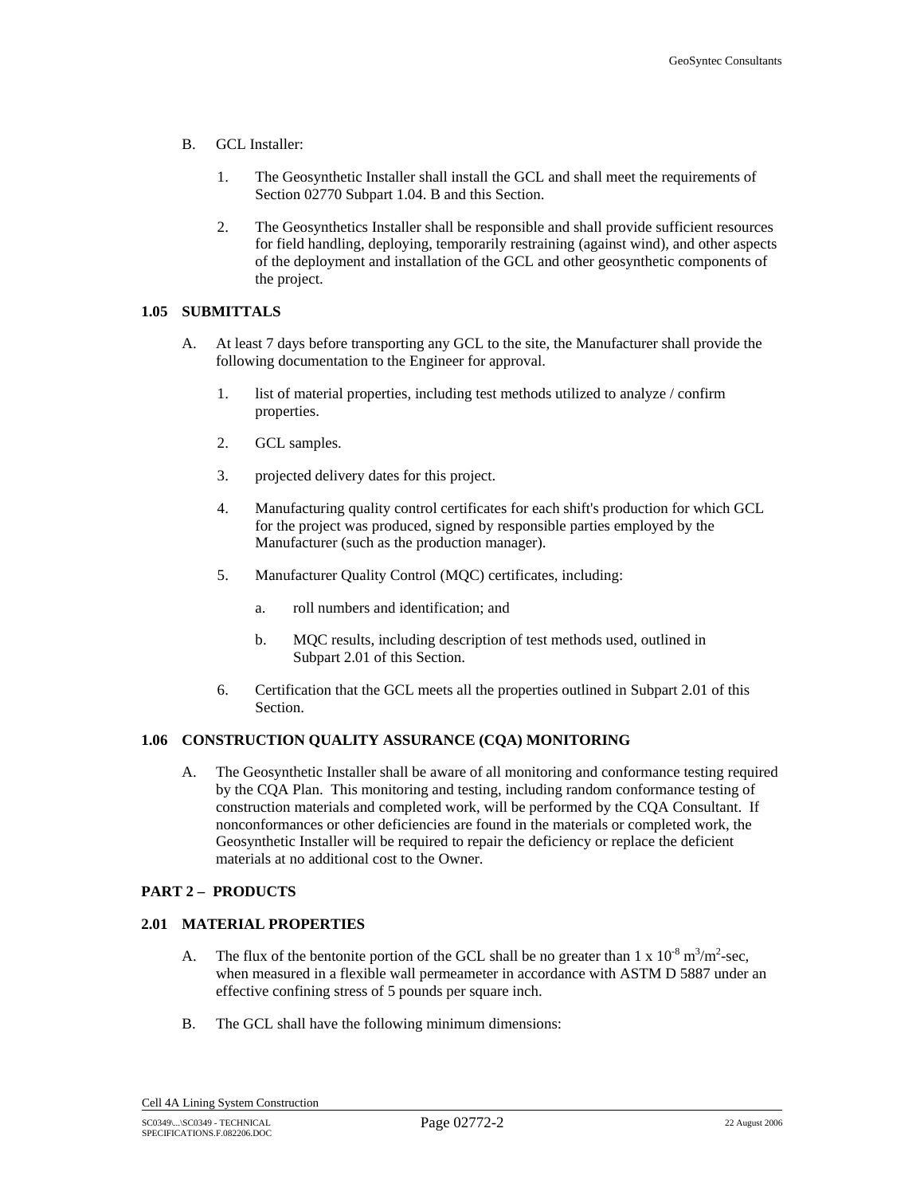B. GCL Installer:

1. The Geosynthetic Installer shall install the GCL and shall meet the requirements of Section 02770 Subpart 1.04. B and this Section.

2. The Geosynthetics Installer shall be responsible and shall provide sufficient resources for field handling, deploying, temporarily restraining (against wind), and other aspects of the deployment and installation of the GCL and other geosynthetic components of the project.

### 1.05 SUBMITTALS

A. At least 7 days before transporting any GCL to the site, the Manufacturer shall provide the following documentation to the Engineer for approval.

1. list of material properties, including test methods utilized to analyze / confirm properties.

2. GCL samples.

3. projected delivery dates for this project.

4. Manufacturing quality control certificates for each shift's production for which GCL for the project was produced, signed by responsible parties employed by the Manufacturer (such as the production manager).

5. Manufacturer Quality Control (MQC) certificates, including:

   a. roll numbers and identification; and

   b. MQC results, including description of test methods used, outlined in Subpart 2.01 of this Section.

6. Certification that the GCL meets all the properties outlined in Subpart 2.01 of this Section.

### 1.06 CONSTRUCTION QUALITY ASSURANCE (CQA) MONITORING

A. The Geosynthetic Installer shall be aware of all monitoring and conformance testing required by the CQA Plan. This monitoring and testing, including random conformance testing of construction materials and completed work, will be performed by the CQA Consultant. If nonconformances or other deficiencies are found in the materials or completed work, the Geosynthetic Installer will be required to repair the deficiency or replace the deficient materials at no additional cost to the Owner.

## PART 2 – PRODUCTS

### 2.01 MATERIAL PROPERTIES

A. The flux of the bentonite portion of the GCL shall be no greater than $1 \times 10^{-8}$ $m^3/m^2$-sec, when measured in a flexible wall permeameter in accordance with ASTM D 5887 under an effective confining stress of 5 pounds per square inch.

B. The GCL shall have the following minimum dimensions: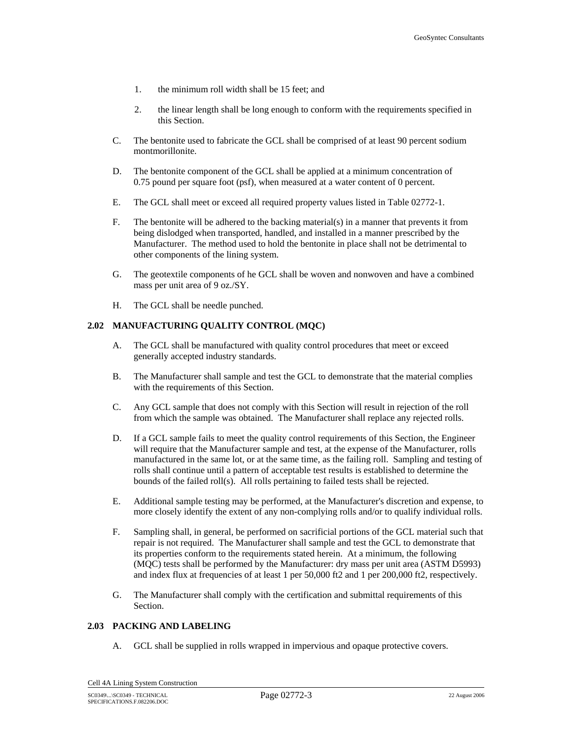1. the minimum roll width shall be 15 feet; and

2. the linear length shall be long enough to conform with the requirements specified in this Section.

C. The bentonite used to fabricate the GCL shall be comprised of at least 90 percent sodium montmorillonite.

D. The bentonite component of the GCL shall be applied at a minimum concentration of 0.75 pound per square foot (psf), when measured at a water content of 0 percent.

E. The GCL shall meet or exceed all required property values listed in Table 02772-1.

F. The bentonite will be adhered to the backing material(s) in a manner that prevents it from being dislodged when transported, handled, and installed in a manner prescribed by the Manufacturer. The method used to hold the bentonite in place shall not be detrimental to other components of the lining system.

G. The geotextile components of he GCL shall be woven and nonwoven and have a combined mass per unit area of 9 oz./SY.

H. The GCL shall be needle punched.

### 2.02 MANUFACTURING QUALITY CONTROL (MQC)

A. The GCL shall be manufactured with quality control procedures that meet or exceed generally accepted industry standards.

B. The Manufacturer shall sample and test the GCL to demonstrate that the material complies with the requirements of this Section.

C. Any GCL sample that does not comply with this Section will result in rejection of the roll from which the sample was obtained. The Manufacturer shall replace any rejected rolls.

D. If a GCL sample fails to meet the quality control requirements of this Section, the Engineer will require that the Manufacturer sample and test, at the expense of the Manufacturer, rolls manufactured in the same lot, or at the same time, as the failing roll. Sampling and testing of rolls shall continue until a pattern of acceptable test results is established to determine the bounds of the failed roll(s). All rolls pertaining to failed tests shall be rejected.

E. Additional sample testing may be performed, at the Manufacturer's discretion and expense, to more closely identify the extent of any non-complying rolls and/or to qualify individual rolls.

F. Sampling shall, in general, be performed on sacrificial portions of the GCL material such that repair is not required. The Manufacturer shall sample and test the GCL to demonstrate that its properties conform to the requirements stated herein. At a minimum, the following (MQC) tests shall be performed by the Manufacturer: dry mass per unit area (ASTM D5993) and index flux at frequencies of at least 1 per 50,000 ft2 and 1 per 200,000 ft2, respectively.

G. The Manufacturer shall comply with the certification and submittal requirements of this Section.

### 2.03 PACKING AND LABELING

A. GCL shall be supplied in rolls wrapped in impervious and opaque protective covers.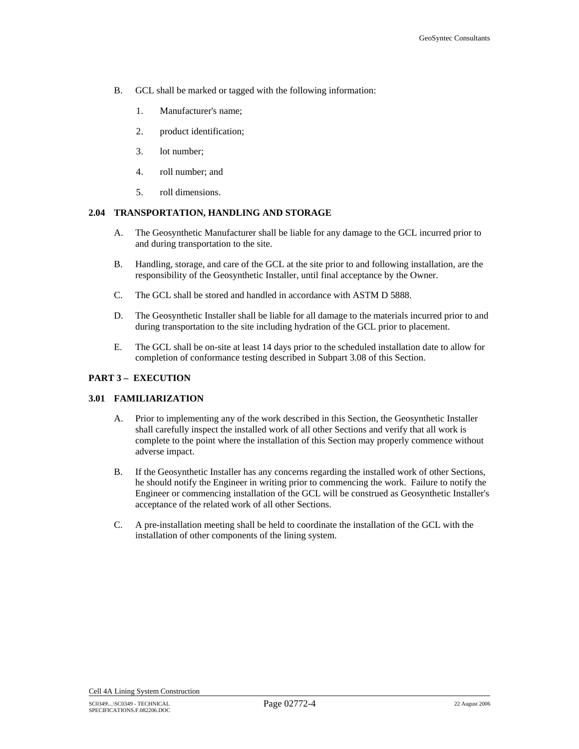B. GCL shall be marked or tagged with the following information:

1. Manufacturer's name;
2. product identification;
3. lot number;
4. roll number; and
5. roll dimensions.

### 2.04 TRANSPORTATION, HANDLING AND STORAGE

A. The Geosynthetic Manufacturer shall be liable for any damage to the GCL incurred prior to and during transportation to the site.

B. Handling, storage, and care of the GCL at the site prior to and following installation, are the responsibility of the Geosynthetic Installer, until final acceptance by the Owner.

C. The GCL shall be stored and handled in accordance with ASTM D 5888.

D. The Geosynthetic Installer shall be liable for all damage to the materials incurred prior to and during transportation to the site including hydration of the GCL prior to placement.

E. The GCL shall be on-site at least 14 days prior to the scheduled installation date to allow for completion of conformance testing described in Subpart 3.08 of this Section.

## PART 3 – EXECUTION

### 3.01 FAMILIARIZATION

A. Prior to implementing any of the work described in this Section, the Geosynthetic Installer shall carefully inspect the installed work of all other Sections and verify that all work is complete to the point where the installation of this Section may properly commence without adverse impact.

B. If the Geosynthetic Installer has any concerns regarding the installed work of other Sections, he should notify the Engineer in writing prior to commencing the work. Failure to notify the Engineer or commencing installation of the GCL will be construed as Geosynthetic Installer's acceptance of the related work of all other Sections.

C. A pre-installation meeting shall be held to coordinate the installation of the GCL with the installation of other components of the lining system.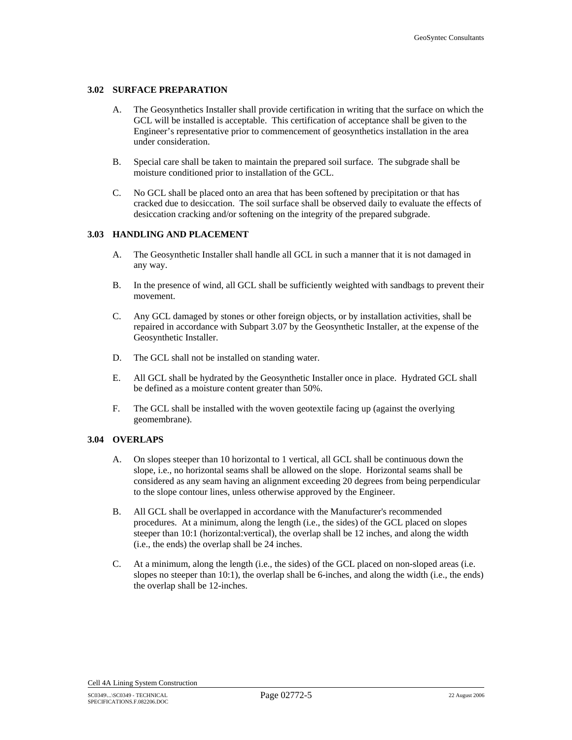### 3.02 SURFACE PREPARATION

A. The Geosynthetics Installer shall provide certification in writing that the surface on which the GCL will be installed is acceptable. This certification of acceptance shall be given to the Engineer's representative prior to commencement of geosynthetics installation in the area under consideration.

B. Special care shall be taken to maintain the prepared soil surface. The subgrade shall be moisture conditioned prior to installation of the GCL.

C. No GCL shall be placed onto an area that has been softened by precipitation or that has cracked due to desiccation. The soil surface shall be observed daily to evaluate the effects of desiccation cracking and/or softening on the integrity of the prepared subgrade.

### 3.03 HANDLING AND PLACEMENT

A. The Geosynthetic Installer shall handle all GCL in such a manner that it is not damaged in any way.

B. In the presence of wind, all GCL shall be sufficiently weighted with sandbags to prevent their movement.

C. Any GCL damaged by stones or other foreign objects, or by installation activities, shall be repaired in accordance with Subpart 3.07 by the Geosynthetic Installer, at the expense of the Geosynthetic Installer.

D. The GCL shall not be installed on standing water.

E. All GCL shall be hydrated by the Geosynthetic Installer once in place. Hydrated GCL shall be defined as a moisture content greater than 50%.

F. The GCL shall be installed with the woven geotextile facing up (against the overlying geomembrane).

### 3.04 OVERLAPS

A. On slopes steeper than 10 horizontal to 1 vertical, all GCL shall be continuous down the slope, i.e., no horizontal seams shall be allowed on the slope. Horizontal seams shall be considered as any seam having an alignment exceeding 20 degrees from being perpendicular to the slope contour lines, unless otherwise approved by the Engineer.

B. All GCL shall be overlapped in accordance with the Manufacturer's recommended procedures. At a minimum, along the length (i.e., the sides) of the GCL placed on slopes steeper than 10:1 (horizontal:vertical), the overlap shall be 12 inches, and along the width (i.e., the ends) the overlap shall be 24 inches.

C. At a minimum, along the length (i.e., the sides) of the GCL placed on non-sloped areas (i.e. slopes no steeper than 10:1), the overlap shall be 6-inches, and along the width (i.e., the ends) the overlap shall be 12-inches.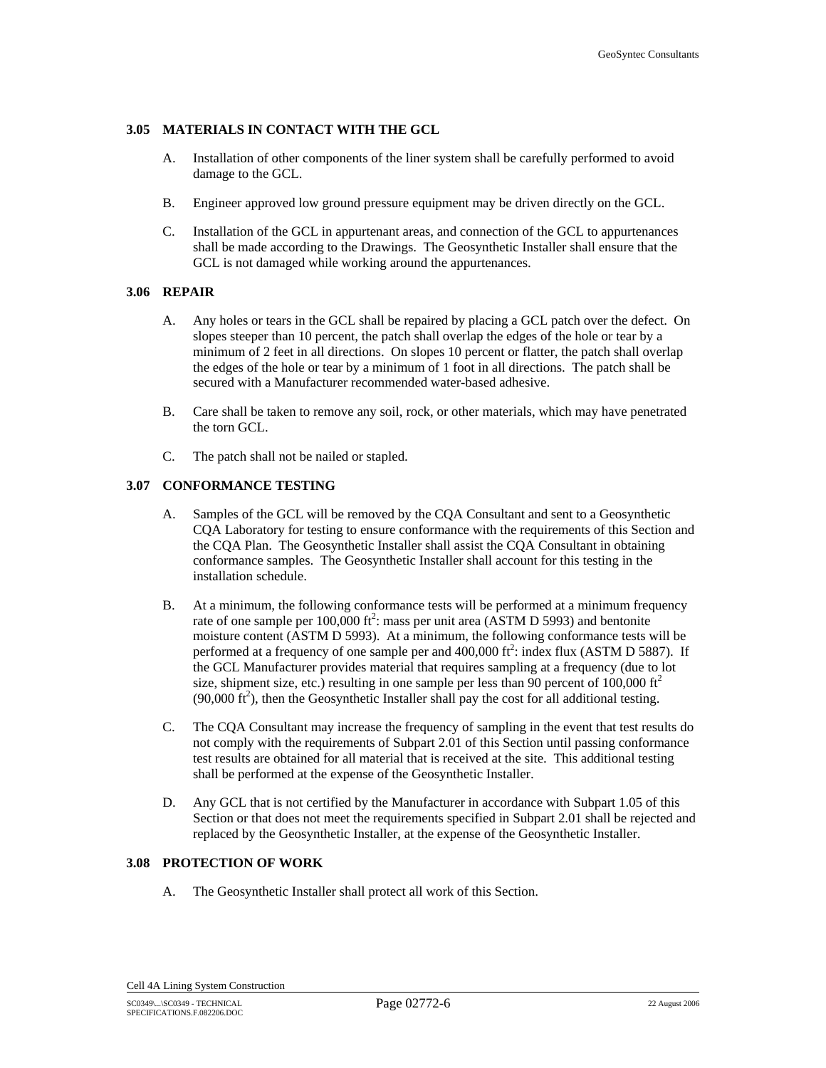### 3.05 MATERIALS IN CONTACT WITH THE GCL

A. Installation of other components of the liner system shall be carefully performed to avoid damage to the GCL.

B. Engineer approved low ground pressure equipment may be driven directly on the GCL.

C. Installation of the GCL in appurtenant areas, and connection of the GCL to appurtenances shall be made according to the Drawings. The Geosynthetic Installer shall ensure that the GCL is not damaged while working around the appurtenances.

### 3.06 REPAIR

A. Any holes or tears in the GCL shall be repaired by placing a GCL patch over the defect. On slopes steeper than 10 percent, the patch shall overlap the edges of the hole or tear by a minimum of 2 feet in all directions. On slopes 10 percent or flatter, the patch shall overlap the edges of the hole or tear by a minimum of 1 foot in all directions. The patch shall be secured with a Manufacturer recommended water-based adhesive.

B. Care shall be taken to remove any soil, rock, or other materials, which may have penetrated the torn GCL.

C. The patch shall not be nailed or stapled.

### 3.07 CONFORMANCE TESTING

A. Samples of the GCL will be removed by the CQA Consultant and sent to a Geosynthetic CQA Laboratory for testing to ensure conformance with the requirements of this Section and the CQA Plan. The Geosynthetic Installer shall assist the CQA Consultant in obtaining conformance samples. The Geosynthetic Installer shall account for this testing in the installation schedule.

B. At a minimum, the following conformance tests will be performed at a minimum frequency rate of one sample per 100,000 $ft^2$: mass per unit area (ASTM D 5993) and bentonite moisture content (ASTM D 5993). At a minimum, the following conformance tests will be performed at a frequency of one sample per and 400,000 $ft^2$: index flux (ASTM D 5887). If the GCL Manufacturer provides material that requires sampling at a frequency (due to lot size, shipment size, etc.) resulting in one sample per less than 90 percent of 100,000 $ft^2$ (90,000 $ft^2$), then the Geosynthetic Installer shall pay the cost for all additional testing.

C. The CQA Consultant may increase the frequency of sampling in the event that test results do not comply with the requirements of Subpart 2.01 of this Section until passing conformance test results are obtained for all material that is received at the site. This additional testing shall be performed at the expense of the Geosynthetic Installer.

D. Any GCL that is not certified by the Manufacturer in accordance with Subpart 1.05 of this Section or that does not meet the requirements specified in Subpart 2.01 shall be rejected and replaced by the Geosynthetic Installer, at the expense of the Geosynthetic Installer.

### 3.08 PROTECTION OF WORK

A. The Geosynthetic Installer shall protect all work of this Section.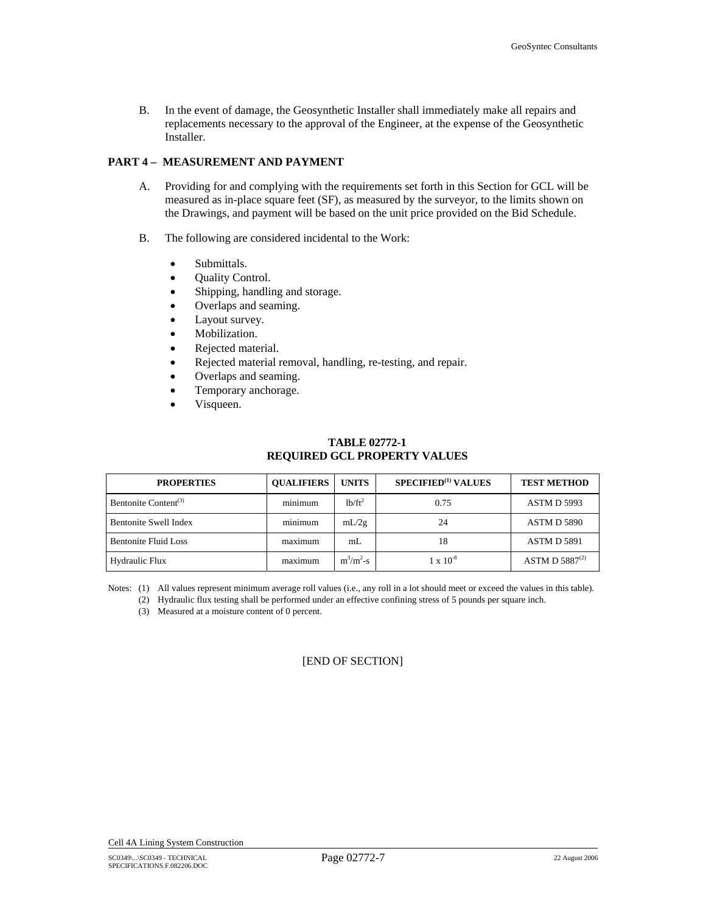B. In the event of damage, the Geosynthetic Installer shall immediately make all repairs and replacements necessary to the approval of the Engineer, at the expense of the Geosynthetic Installer.

## PART 4 – MEASUREMENT AND PAYMENT

A. Providing for and complying with the requirements set forth in this Section for GCL will be measured as in-place square feet (SF), as measured by the surveyor, to the limits shown on the Drawings, and payment will be based on the unit price provided on the Bid Schedule.

B. The following are considered incidental to the Work:

- Submittals.
- Quality Control.
- Shipping, handling and storage.
- Overlaps and seaming.
- Layout survey.
- Mobilization.
- Rejected material.
- Rejected material removal, handling, re-testing, and repair.
- Overlaps and seaming.
- Temporary anchorage.
- Visqueen.

**TABLE 02772-1**
**REQUIRED GCL PROPERTY VALUES**

| PROPERTIES | QUALIFIERS | UNITS | SPECIFIED[1] VALUES | TEST METHOD |
|---|---|---|---|---|
| Bentonite Content[3] | minimum | $lb/ft^2$ | 0.75 | ASTM D 5993 |
| Bentonite Swell Index | minimum | mL/2g | 24 | ASTM D 5890 |
| Bentonite Fluid Loss | maximum | mL | 18 | ASTM D 5891 |
| Hydraulic Flux | maximum | $m^3/m^2$-s | $1 \times 10^{-8}$ | ASTM D 5887[2] |

Notes: (1) All values represent minimum average roll values (i.e., any roll in a lot should meet or exceed the values in this table).
(2) Hydraulic flux testing shall be performed under an effective confining stress of 5 pounds per square inch.
(3) Measured at a moisture content of 0 percent.

[END OF SECTION]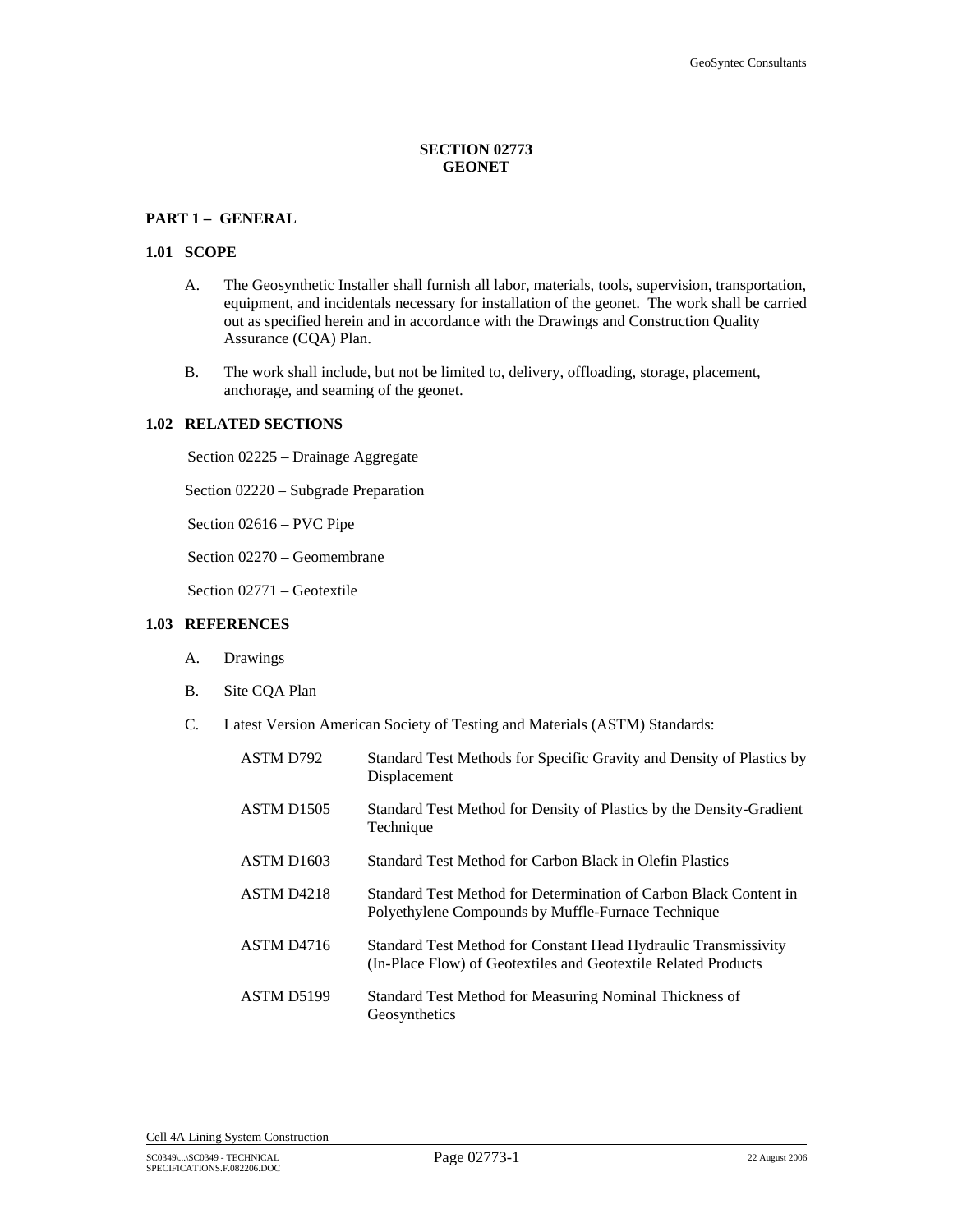# SECTION 02773
# GEONET

## PART 1 – GENERAL

### 1.01 SCOPE

A. The Geosynthetic Installer shall furnish all labor, materials, tools, supervision, transportation, equipment, and incidentals necessary for installation of the geonet. The work shall be carried out as specified herein and in accordance with the Drawings and Construction Quality Assurance (CQA) Plan.

B. The work shall include, but not be limited to, delivery, offloading, storage, placement, anchorage, and seaming of the geonet.

### 1.02 RELATED SECTIONS

Section 02225 – Drainage Aggregate

Section 02220 – Subgrade Preparation

Section 02616 – PVC Pipe

Section 02270 – Geomembrane

Section 02771 – Geotextile

### 1.03 REFERENCES

A. Drawings

B. Site CQA Plan

C. Latest Version American Society of Testing and Materials (ASTM) Standards:

| | |
|---|---|
| ASTM D792 | Standard Test Methods for Specific Gravity and Density of Plastics by Displacement |
| ASTM D1505 | Standard Test Method for Density of Plastics by the Density-Gradient Technique |
| ASTM D1603 | Standard Test Method for Carbon Black in Olefin Plastics |
| ASTM D4218 | Standard Test Method for Determination of Carbon Black Content in Polyethylene Compounds by Muffle-Furnace Technique |
| ASTM D4716 | Standard Test Method for Constant Head Hydraulic Transmissivity (In-Place Flow) of Geotextiles and Geotextile Related Products |
| ASTM D5199 | Standard Test Method for Measuring Nominal Thickness of Geosynthetics |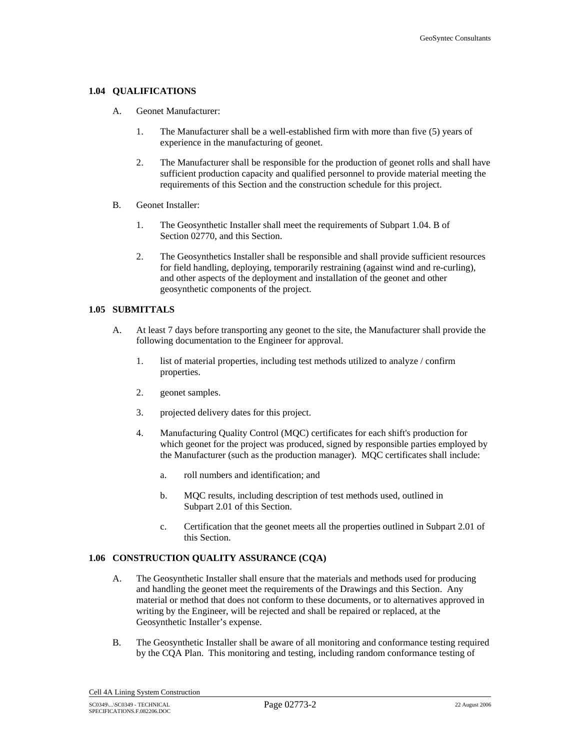### 1.04 QUALIFICATIONS

A. Geonet Manufacturer:

1. The Manufacturer shall be a well-established firm with more than five (5) years of experience in the manufacturing of geonet.

2. The Manufacturer shall be responsible for the production of geonet rolls and shall have sufficient production capacity and qualified personnel to provide material meeting the requirements of this Section and the construction schedule for this project.

B. Geonet Installer:

1. The Geosynthetic Installer shall meet the requirements of Subpart 1.04. B of Section 02770, and this Section.

2. The Geosynthetics Installer shall be responsible and shall provide sufficient resources for field handling, deploying, temporarily restraining (against wind and re-curling), and other aspects of the deployment and installation of the geonet and other geosynthetic components of the project.

### 1.05 SUBMITTALS

A. At least 7 days before transporting any geonet to the site, the Manufacturer shall provide the following documentation to the Engineer for approval.

1. list of material properties, including test methods utilized to analyze / confirm properties.

2. geonet samples.

3. projected delivery dates for this project.

4. Manufacturing Quality Control (MQC) certificates for each shift's production for which geonet for the project was produced, signed by responsible parties employed by the Manufacturer (such as the production manager). MQC certificates shall include:

   a. roll numbers and identification; and

   b. MQC results, including description of test methods used, outlined in Subpart 2.01 of this Section.

   c. Certification that the geonet meets all the properties outlined in Subpart 2.01 of this Section.

### 1.06 CONSTRUCTION QUALITY ASSURANCE (CQA)

A. The Geosynthetic Installer shall ensure that the materials and methods used for producing and handling the geonet meet the requirements of the Drawings and this Section. Any material or method that does not conform to these documents, or to alternatives approved in writing by the Engineer, will be rejected and shall be repaired or replaced, at the Geosynthetic Installer's expense.

B. The Geosynthetic Installer shall be aware of all monitoring and conformance testing required by the CQA Plan. This monitoring and testing, including random conformance testing of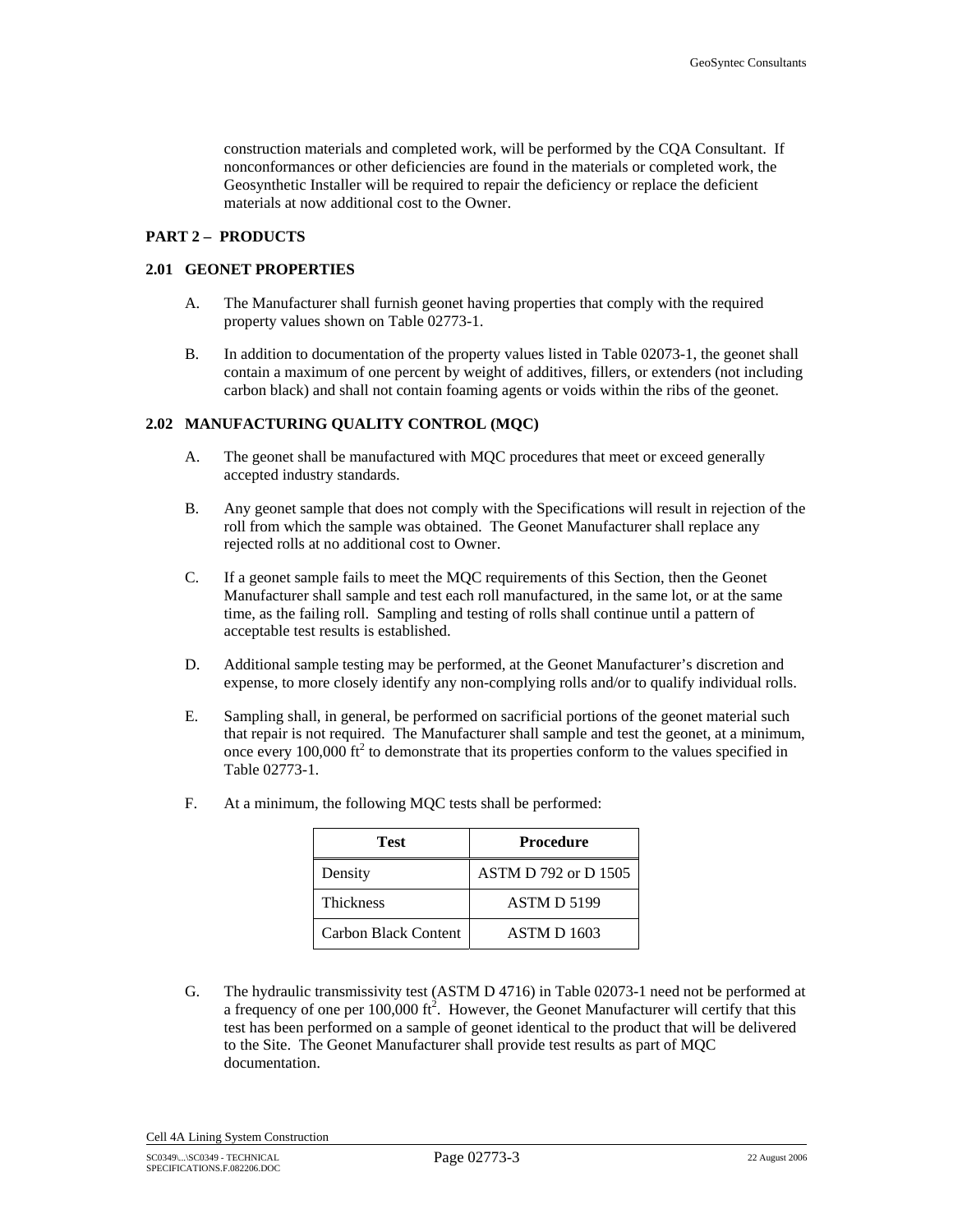construction materials and completed work, will be performed by the CQA Consultant. If nonconformances or other deficiencies are found in the materials or completed work, the Geosynthetic Installer will be required to repair the deficiency or replace the deficient materials at now additional cost to the Owner.

## PART 2 – PRODUCTS

### 2.01 GEONET PROPERTIES

A. The Manufacturer shall furnish geonet having properties that comply with the required property values shown on Table 02773-1.

B. In addition to documentation of the property values listed in Table 02073-1, the geonet shall contain a maximum of one percent by weight of additives, fillers, or extenders (not including carbon black) and shall not contain foaming agents or voids within the ribs of the geonet.

### 2.02 MANUFACTURING QUALITY CONTROL (MQC)

A. The geonet shall be manufactured with MQC procedures that meet or exceed generally accepted industry standards.

B. Any geonet sample that does not comply with the Specifications will result in rejection of the roll from which the sample was obtained. The Geonet Manufacturer shall replace any rejected rolls at no additional cost to Owner.

C. If a geonet sample fails to meet the MQC requirements of this Section, then the Geonet Manufacturer shall sample and test each roll manufactured, in the same lot, or at the same time, as the failing roll. Sampling and testing of rolls shall continue until a pattern of acceptable test results is established.

D. Additional sample testing may be performed, at the Geonet Manufacturer's discretion and expense, to more closely identify any non-complying rolls and/or to qualify individual rolls.

E. Sampling shall, in general, be performed on sacrificial portions of the geonet material such that repair is not required. The Manufacturer shall sample and test the geonet, at a minimum, once every 100,000 $ft^2$ to demonstrate that its properties conform to the values specified in Table 02773-1.

F. At a minimum, the following MQC tests shall be performed:

| Test | Procedure |
|---|---|
| Density | ASTM D 792 or D 1505 |
| Thickness | ASTM D 5199 |
| Carbon Black Content | ASTM D 1603 |

G. The hydraulic transmissivity test (ASTM D 4716) in Table 02073-1 need not be performed at a frequency of one per 100,000 $ft^2$. However, the Geonet Manufacturer will certify that this test has been performed on a sample of geonet identical to the product that will be delivered to the Site. The Geonet Manufacturer shall provide test results as part of MQC documentation.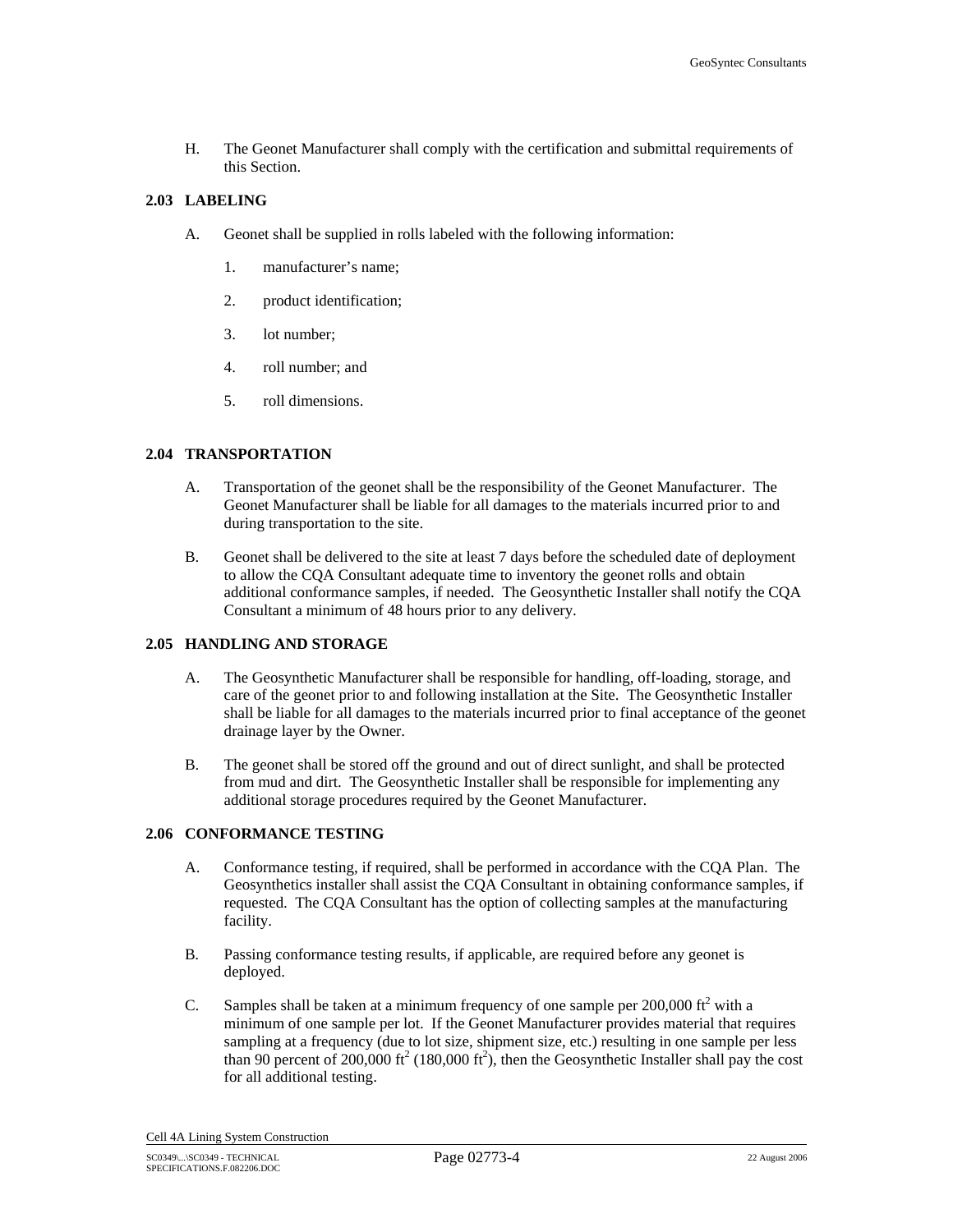H. The Geonet Manufacturer shall comply with the certification and submittal requirements of this Section.

### 2.03 LABELING

A. Geonet shall be supplied in rolls labeled with the following information:

1. manufacturer's name;
2. product identification;
3. lot number;
4. roll number; and
5. roll dimensions.

### 2.04 TRANSPORTATION

A. Transportation of the geonet shall be the responsibility of the Geonet Manufacturer. The Geonet Manufacturer shall be liable for all damages to the materials incurred prior to and during transportation to the site.

B. Geonet shall be delivered to the site at least 7 days before the scheduled date of deployment to allow the CQA Consultant adequate time to inventory the geonet rolls and obtain additional conformance samples, if needed. The Geosynthetic Installer shall notify the CQA Consultant a minimum of 48 hours prior to any delivery.

### 2.05 HANDLING AND STORAGE

A. The Geosynthetic Manufacturer shall be responsible for handling, off-loading, storage, and care of the geonet prior to and following installation at the Site. The Geosynthetic Installer shall be liable for all damages to the materials incurred prior to final acceptance of the geonet drainage layer by the Owner.

B. The geonet shall be stored off the ground and out of direct sunlight, and shall be protected from mud and dirt. The Geosynthetic Installer shall be responsible for implementing any additional storage procedures required by the Geonet Manufacturer.

### 2.06 CONFORMANCE TESTING

A. Conformance testing, if required, shall be performed in accordance with the CQA Plan. The Geosynthetics installer shall assist the CQA Consultant in obtaining conformance samples, if requested. The CQA Consultant has the option of collecting samples at the manufacturing facility.

B. Passing conformance testing results, if applicable, are required before any geonet is deployed.

C. Samples shall be taken at a minimum frequency of one sample per 200,000 $ft^2$ with a minimum of one sample per lot. If the Geonet Manufacturer provides material that requires sampling at a frequency (due to lot size, shipment size, etc.) resulting in one sample per less than 90 percent of 200,000 $ft^2$ (180,000 $ft^2$), then the Geosynthetic Installer shall pay the cost for all additional testing.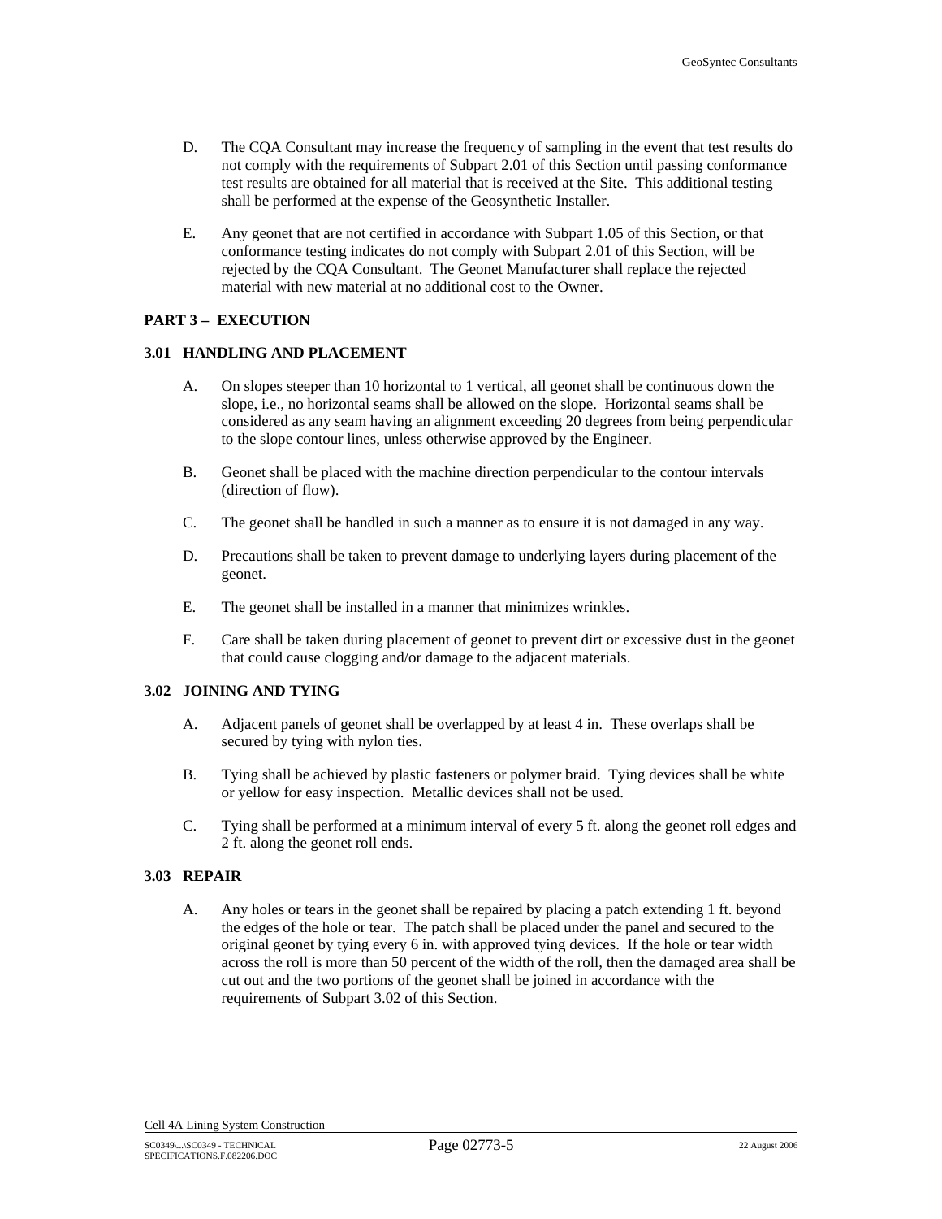D. The CQA Consultant may increase the frequency of sampling in the event that test results do not comply with the requirements of Subpart 2.01 of this Section until passing conformance test results are obtained for all material that is received at the Site. This additional testing shall be performed at the expense of the Geosynthetic Installer.

E. Any geonet that are not certified in accordance with Subpart 1.05 of this Section, or that conformance testing indicates do not comply with Subpart 2.01 of this Section, will be rejected by the CQA Consultant. The Geonet Manufacturer shall replace the rejected material with new material at no additional cost to the Owner.

## PART 3 – EXECUTION

### 3.01 HANDLING AND PLACEMENT

A. On slopes steeper than 10 horizontal to 1 vertical, all geonet shall be continuous down the slope, i.e., no horizontal seams shall be allowed on the slope. Horizontal seams shall be considered as any seam having an alignment exceeding 20 degrees from being perpendicular to the slope contour lines, unless otherwise approved by the Engineer.

B. Geonet shall be placed with the machine direction perpendicular to the contour intervals (direction of flow).

C. The geonet shall be handled in such a manner as to ensure it is not damaged in any way.

D. Precautions shall be taken to prevent damage to underlying layers during placement of the geonet.

E. The geonet shall be installed in a manner that minimizes wrinkles.

F. Care shall be taken during placement of geonet to prevent dirt or excessive dust in the geonet that could cause clogging and/or damage to the adjacent materials.

### 3.02 JOINING AND TYING

A. Adjacent panels of geonet shall be overlapped by at least 4 in. These overlaps shall be secured by tying with nylon ties.

B. Tying shall be achieved by plastic fasteners or polymer braid. Tying devices shall be white or yellow for easy inspection. Metallic devices shall not be used.

C. Tying shall be performed at a minimum interval of every 5 ft. along the geonet roll edges and 2 ft. along the geonet roll ends.

### 3.03 REPAIR

A. Any holes or tears in the geonet shall be repaired by placing a patch extending 1 ft. beyond the edges of the hole or tear. The patch shall be placed under the panel and secured to the original geonet by tying every 6 in. with approved tying devices. If the hole or tear width across the roll is more than 50 percent of the width of the roll, then the damaged area shall be cut out and the two portions of the geonet shall be joined in accordance with the requirements of Subpart 3.02 of this Section.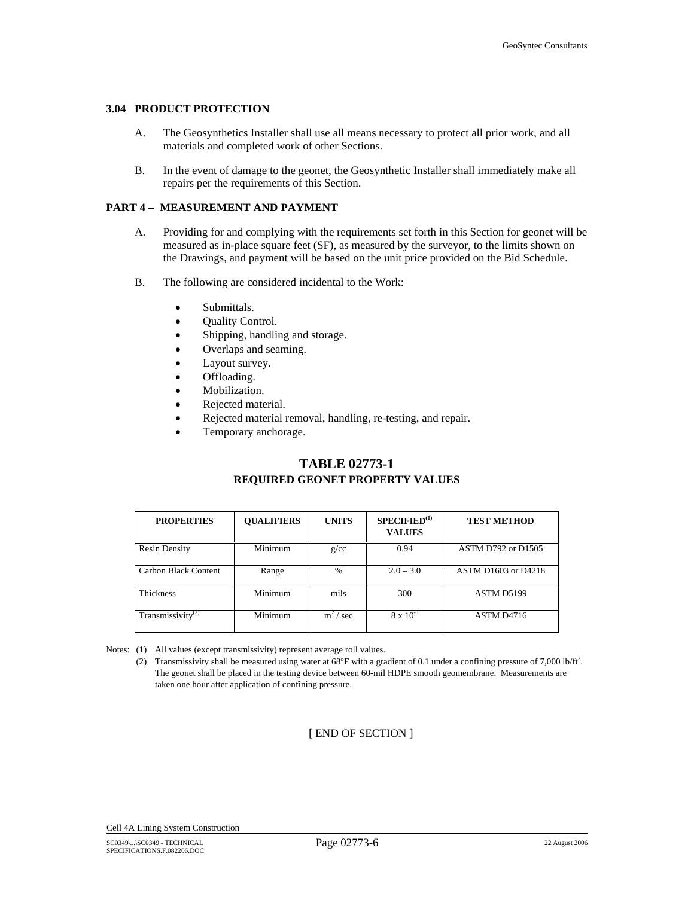### 3.04 PRODUCT PROTECTION

A. The Geosynthetics Installer shall use all means necessary to protect all prior work, and all materials and completed work of other Sections.

B. In the event of damage to the geonet, the Geosynthetic Installer shall immediately make all repairs per the requirements of this Section.

## PART 4 – MEASUREMENT AND PAYMENT

A. Providing for and complying with the requirements set forth in this Section for geonet will be measured as in-place square feet (SF), as measured by the surveyor, to the limits shown on the Drawings, and payment will be based on the unit price provided on the Bid Schedule.

B. The following are considered incidental to the Work:

- Submittals.
- Quality Control.
- Shipping, handling and storage.
- Overlaps and seaming.
- Layout survey.
- Offloading.
- Mobilization.
- Rejected material.
- Rejected material removal, handling, re-testing, and repair.
- Temporary anchorage.

## TABLE 02773-1
### REQUIRED GEONET PROPERTY VALUES

| PROPERTIES | QUALIFIERS | UNITS | SPECIFIED[1] VALUES | TEST METHOD |
|---|---|---|---|---|
| Resin Density | Minimum | g/cc | 0.94 | ASTM D792 or D1505 |
| Carbon Black Content | Range | % | 2.0 – 3.0 | ASTM D1603 or D4218 |
| Thickness | Minimum | mils | 300 | ASTM D5199 |
| Transmissivity[2] | Minimum | $m^2$ / sec | $8 \times 10^{-3}$ | ASTM D4716 |

Notes: (1) All values (except transmissivity) represent average roll values.

(2) Transmissivity shall be measured using water at 68°F with a gradient of 0.1 under a confining pressure of 7,000 $lb/ft^2$. The geonet shall be placed in the testing device between 60-mil HDPE smooth geomembrane. Measurements are taken one hour after application of confining pressure.

[ END OF SECTION ]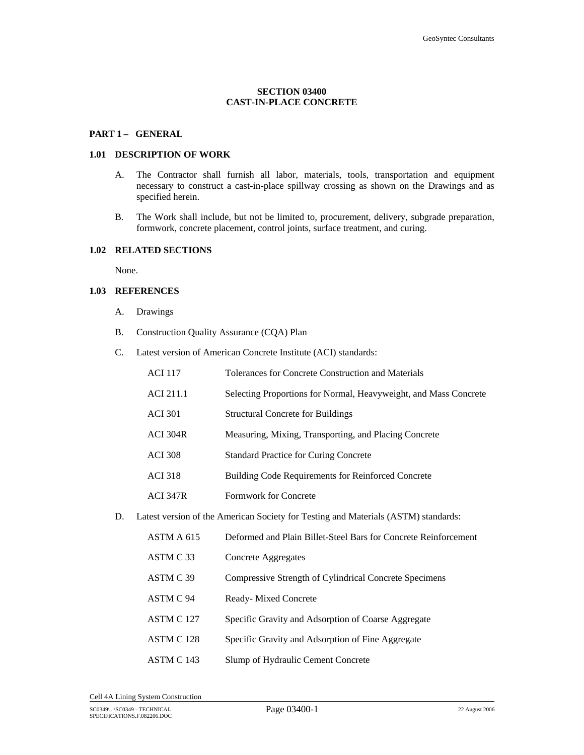## SECTION 03400
## CAST-IN-PLACE CONCRETE

### PART 1 – GENERAL

### 1.01 DESCRIPTION OF WORK

A. The Contractor shall furnish all labor, materials, tools, transportation and equipment necessary to construct a cast-in-place spillway crossing as shown on the Drawings and as specified herein.

B. The Work shall include, but not be limited to, procurement, delivery, subgrade preparation, formwork, concrete placement, control joints, surface treatment, and curing.

### 1.02 RELATED SECTIONS

None.

### 1.03 REFERENCES

A. Drawings

B. Construction Quality Assurance (CQA) Plan

C. Latest version of American Concrete Institute (ACI) standards:

| | |
|---|---|
| ACI 117 | Tolerances for Concrete Construction and Materials |
| ACI 211.1 | Selecting Proportions for Normal, Heavyweight, and Mass Concrete |
| ACI 301 | Structural Concrete for Buildings |
| ACI 304R | Measuring, Mixing, Transporting, and Placing Concrete |
| ACI 308 | Standard Practice for Curing Concrete |
| ACI 318 | Building Code Requirements for Reinforced Concrete |
| ACI 347R | Formwork for Concrete |

D. Latest version of the American Society for Testing and Materials (ASTM) standards:

| | |
|---|---|
| ASTM A 615 | Deformed and Plain Billet-Steel Bars for Concrete Reinforcement |
| ASTM C 33 | Concrete Aggregates |
| ASTM C 39 | Compressive Strength of Cylindrical Concrete Specimens |
| ASTM C 94 | Ready- Mixed Concrete |
| ASTM C 127 | Specific Gravity and Adsorption of Coarse Aggregate |
| ASTM C 128 | Specific Gravity and Adsorption of Fine Aggregate |
| ASTM C 143 | Slump of Hydraulic Cement Concrete |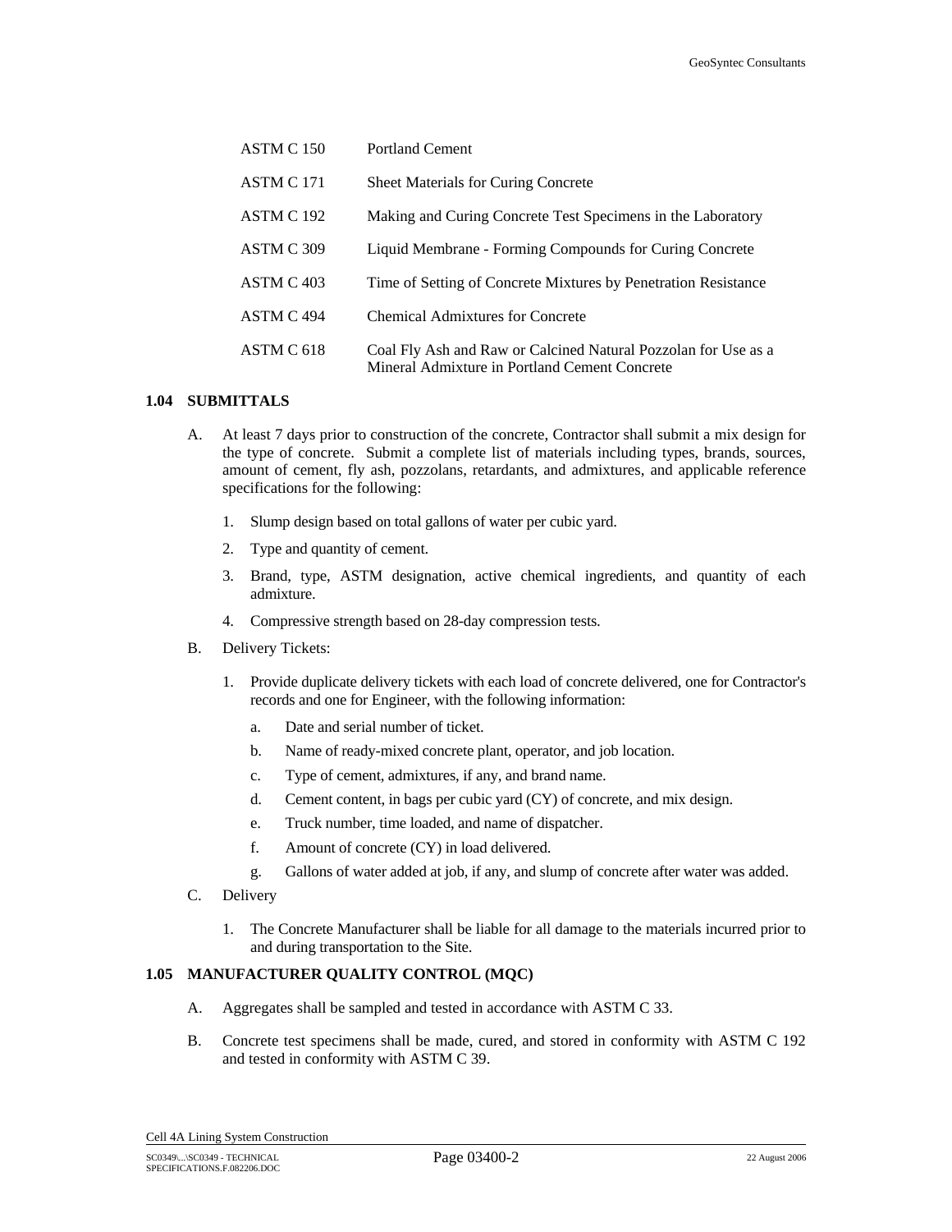| | |
|---|---|
| ASTM C 150 | Portland Cement |
| ASTM C 171 | Sheet Materials for Curing Concrete |
| ASTM C 192 | Making and Curing Concrete Test Specimens in the Laboratory |
| ASTM C 309 | Liquid Membrane - Forming Compounds for Curing Concrete |
| ASTM C 403 | Time of Setting of Concrete Mixtures by Penetration Resistance |
| ASTM C 494 | Chemical Admixtures for Concrete |
| ASTM C 618 | Coal Fly Ash and Raw or Calcined Natural Pozzolan for Use as a Mineral Admixture in Portland Cement Concrete |

### 1.04 SUBMITTALS

A. At least 7 days prior to construction of the concrete, Contractor shall submit a mix design for the type of concrete. Submit a complete list of materials including types, brands, sources, amount of cement, fly ash, pozzolans, retardants, and admixtures, and applicable reference specifications for the following:

   1. Slump design based on total gallons of water per cubic yard.

   2. Type and quantity of cement.

   3. Brand, type, ASTM designation, active chemical ingredients, and quantity of each admixture.

   4. Compressive strength based on 28-day compression tests.

B. Delivery Tickets:

   1. Provide duplicate delivery tickets with each load of concrete delivered, one for Contractor's records and one for Engineer, with the following information:

      a. Date and serial number of ticket.

      b. Name of ready-mixed concrete plant, operator, and job location.

      c. Type of cement, admixtures, if any, and brand name.

      d. Cement content, in bags per cubic yard (CY) of concrete, and mix design.

      e. Truck number, time loaded, and name of dispatcher.

      f. Amount of concrete (CY) in load delivered.

      g. Gallons of water added at job, if any, and slump of concrete after water was added.

C. Delivery

   1. The Concrete Manufacturer shall be liable for all damage to the materials incurred prior to and during transportation to the Site.

### 1.05 MANUFACTURER QUALITY CONTROL (MQC)

A. Aggregates shall be sampled and tested in accordance with ASTM C 33.

B. Concrete test specimens shall be made, cured, and stored in conformity with ASTM C 192 and tested in conformity with ASTM C 39.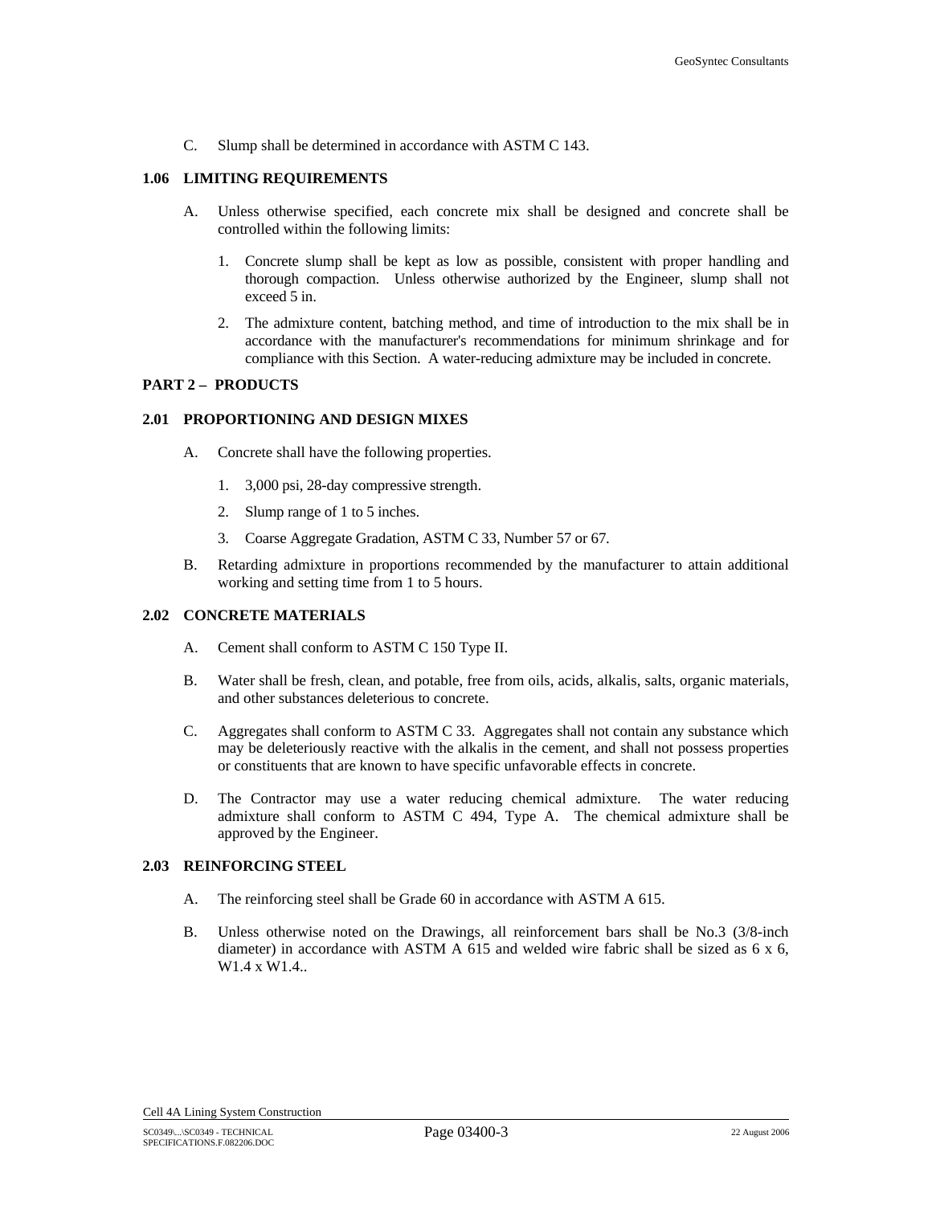C. Slump shall be determined in accordance with ASTM C 143.

### 1.06 LIMITING REQUIREMENTS

A. Unless otherwise specified, each concrete mix shall be designed and concrete shall be controlled within the following limits:

1. Concrete slump shall be kept as low as possible, consistent with proper handling and thorough compaction. Unless otherwise authorized by the Engineer, slump shall not exceed 5 in.

2. The admixture content, batching method, and time of introduction to the mix shall be in accordance with the manufacturer's recommendations for minimum shrinkage and for compliance with this Section. A water-reducing admixture may be included in concrete.

## PART 2 – PRODUCTS

### 2.01 PROPORTIONING AND DESIGN MIXES

A. Concrete shall have the following properties.

1. 3,000 psi, 28-day compressive strength.

2. Slump range of 1 to 5 inches.

3. Coarse Aggregate Gradation, ASTM C 33, Number 57 or 67.

B. Retarding admixture in proportions recommended by the manufacturer to attain additional working and setting time from 1 to 5 hours.

### 2.02 CONCRETE MATERIALS

A. Cement shall conform to ASTM C 150 Type II.

B. Water shall be fresh, clean, and potable, free from oils, acids, alkalis, salts, organic materials, and other substances deleterious to concrete.

C. Aggregates shall conform to ASTM C 33. Aggregates shall not contain any substance which may be deleteriously reactive with the alkalis in the cement, and shall not possess properties or constituents that are known to have specific unfavorable effects in concrete.

D. The Contractor may use a water reducing chemical admixture. The water reducing admixture shall conform to ASTM C 494, Type A. The chemical admixture shall be approved by the Engineer.

### 2.03 REINFORCING STEEL

A. The reinforcing steel shall be Grade 60 in accordance with ASTM A 615.

B. Unless otherwise noted on the Drawings, all reinforcement bars shall be No.3 (3/8-inch diameter) in accordance with ASTM A 615 and welded wire fabric shall be sized as 6 x 6, W1.4 x W1.4..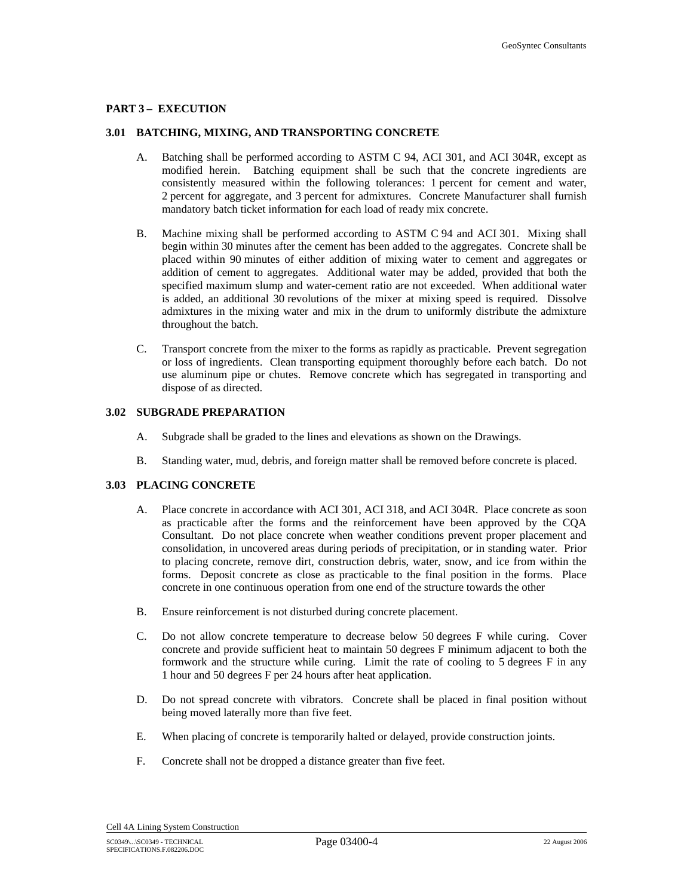## PART 3 – EXECUTION

### 3.01 BATCHING, MIXING, AND TRANSPORTING CONCRETE

A. Batching shall be performed according to ASTM C 94, ACI 301, and ACI 304R, except as modified herein. Batching equipment shall be such that the concrete ingredients are consistently measured within the following tolerances: 1 percent for cement and water, 2 percent for aggregate, and 3 percent for admixtures. Concrete Manufacturer shall furnish mandatory batch ticket information for each load of ready mix concrete.

B. Machine mixing shall be performed according to ASTM C 94 and ACI 301. Mixing shall begin within 30 minutes after the cement has been added to the aggregates. Concrete shall be placed within 90 minutes of either addition of mixing water to cement and aggregates or addition of cement to aggregates. Additional water may be added, provided that both the specified maximum slump and water-cement ratio are not exceeded. When additional water is added, an additional 30 revolutions of the mixer at mixing speed is required. Dissolve admixtures in the mixing water and mix in the drum to uniformly distribute the admixture throughout the batch.

C. Transport concrete from the mixer to the forms as rapidly as practicable. Prevent segregation or loss of ingredients. Clean transporting equipment thoroughly before each batch. Do not use aluminum pipe or chutes. Remove concrete which has segregated in transporting and dispose of as directed.

### 3.02 SUBGRADE PREPARATION

A. Subgrade shall be graded to the lines and elevations as shown on the Drawings.

B. Standing water, mud, debris, and foreign matter shall be removed before concrete is placed.

### 3.03 PLACING CONCRETE

A. Place concrete in accordance with ACI 301, ACI 318, and ACI 304R. Place concrete as soon as practicable after the forms and the reinforcement have been approved by the CQA Consultant. Do not place concrete when weather conditions prevent proper placement and consolidation, in uncovered areas during periods of precipitation, or in standing water. Prior to placing concrete, remove dirt, construction debris, water, snow, and ice from within the forms. Deposit concrete as close as practicable to the final position in the forms. Place concrete in one continuous operation from one end of the structure towards the other

B. Ensure reinforcement is not disturbed during concrete placement.

C. Do not allow concrete temperature to decrease below 50 degrees F while curing. Cover concrete and provide sufficient heat to maintain 50 degrees F minimum adjacent to both the formwork and the structure while curing. Limit the rate of cooling to 5 degrees F in any 1 hour and 50 degrees F per 24 hours after heat application.

D. Do not spread concrete with vibrators. Concrete shall be placed in final position without being moved laterally more than five feet.

E. When placing of concrete is temporarily halted or delayed, provide construction joints.

F. Concrete shall not be dropped a distance greater than five feet.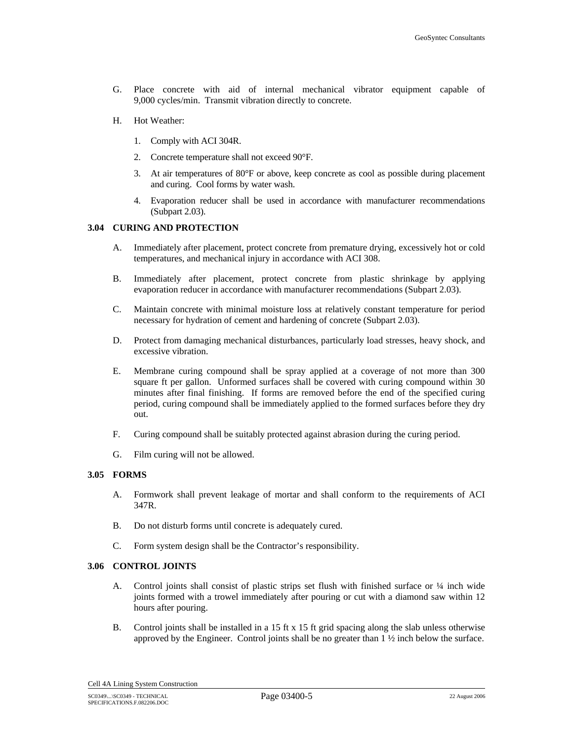G. Place concrete with aid of internal mechanical vibrator equipment capable of 9,000 cycles/min. Transmit vibration directly to concrete.

H. Hot Weather:

1. Comply with ACI 304R.

2. Concrete temperature shall not exceed 90°F.

3. At air temperatures of 80°F or above, keep concrete as cool as possible during placement and curing. Cool forms by water wash.

4. Evaporation reducer shall be used in accordance with manufacturer recommendations (Subpart 2.03).

### 3.04 CURING AND PROTECTION

A. Immediately after placement, protect concrete from premature drying, excessively hot or cold temperatures, and mechanical injury in accordance with ACI 308.

B. Immediately after placement, protect concrete from plastic shrinkage by applying evaporation reducer in accordance with manufacturer recommendations (Subpart 2.03).

C. Maintain concrete with minimal moisture loss at relatively constant temperature for period necessary for hydration of cement and hardening of concrete (Subpart 2.03).

D. Protect from damaging mechanical disturbances, particularly load stresses, heavy shock, and excessive vibration.

E. Membrane curing compound shall be spray applied at a coverage of not more than 300 square ft per gallon. Unformed surfaces shall be covered with curing compound within 30 minutes after final finishing. If forms are removed before the end of the specified curing period, curing compound shall be immediately applied to the formed surfaces before they dry out.

F. Curing compound shall be suitably protected against abrasion during the curing period.

G. Film curing will not be allowed.

### 3.05 FORMS

A. Formwork shall prevent leakage of mortar and shall conform to the requirements of ACI 347R.

B. Do not disturb forms until concrete is adequately cured.

C. Form system design shall be the Contractor's responsibility.

### 3.06 CONTROL JOINTS

A. Control joints shall consist of plastic strips set flush with finished surface or ¼ inch wide joints formed with a trowel immediately after pouring or cut with a diamond saw within 12 hours after pouring.

B. Control joints shall be installed in a 15 ft x 15 ft grid spacing along the slab unless otherwise approved by the Engineer. Control joints shall be no greater than 1 ½ inch below the surface.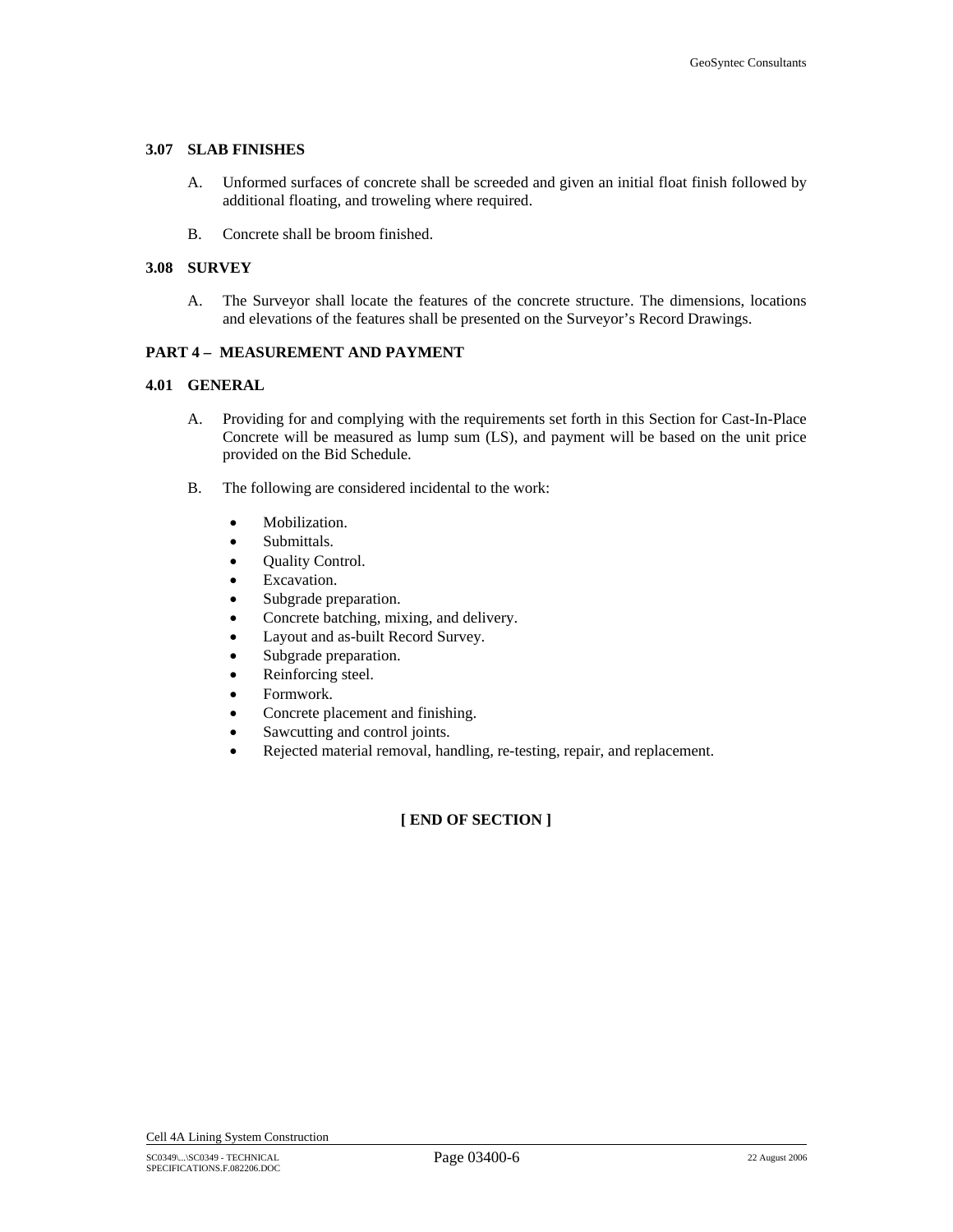### 3.07 SLAB FINISHES

A. Unformed surfaces of concrete shall be screeded and given an initial float finish followed by additional floating, and troweling where required.

B. Concrete shall be broom finished.

### 3.08 SURVEY

A. The Surveyor shall locate the features of the concrete structure. The dimensions, locations and elevations of the features shall be presented on the Surveyor's Record Drawings.

## PART 4 – MEASUREMENT AND PAYMENT

### 4.01 GENERAL

A. Providing for and complying with the requirements set forth in this Section for Cast-In-Place Concrete will be measured as lump sum (LS), and payment will be based on the unit price provided on the Bid Schedule.

B. The following are considered incidental to the work:

- Mobilization.
- Submittals.
- Quality Control.
- Excavation.
- Subgrade preparation.
- Concrete batching, mixing, and delivery.
- Layout and as-built Record Survey.
- Subgrade preparation.
- Reinforcing steel.
- Formwork.
- Concrete placement and finishing.
- Sawcutting and control joints.
- Rejected material removal, handling, re-testing, repair, and replacement.

**[ END OF SECTION ]**